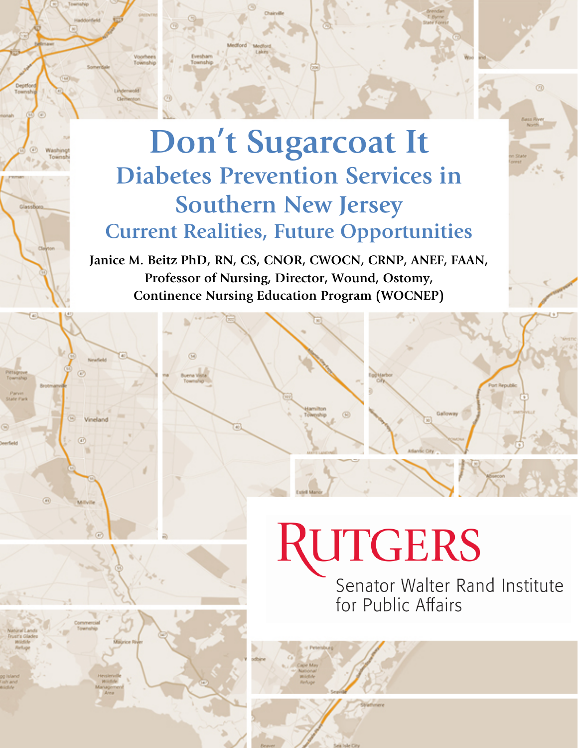# Don't Sugarcoat It

## Diabetes Prevention Services in Southern New Jersey

### Current Realities, Future Opportunities

**Janice M. Beitz PhD, RN, CS, CNOR, CWOCN, CRNP, ANEF, FAAN, Professor of Nursing, Director, Wound, Ostomy, Continence Nursing Education Program (WOCNEP)**

RUTGERS

Senator Walter Rand Institute for Public Affairs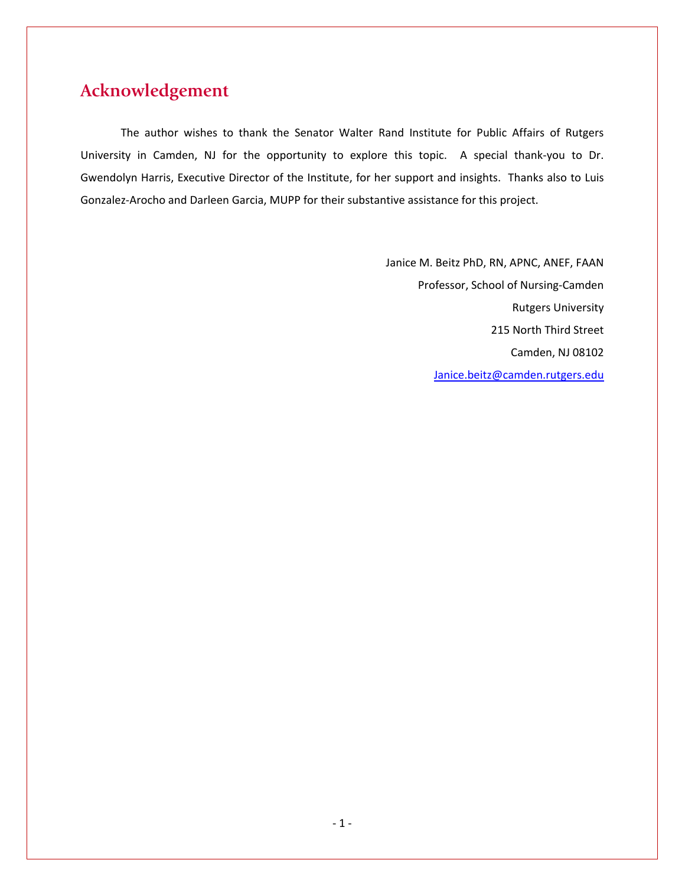## Acknowledgement

The author wishes to thank the Senator Walter Rand Institute for Public Affairs of Rutgers University in Camden, NJ for the opportunity to explore this topic. A special thank-you to Dr. Gwendolyn Harris, Executive Director of the Institute, for her support and insights. Thanks also to Luis Gonzalez-Arocho and Darleen Garcia, MUPP for their substantive assistance for this project.

Janice M. Beitz PhD, RN, APNC, ANEF, FAAN
Professor, School of Nursing-Camden
Rutgers University
215 North Third Street
Camden, NJ 08102
Janice.beitz@camden.rutgers.edu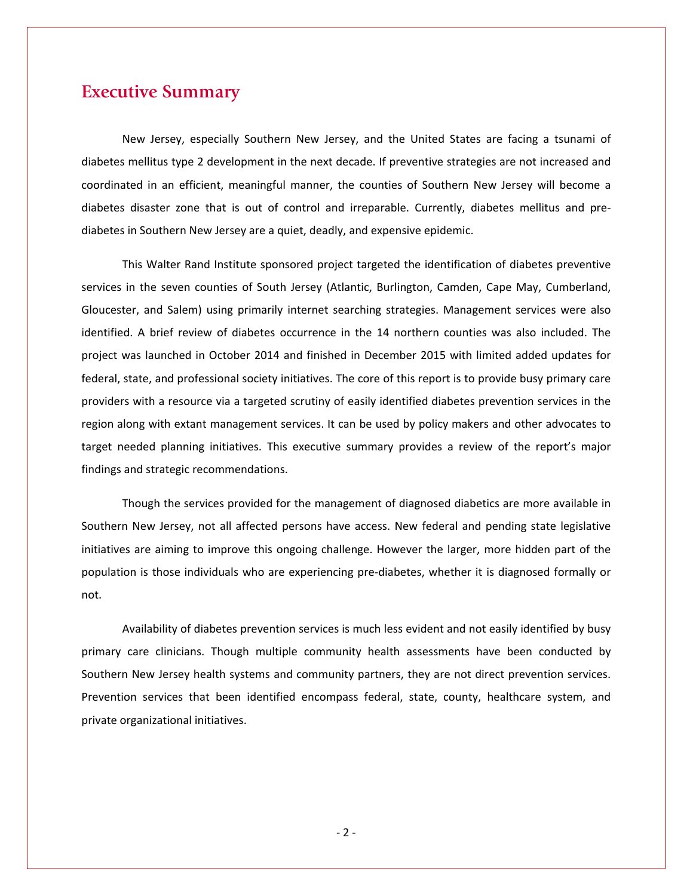# Executive Summary

New Jersey, especially Southern New Jersey, and the United States are facing a tsunami of diabetes mellitus type 2 development in the next decade. If preventive strategies are not increased and coordinated in an efficient, meaningful manner, the counties of Southern New Jersey will become a diabetes disaster zone that is out of control and irreparable. Currently, diabetes mellitus and pre-diabetes in Southern New Jersey are a quiet, deadly, and expensive epidemic.

This Walter Rand Institute sponsored project targeted the identification of diabetes preventive services in the seven counties of South Jersey (Atlantic, Burlington, Camden, Cape May, Cumberland, Gloucester, and Salem) using primarily internet searching strategies. Management services were also identified. A brief review of diabetes occurrence in the 14 northern counties was also included. The project was launched in October 2014 and finished in December 2015 with limited added updates for federal, state, and professional society initiatives. The core of this report is to provide busy primary care providers with a resource via a targeted scrutiny of easily identified diabetes prevention services in the region along with extant management services. It can be used by policy makers and other advocates to target needed planning initiatives. This executive summary provides a review of the report's major findings and strategic recommendations.

Though the services provided for the management of diagnosed diabetics are more available in Southern New Jersey, not all affected persons have access. New federal and pending state legislative initiatives are aiming to improve this ongoing challenge. However the larger, more hidden part of the population is those individuals who are experiencing pre-diabetes, whether it is diagnosed formally or not.

Availability of diabetes prevention services is much less evident and not easily identified by busy primary care clinicians. Though multiple community health assessments have been conducted by Southern New Jersey health systems and community partners, they are not direct prevention services. Prevention services that been identified encompass federal, state, county, healthcare system, and private organizational initiatives.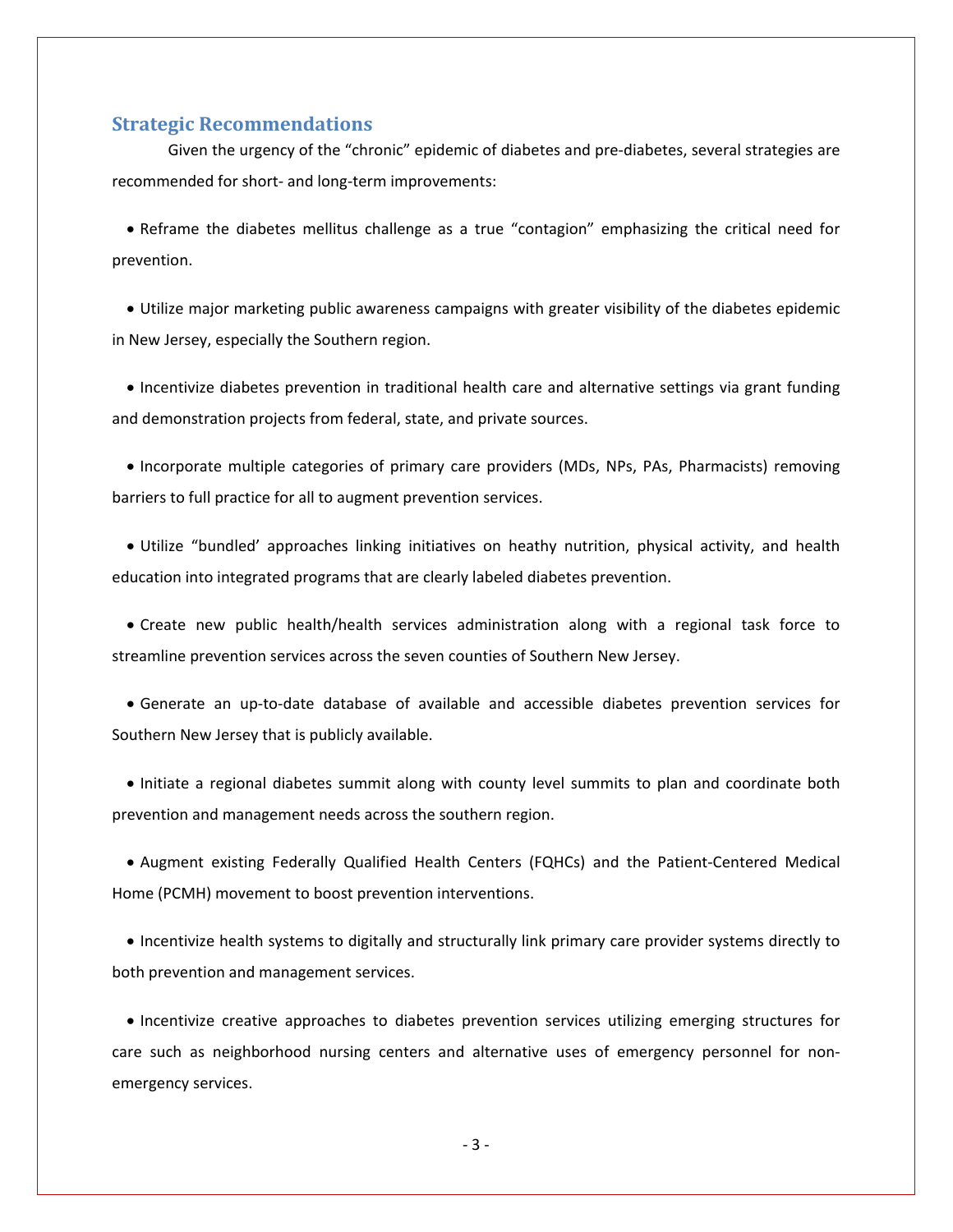## Strategic Recommendations

Given the urgency of the "chronic" epidemic of diabetes and pre-diabetes, several strategies are recommended for short- and long-term improvements:

- Reframe the diabetes mellitus challenge as a true "contagion" emphasizing the critical need for prevention.
- Utilize major marketing public awareness campaigns with greater visibility of the diabetes epidemic in New Jersey, especially the Southern region.
- Incentivize diabetes prevention in traditional health care and alternative settings via grant funding and demonstration projects from federal, state, and private sources.
- Incorporate multiple categories of primary care providers (MDs, NPs, PAs, Pharmacists) removing barriers to full practice for all to augment prevention services.
- Utilize "bundled' approaches linking initiatives on heathy nutrition, physical activity, and health education into integrated programs that are clearly labeled diabetes prevention.
- Create new public health/health services administration along with a regional task force to streamline prevention services across the seven counties of Southern New Jersey.
- Generate an up-to-date database of available and accessible diabetes prevention services for Southern New Jersey that is publicly available.
- Initiate a regional diabetes summit along with county level summits to plan and coordinate both prevention and management needs across the southern region.
- Augment existing Federally Qualified Health Centers (FQHCs) and the Patient-Centered Medical Home (PCMH) movement to boost prevention interventions.
- Incentivize health systems to digitally and structurally link primary care provider systems directly to both prevention and management services.
- Incentivize creative approaches to diabetes prevention services utilizing emerging structures for care such as neighborhood nursing centers and alternative uses of emergency personnel for non-emergency services.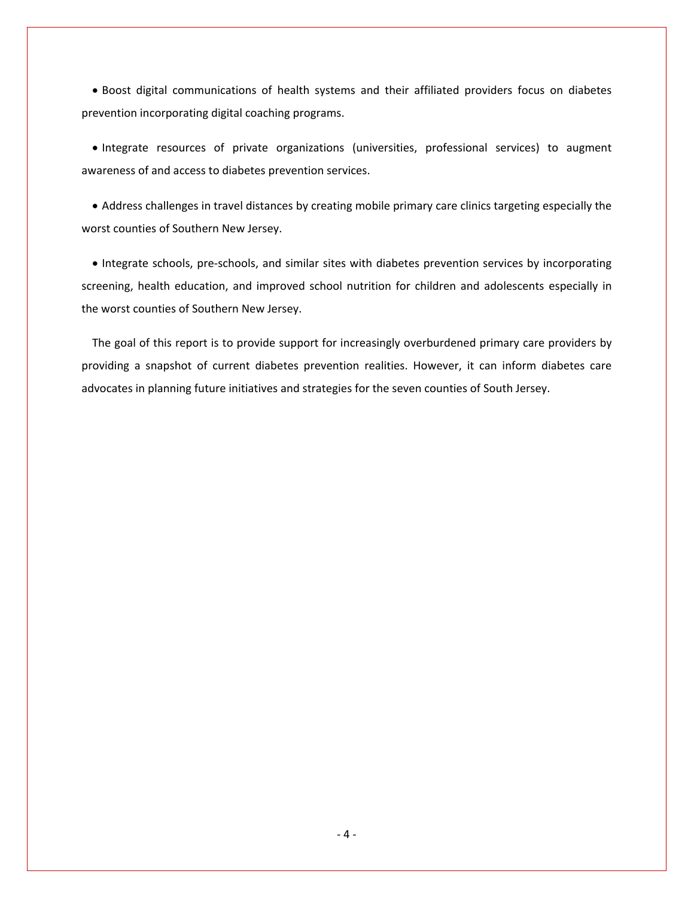- Boost digital communications of health systems and their affiliated providers focus on diabetes prevention incorporating digital coaching programs.

- Integrate resources of private organizations (universities, professional services) to augment awareness of and access to diabetes prevention services.

- Address challenges in travel distances by creating mobile primary care clinics targeting especially the worst counties of Southern New Jersey.

- Integrate schools, pre-schools, and similar sites with diabetes prevention services by incorporating screening, health education, and improved school nutrition for children and adolescents especially in the worst counties of Southern New Jersey.

The goal of this report is to provide support for increasingly overburdened primary care providers by providing a snapshot of current diabetes prevention realities. However, it can inform diabetes care advocates in planning future initiatives and strategies for the seven counties of South Jersey.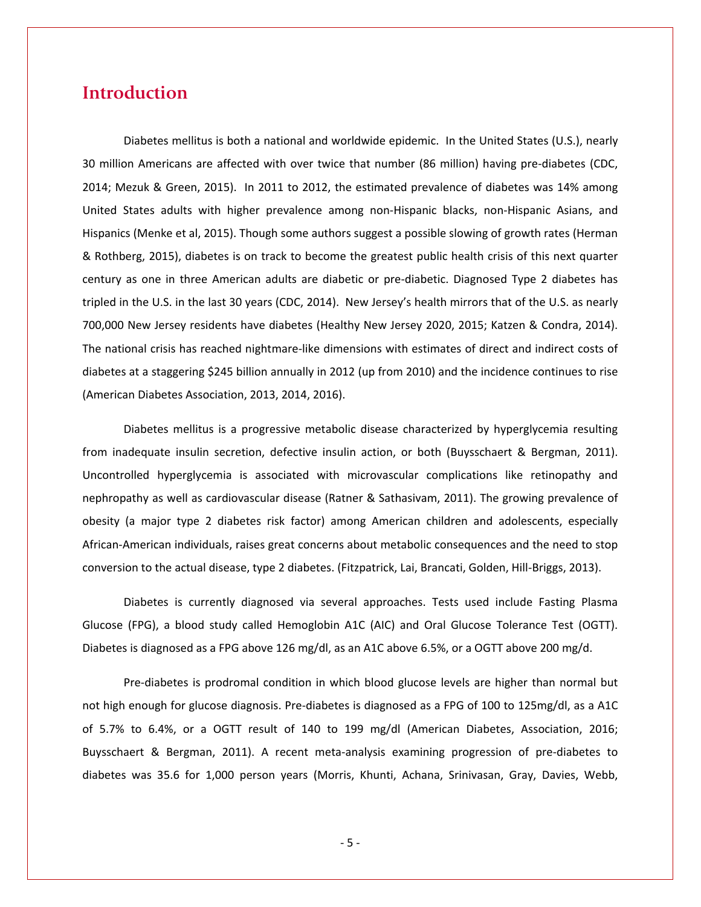# Introduction

Diabetes mellitus is both a national and worldwide epidemic. In the United States (U.S.), nearly 30 million Americans are affected with over twice that number (86 million) having pre-diabetes (CDC, 2014; Mezuk & Green, 2015). In 2011 to 2012, the estimated prevalence of diabetes was 14% among United States adults with higher prevalence among non-Hispanic blacks, non-Hispanic Asians, and Hispanics (Menke et al, 2015). Though some authors suggest a possible slowing of growth rates (Herman & Rothberg, 2015), diabetes is on track to become the greatest public health crisis of this next quarter century as one in three American adults are diabetic or pre-diabetic. Diagnosed Type 2 diabetes has tripled in the U.S. in the last 30 years (CDC, 2014). New Jersey's health mirrors that of the U.S. as nearly 700,000 New Jersey residents have diabetes (Healthy New Jersey 2020, 2015; Katzen & Condra, 2014). The national crisis has reached nightmare-like dimensions with estimates of direct and indirect costs of diabetes at a staggering $245 billion annually in 2012 (up from 2010) and the incidence continues to rise (American Diabetes Association, 2013, 2014, 2016).

Diabetes mellitus is a progressive metabolic disease characterized by hyperglycemia resulting from inadequate insulin secretion, defective insulin action, or both (Buysschaert & Bergman, 2011). Uncontrolled hyperglycemia is associated with microvascular complications like retinopathy and nephropathy as well as cardiovascular disease (Ratner & Sathasivam, 2011). The growing prevalence of obesity (a major type 2 diabetes risk factor) among American children and adolescents, especially African-American individuals, raises great concerns about metabolic consequences and the need to stop conversion to the actual disease, type 2 diabetes. (Fitzpatrick, Lai, Brancati, Golden, Hill-Briggs, 2013).

Diabetes is currently diagnosed via several approaches. Tests used include Fasting Plasma Glucose (FPG), a blood study called Hemoglobin A1C (AIC) and Oral Glucose Tolerance Test (OGTT). Diabetes is diagnosed as a FPG above 126 mg/dl, as an A1C above 6.5%, or a OGTT above 200 mg/d.

Pre-diabetes is prodromal condition in which blood glucose levels are higher than normal but not high enough for glucose diagnosis. Pre-diabetes is diagnosed as a FPG of 100 to 125mg/dl, as a A1C of 5.7% to 6.4%, or a OGTT result of 140 to 199 mg/dl (American Diabetes, Association, 2016; Buysschaert & Bergman, 2011). A recent meta-analysis examining progression of pre-diabetes to diabetes was 35.6 for 1,000 person years (Morris, Khunti, Achana, Srinivasan, Gray, Davies, Webb,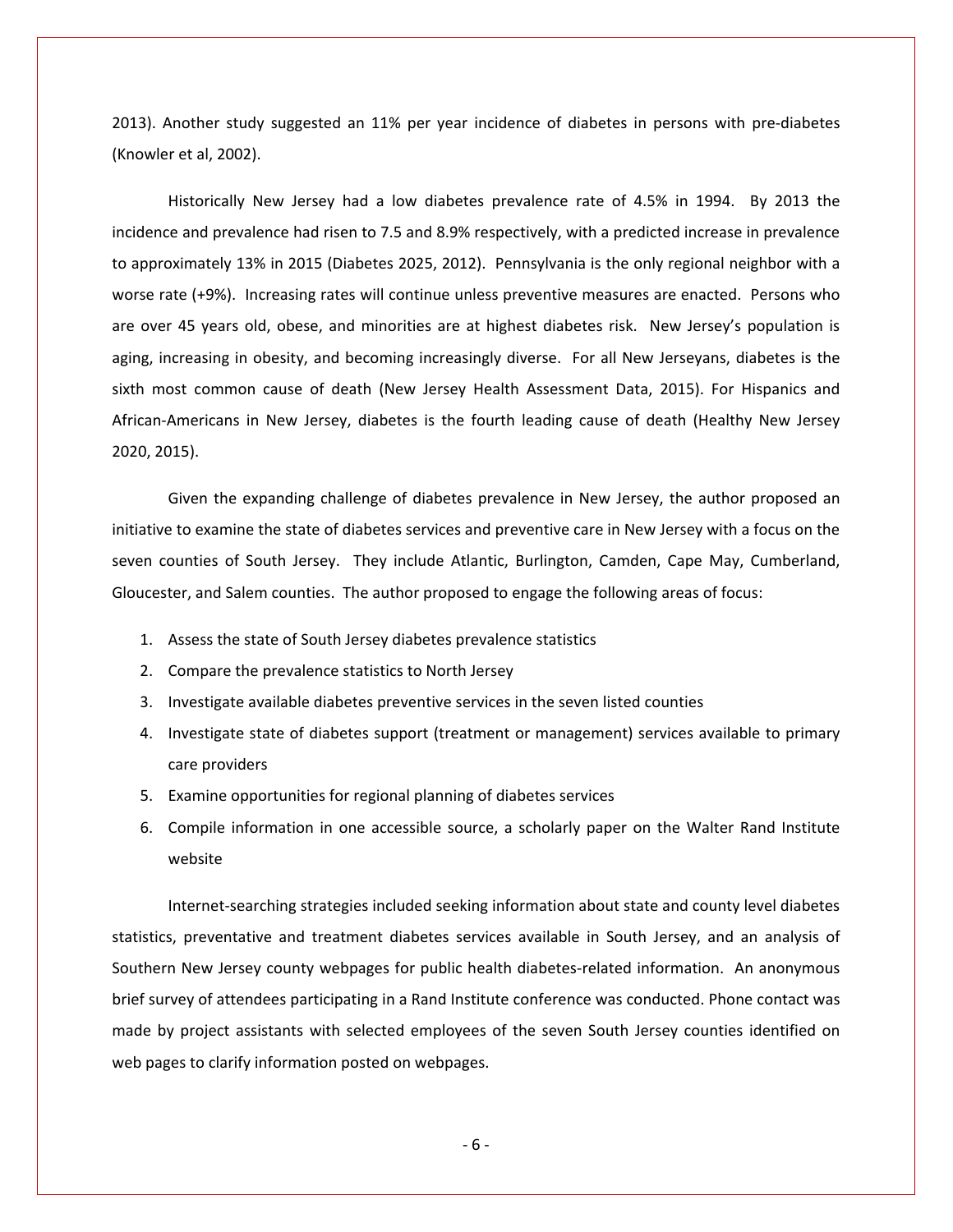2013). Another study suggested an 11% per year incidence of diabetes in persons with pre-diabetes (Knowler et al, 2002).

Historically New Jersey had a low diabetes prevalence rate of 4.5% in 1994. By 2013 the incidence and prevalence had risen to 7.5 and 8.9% respectively, with a predicted increase in prevalence to approximately 13% in 2015 (Diabetes 2025, 2012). Pennsylvania is the only regional neighbor with a worse rate (+9%). Increasing rates will continue unless preventive measures are enacted. Persons who are over 45 years old, obese, and minorities are at highest diabetes risk. New Jersey's population is aging, increasing in obesity, and becoming increasingly diverse. For all New Jerseyans, diabetes is the sixth most common cause of death (New Jersey Health Assessment Data, 2015). For Hispanics and African-Americans in New Jersey, diabetes is the fourth leading cause of death (Healthy New Jersey 2020, 2015).

Given the expanding challenge of diabetes prevalence in New Jersey, the author proposed an initiative to examine the state of diabetes services and preventive care in New Jersey with a focus on the seven counties of South Jersey. They include Atlantic, Burlington, Camden, Cape May, Cumberland, Gloucester, and Salem counties. The author proposed to engage the following areas of focus:

1. Assess the state of South Jersey diabetes prevalence statistics
2. Compare the prevalence statistics to North Jersey
3. Investigate available diabetes preventive services in the seven listed counties
4. Investigate state of diabetes support (treatment or management) services available to primary care providers
5. Examine opportunities for regional planning of diabetes services
6. Compile information in one accessible source, a scholarly paper on the Walter Rand Institute website

Internet-searching strategies included seeking information about state and county level diabetes statistics, preventative and treatment diabetes services available in South Jersey, and an analysis of Southern New Jersey county webpages for public health diabetes-related information. An anonymous brief survey of attendees participating in a Rand Institute conference was conducted. Phone contact was made by project assistants with selected employees of the seven South Jersey counties identified on web pages to clarify information posted on webpages.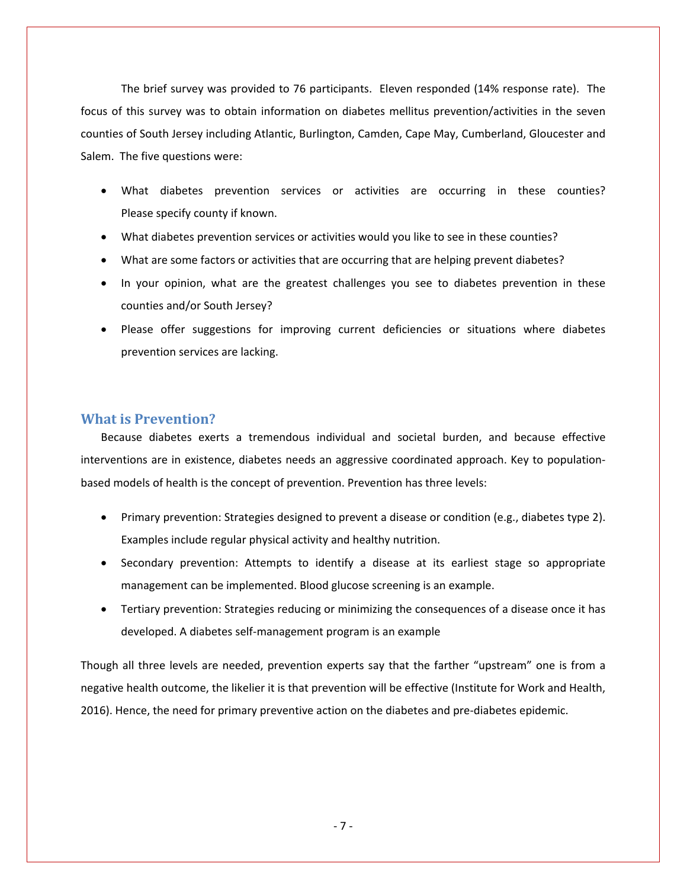The brief survey was provided to 76 participants. Eleven responded (14% response rate). The focus of this survey was to obtain information on diabetes mellitus prevention/activities in the seven counties of South Jersey including Atlantic, Burlington, Camden, Cape May, Cumberland, Gloucester and Salem. The five questions were:

- What diabetes prevention services or activities are occurring in these counties? Please specify county if known.
- What diabetes prevention services or activities would you like to see in these counties?
- What are some factors or activities that are occurring that are helping prevent diabetes?
- In your opinion, what are the greatest challenges you see to diabetes prevention in these counties and/or South Jersey?
- Please offer suggestions for improving current deficiencies or situations where diabetes prevention services are lacking.

## What is Prevention?

Because diabetes exerts a tremendous individual and societal burden, and because effective interventions are in existence, diabetes needs an aggressive coordinated approach. Key to population-based models of health is the concept of prevention. Prevention has three levels:

- Primary prevention: Strategies designed to prevent a disease or condition (e.g., diabetes type 2). Examples include regular physical activity and healthy nutrition.
- Secondary prevention: Attempts to identify a disease at its earliest stage so appropriate management can be implemented. Blood glucose screening is an example.
- Tertiary prevention: Strategies reducing or minimizing the consequences of a disease once it has developed. A diabetes self-management program is an example

Though all three levels are needed, prevention experts say that the farther "upstream" one is from a negative health outcome, the likelier it is that prevention will be effective (Institute for Work and Health, 2016). Hence, the need for primary preventive action on the diabetes and pre-diabetes epidemic.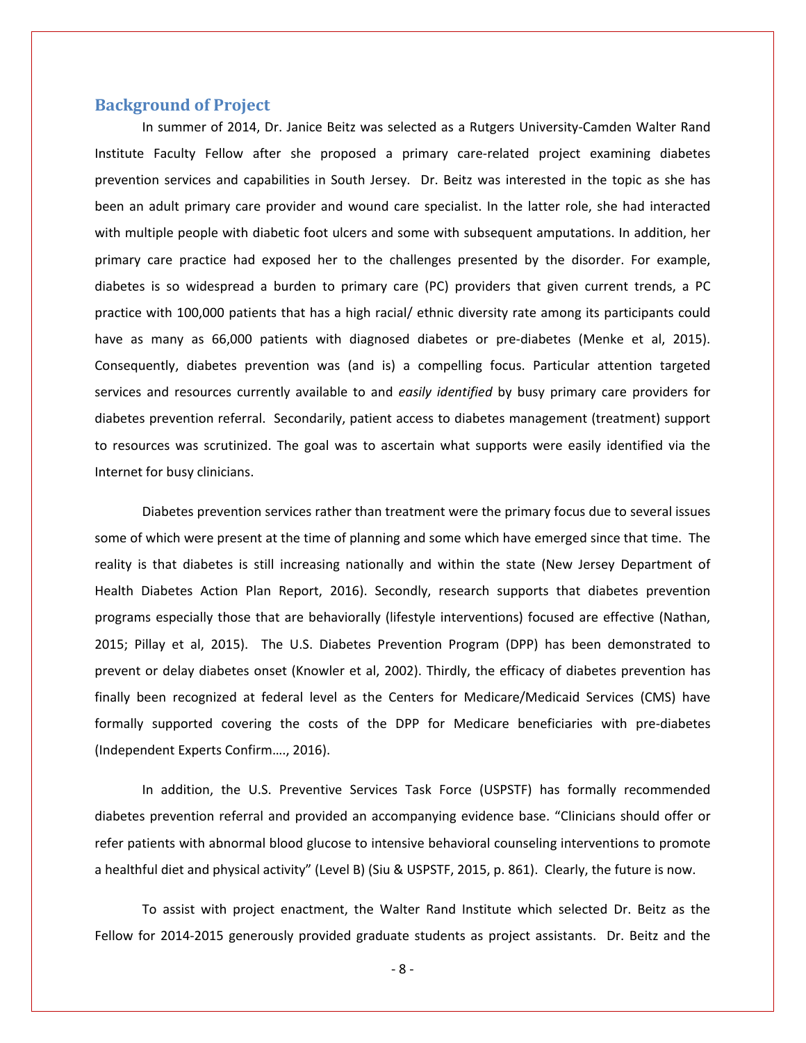## Background of Project

In summer of 2014, Dr. Janice Beitz was selected as a Rutgers University-Camden Walter Rand Institute Faculty Fellow after she proposed a primary care-related project examining diabetes prevention services and capabilities in South Jersey. Dr. Beitz was interested in the topic as she has been an adult primary care provider and wound care specialist. In the latter role, she had interacted with multiple people with diabetic foot ulcers and some with subsequent amputations. In addition, her primary care practice had exposed her to the challenges presented by the disorder. For example, diabetes is so widespread a burden to primary care (PC) providers that given current trends, a PC practice with 100,000 patients that has a high racial/ ethnic diversity rate among its participants could have as many as 66,000 patients with diagnosed diabetes or pre-diabetes (Menke et al, 2015). Consequently, diabetes prevention was (and is) a compelling focus. Particular attention targeted services and resources currently available to and *easily identified* by busy primary care providers for diabetes prevention referral. Secondarily, patient access to diabetes management (treatment) support to resources was scrutinized. The goal was to ascertain what supports were easily identified via the Internet for busy clinicians.

Diabetes prevention services rather than treatment were the primary focus due to several issues some of which were present at the time of planning and some which have emerged since that time. The reality is that diabetes is still increasing nationally and within the state (New Jersey Department of Health Diabetes Action Plan Report, 2016). Secondly, research supports that diabetes prevention programs especially those that are behaviorally (lifestyle interventions) focused are effective (Nathan, 2015; Pillay et al, 2015). The U.S. Diabetes Prevention Program (DPP) has been demonstrated to prevent or delay diabetes onset (Knowler et al, 2002). Thirdly, the efficacy of diabetes prevention has finally been recognized at federal level as the Centers for Medicare/Medicaid Services (CMS) have formally supported covering the costs of the DPP for Medicare beneficiaries with pre-diabetes (Independent Experts Confirm…., 2016).

In addition, the U.S. Preventive Services Task Force (USPSTF) has formally recommended diabetes prevention referral and provided an accompanying evidence base. "Clinicians should offer or refer patients with abnormal blood glucose to intensive behavioral counseling interventions to promote a healthful diet and physical activity" (Level B) (Siu & USPSTF, 2015, p. 861). Clearly, the future is now.

To assist with project enactment, the Walter Rand Institute which selected Dr. Beitz as the Fellow for 2014-2015 generously provided graduate students as project assistants. Dr. Beitz and the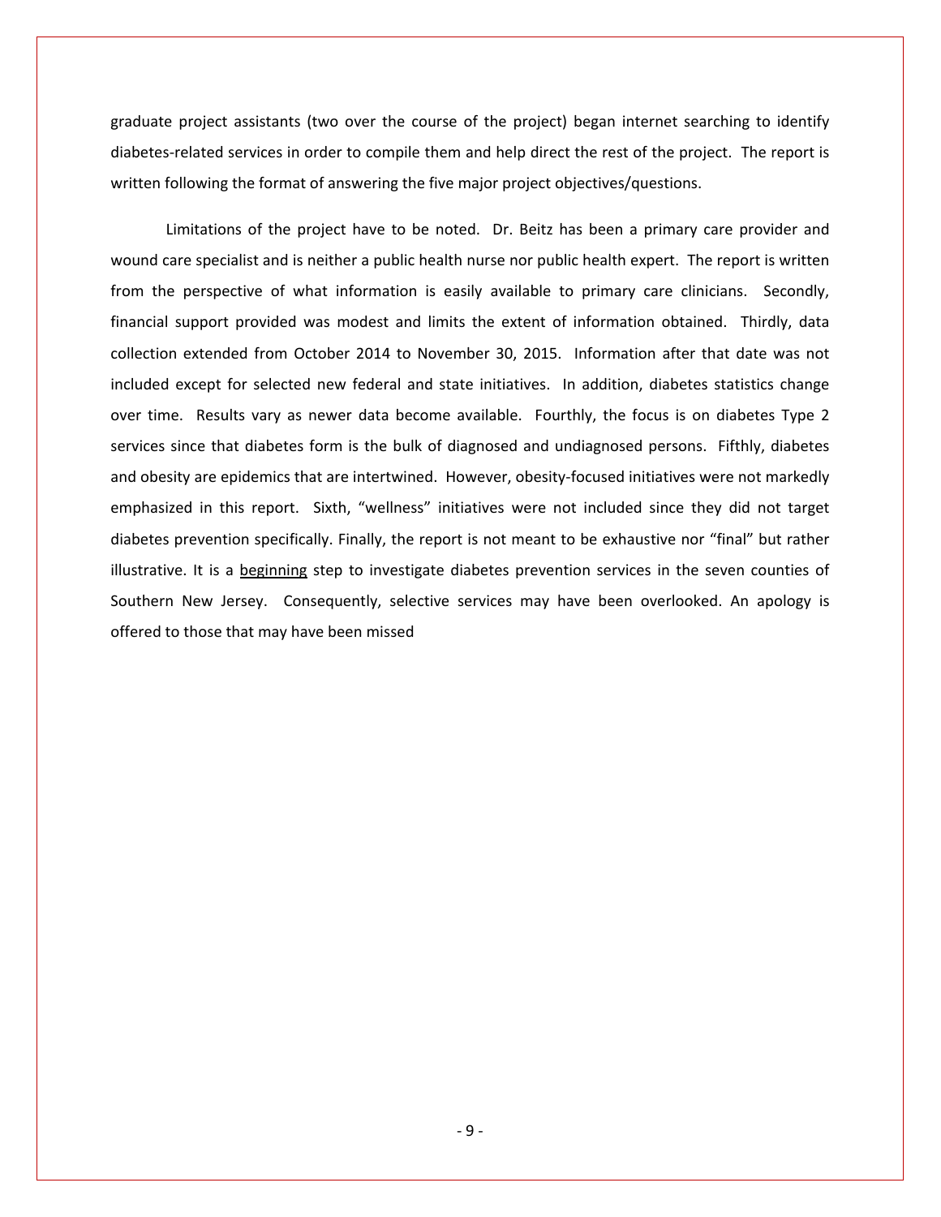graduate project assistants (two over the course of the project) began internet searching to identify diabetes-related services in order to compile them and help direct the rest of the project. The report is written following the format of answering the five major project objectives/questions.

Limitations of the project have to be noted. Dr. Beitz has been a primary care provider and wound care specialist and is neither a public health nurse nor public health expert. The report is written from the perspective of what information is easily available to primary care clinicians. Secondly, financial support provided was modest and limits the extent of information obtained. Thirdly, data collection extended from October 2014 to November 30, 2015. Information after that date was not included except for selected new federal and state initiatives. In addition, diabetes statistics change over time. Results vary as newer data become available. Fourthly, the focus is on diabetes Type 2 services since that diabetes form is the bulk of diagnosed and undiagnosed persons. Fifthly, diabetes and obesity are epidemics that are intertwined. However, obesity-focused initiatives were not markedly emphasized in this report. Sixth, "wellness" initiatives were not included since they did not target diabetes prevention specifically. Finally, the report is not meant to be exhaustive nor "final" but rather illustrative. It is a <u>beginning</u> step to investigate diabetes prevention services in the seven counties of Southern New Jersey. Consequently, selective services may have been overlooked. An apology is offered to those that may have been missed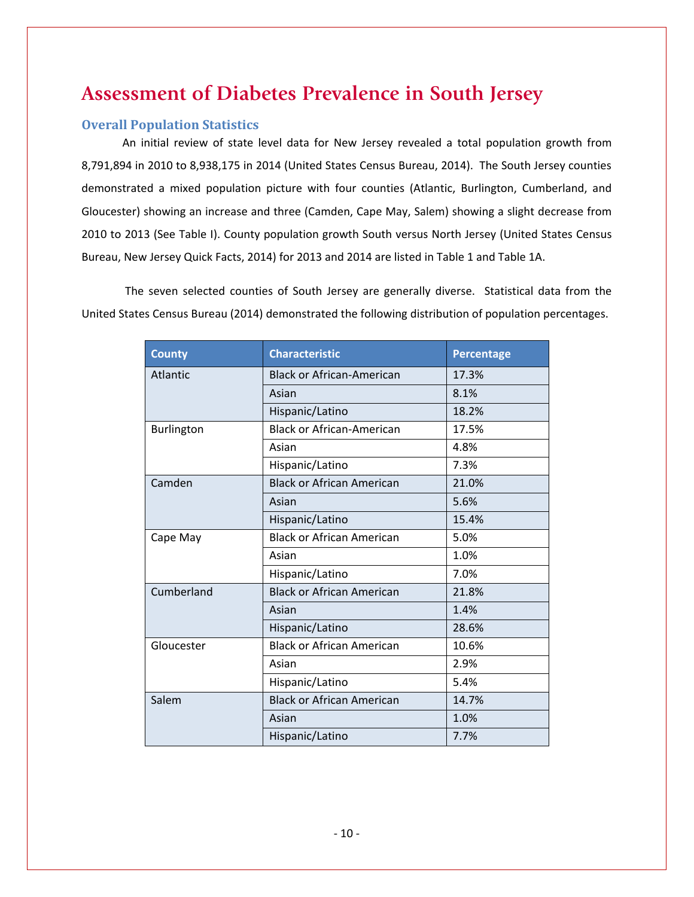# Assessment of Diabetes Prevalence in South Jersey

## Overall Population Statistics

An initial review of state level data for New Jersey revealed a total population growth from 8,791,894 in 2010 to 8,938,175 in 2014 (United States Census Bureau, 2014). The South Jersey counties demonstrated a mixed population picture with four counties (Atlantic, Burlington, Cumberland, and Gloucester) showing an increase and three (Camden, Cape May, Salem) showing a slight decrease from 2010 to 2013 (See Table I). County population growth South versus North Jersey (United States Census Bureau, New Jersey Quick Facts, 2014) for 2013 and 2014 are listed in Table 1 and Table 1A.

The seven selected counties of South Jersey are generally diverse. Statistical data from the United States Census Bureau (2014) demonstrated the following distribution of population percentages.

| County | Characteristic | Percentage |
|---|---|---|
| Atlantic | Black or African-American | 17.3% |
| | Asian | 8.1% |
| | Hispanic/Latino | 18.2% |
| Burlington | Black or African-American | 17.5% |
| | Asian | 4.8% |
| | Hispanic/Latino | 7.3% |
| Camden | Black or African American | 21.0% |
| | Asian | 5.6% |
| | Hispanic/Latino | 15.4% |
| Cape May | Black or African American | 5.0% |
| | Asian | 1.0% |
| | Hispanic/Latino | 7.0% |
| Cumberland | Black or African American | 21.8% |
| | Asian | 1.4% |
| | Hispanic/Latino | 28.6% |
| Gloucester | Black or African American | 10.6% |
| | Asian | 2.9% |
| | Hispanic/Latino | 5.4% |
| Salem | Black or African American | 14.7% |
| | Asian | 1.0% |
| | Hispanic/Latino | 7.7% |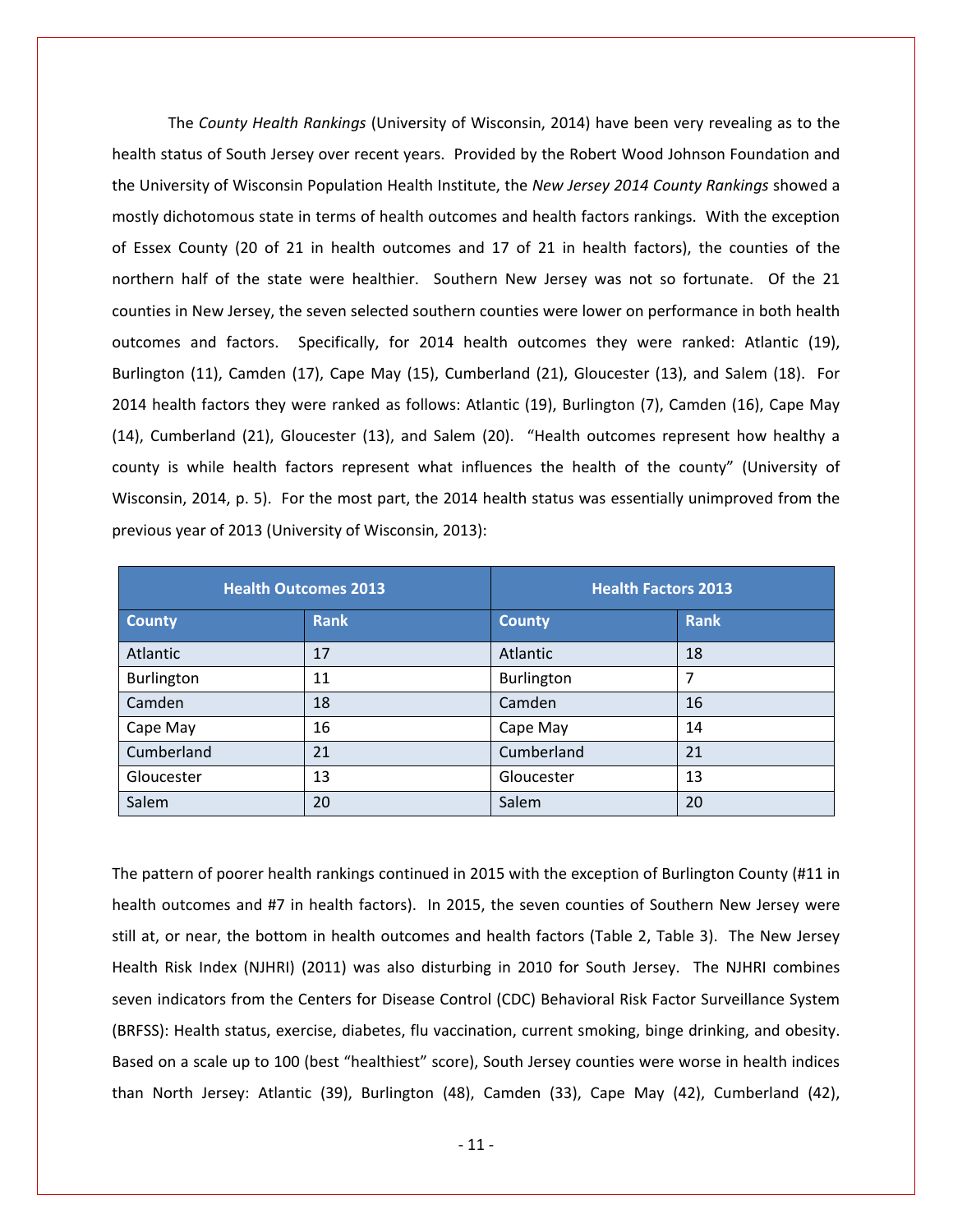The *County Health Rankings* (University of Wisconsin, 2014) have been very revealing as to the health status of South Jersey over recent years. Provided by the Robert Wood Johnson Foundation and the University of Wisconsin Population Health Institute, the *New Jersey 2014 County Rankings* showed a mostly dichotomous state in terms of health outcomes and health factors rankings. With the exception of Essex County (20 of 21 in health outcomes and 17 of 21 in health factors), the counties of the northern half of the state were healthier. Southern New Jersey was not so fortunate. Of the 21 counties in New Jersey, the seven selected southern counties were lower on performance in both health outcomes and factors. Specifically, for 2014 health outcomes they were ranked: Atlantic (19), Burlington (11), Camden (17), Cape May (15), Cumberland (21), Gloucester (13), and Salem (18). For 2014 health factors they were ranked as follows: Atlantic (19), Burlington (7), Camden (16), Cape May (14), Cumberland (21), Gloucester (13), and Salem (20). "Health outcomes represent how healthy a county is while health factors represent what influences the health of the county" (University of Wisconsin, 2014, p. 5). For the most part, the 2014 health status was essentially unimproved from the previous year of 2013 (University of Wisconsin, 2013):

| Health Outcomes 2013 | | Health Factors 2013 | |
|---|---|---|---|
| **County** | **Rank** | **County** | **Rank** |
| Atlantic | 17 | Atlantic | 18 |
| Burlington | 11 | Burlington | 7 |
| Camden | 18 | Camden | 16 |
| Cape May | 16 | Cape May | 14 |
| Cumberland | 21 | Cumberland | 21 |
| Gloucester | 13 | Gloucester | 13 |
| Salem | 20 | Salem | 20 |

The pattern of poorer health rankings continued in 2015 with the exception of Burlington County (#11 in health outcomes and #7 in health factors). In 2015, the seven counties of Southern New Jersey were still at, or near, the bottom in health outcomes and health factors (Table 2, Table 3). The New Jersey Health Risk Index (NJHRI) (2011) was also disturbing in 2010 for South Jersey. The NJHRI combines seven indicators from the Centers for Disease Control (CDC) Behavioral Risk Factor Surveillance System (BRFSS): Health status, exercise, diabetes, flu vaccination, current smoking, binge drinking, and obesity. Based on a scale up to 100 (best "healthiest" score), South Jersey counties were worse in health indices than North Jersey: Atlantic (39), Burlington (48), Camden (33), Cape May (42), Cumberland (42),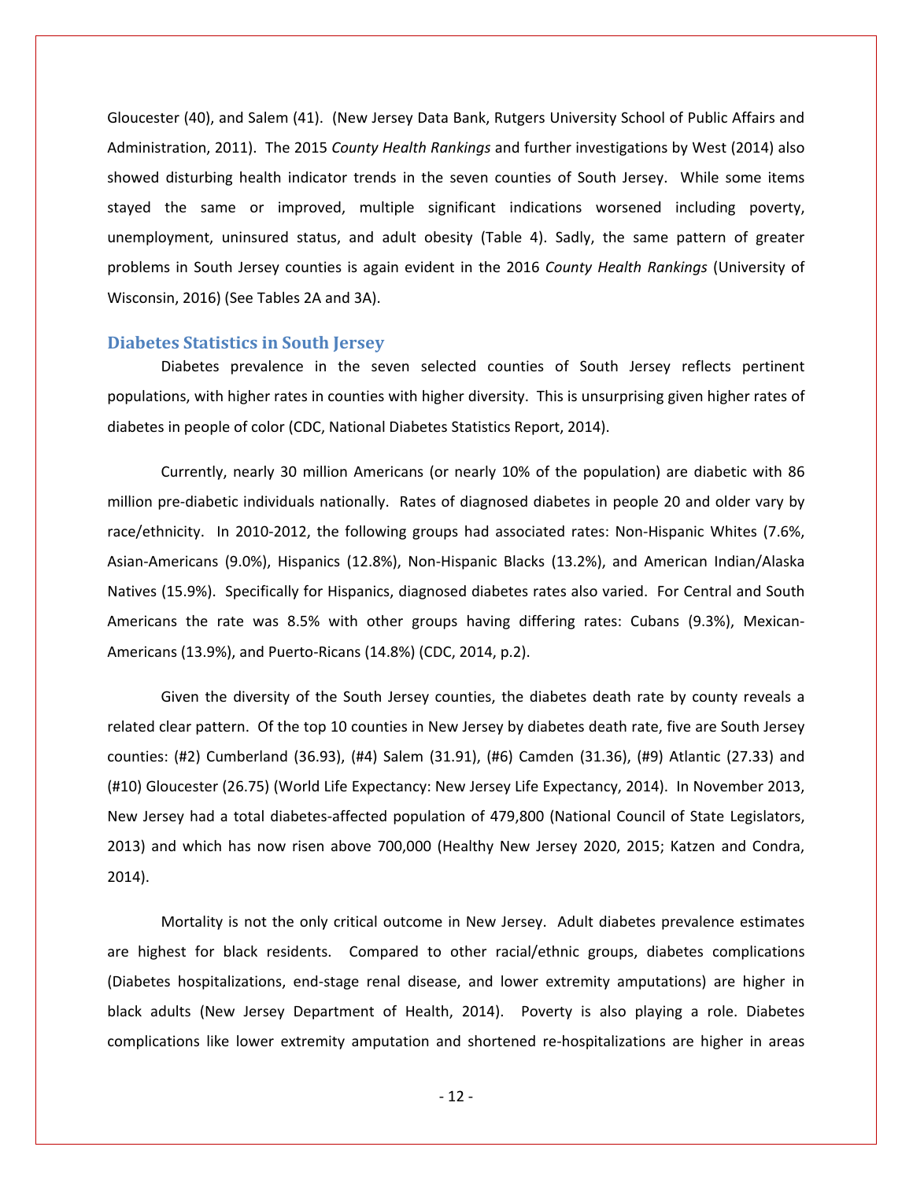Gloucester (40), and Salem (41). (New Jersey Data Bank, Rutgers University School of Public Affairs and Administration, 2011). The 2015 *County Health Rankings* and further investigations by West (2014) also showed disturbing health indicator trends in the seven counties of South Jersey. While some items stayed the same or improved, multiple significant indications worsened including poverty, unemployment, uninsured status, and adult obesity (Table 4). Sadly, the same pattern of greater problems in South Jersey counties is again evident in the 2016 *County Health Rankings* (University of Wisconsin, 2016) (See Tables 2A and 3A).

## Diabetes Statistics in South Jersey

Diabetes prevalence in the seven selected counties of South Jersey reflects pertinent populations, with higher rates in counties with higher diversity. This is unsurprising given higher rates of diabetes in people of color (CDC, National Diabetes Statistics Report, 2014).

Currently, nearly 30 million Americans (or nearly 10% of the population) are diabetic with 86 million pre-diabetic individuals nationally. Rates of diagnosed diabetes in people 20 and older vary by race/ethnicity. In 2010-2012, the following groups had associated rates: Non-Hispanic Whites (7.6%, Asian-Americans (9.0%), Hispanics (12.8%), Non-Hispanic Blacks (13.2%), and American Indian/Alaska Natives (15.9%). Specifically for Hispanics, diagnosed diabetes rates also varied. For Central and South Americans the rate was 8.5% with other groups having differing rates: Cubans (9.3%), Mexican-Americans (13.9%), and Puerto-Ricans (14.8%) (CDC, 2014, p.2).

Given the diversity of the South Jersey counties, the diabetes death rate by county reveals a related clear pattern. Of the top 10 counties in New Jersey by diabetes death rate, five are South Jersey counties: (#2) Cumberland (36.93), (#4) Salem (31.91), (#6) Camden (31.36), (#9) Atlantic (27.33) and (#10) Gloucester (26.75) (World Life Expectancy: New Jersey Life Expectancy, 2014). In November 2013, New Jersey had a total diabetes-affected population of 479,800 (National Council of State Legislators, 2013) and which has now risen above 700,000 (Healthy New Jersey 2020, 2015; Katzen and Condra, 2014).

Mortality is not the only critical outcome in New Jersey. Adult diabetes prevalence estimates are highest for black residents. Compared to other racial/ethnic groups, diabetes complications (Diabetes hospitalizations, end-stage renal disease, and lower extremity amputations) are higher in black adults (New Jersey Department of Health, 2014). Poverty is also playing a role. Diabetes complications like lower extremity amputation and shortened re-hospitalizations are higher in areas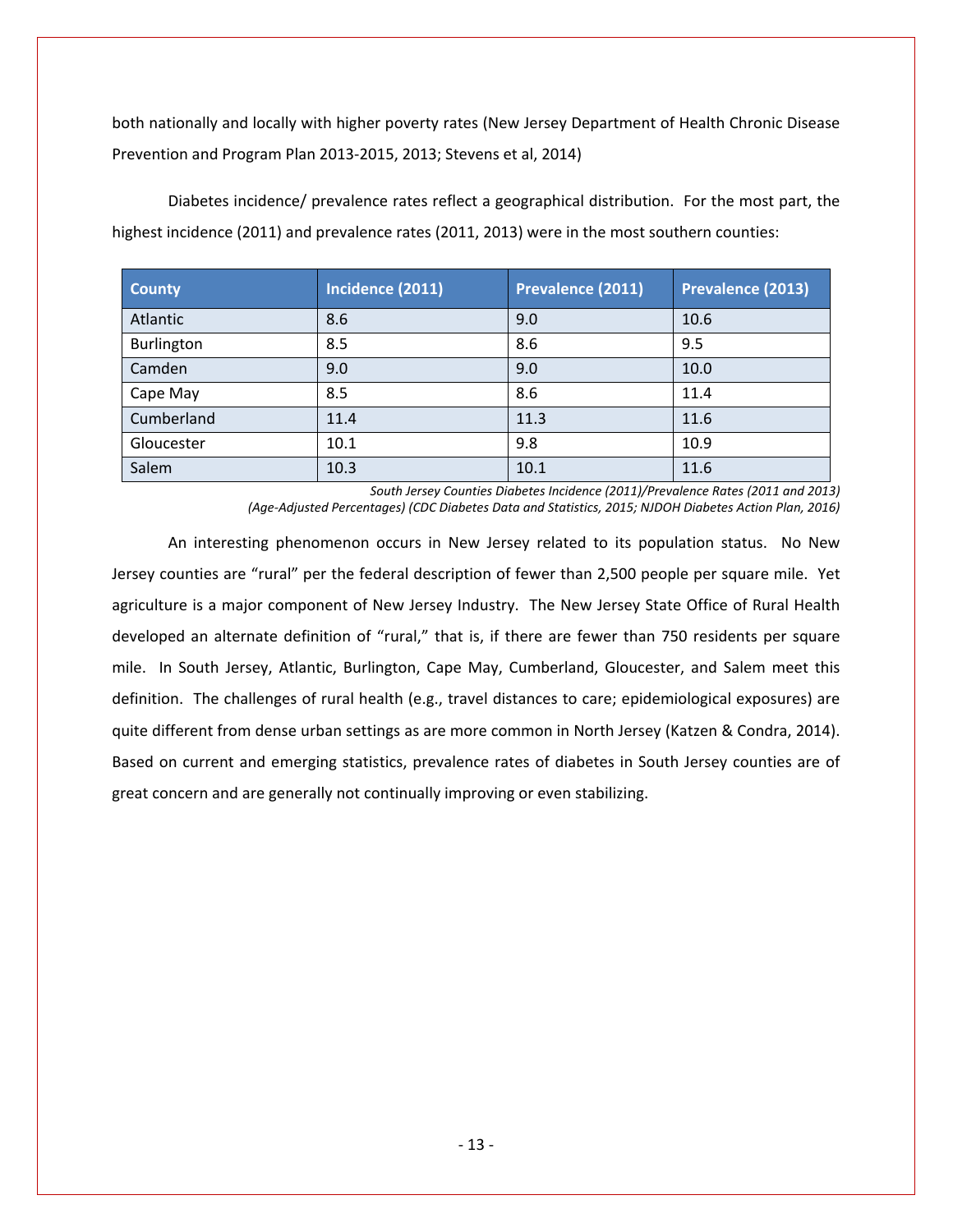both nationally and locally with higher poverty rates (New Jersey Department of Health Chronic Disease Prevention and Program Plan 2013-2015, 2013; Stevens et al, 2014)

Diabetes incidence/ prevalence rates reflect a geographical distribution. For the most part, the highest incidence (2011) and prevalence rates (2011, 2013) were in the most southern counties:

| County | Incidence (2011) | Prevalence (2011) | Prevalence (2013) |
|---|---|---|---|
| Atlantic | 8.6 | 9.0 | 10.6 |
| Burlington | 8.5 | 8.6 | 9.5 |
| Camden | 9.0 | 9.0 | 10.0 |
| Cape May | 8.5 | 8.6 | 11.4 |
| Cumberland | 11.4 | 11.3 | 11.6 |
| Gloucester | 10.1 | 9.8 | 10.9 |
| Salem | 10.3 | 10.1 | 11.6 |

*South Jersey Counties Diabetes Incidence (2011)/Prevalence Rates (2011 and 2013) (Age-Adjusted Percentages) (CDC Diabetes Data and Statistics, 2015; NJDOH Diabetes Action Plan, 2016)*

An interesting phenomenon occurs in New Jersey related to its population status. No New Jersey counties are "rural" per the federal description of fewer than 2,500 people per square mile. Yet agriculture is a major component of New Jersey Industry. The New Jersey State Office of Rural Health developed an alternate definition of "rural," that is, if there are fewer than 750 residents per square mile. In South Jersey, Atlantic, Burlington, Cape May, Cumberland, Gloucester, and Salem meet this definition. The challenges of rural health (e.g., travel distances to care; epidemiological exposures) are quite different from dense urban settings as are more common in North Jersey (Katzen & Condra, 2014). Based on current and emerging statistics, prevalence rates of diabetes in South Jersey counties are of great concern and are generally not continually improving or even stabilizing.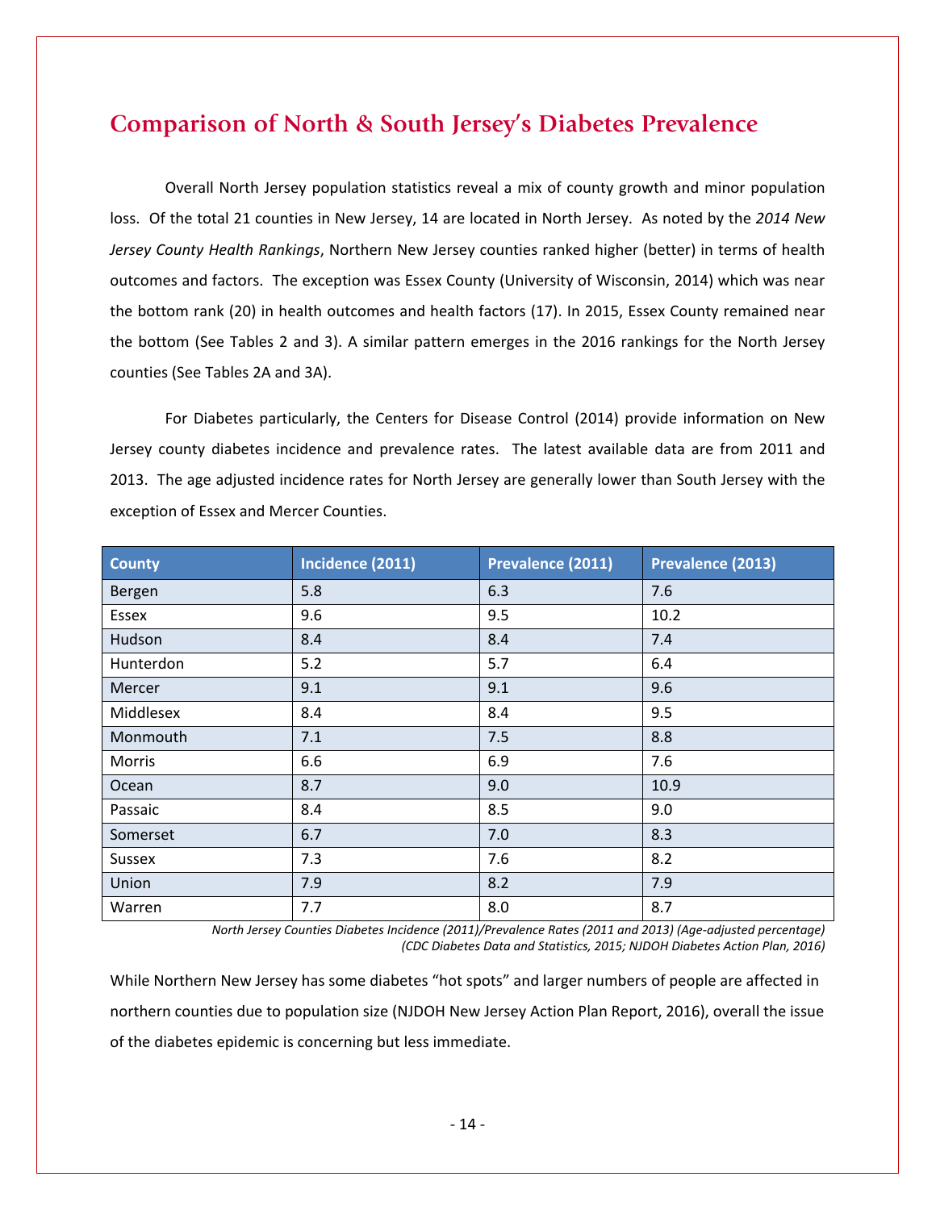## Comparison of North & South Jersey's Diabetes Prevalence

Overall North Jersey population statistics reveal a mix of county growth and minor population loss. Of the total 21 counties in New Jersey, 14 are located in North Jersey. As noted by the *2014 New Jersey County Health Rankings*, Northern New Jersey counties ranked higher (better) in terms of health outcomes and factors. The exception was Essex County (University of Wisconsin, 2014) which was near the bottom rank (20) in health outcomes and health factors (17). In 2015, Essex County remained near the bottom (See Tables 2 and 3). A similar pattern emerges in the 2016 rankings for the North Jersey counties (See Tables 2A and 3A).

For Diabetes particularly, the Centers for Disease Control (2014) provide information on New Jersey county diabetes incidence and prevalence rates. The latest available data are from 2011 and 2013. The age adjusted incidence rates for North Jersey are generally lower than South Jersey with the exception of Essex and Mercer Counties.

| County | Incidence (2011) | Prevalence (2011) | Prevalence (2013) |
|---|---|---|---|
| Bergen | 5.8 | 6.3 | 7.6 |
| Essex | 9.6 | 9.5 | 10.2 |
| Hudson | 8.4 | 8.4 | 7.4 |
| Hunterdon | 5.2 | 5.7 | 6.4 |
| Mercer | 9.1 | 9.1 | 9.6 |
| Middlesex | 8.4 | 8.4 | 9.5 |
| Monmouth | 7.1 | 7.5 | 8.8 |
| Morris | 6.6 | 6.9 | 7.6 |
| Ocean | 8.7 | 9.0 | 10.9 |
| Passaic | 8.4 | 8.5 | 9.0 |
| Somerset | 6.7 | 7.0 | 8.3 |
| Sussex | 7.3 | 7.6 | 8.2 |
| Union | 7.9 | 8.2 | 7.9 |
| Warren | 7.7 | 8.0 | 8.7 |

*North Jersey Counties Diabetes Incidence (2011)/Prevalence Rates (2011 and 2013) (Age-adjusted percentage) (CDC Diabetes Data and Statistics, 2015; NJDOH Diabetes Action Plan, 2016)*

While Northern New Jersey has some diabetes "hot spots" and larger numbers of people are affected in northern counties due to population size (NJDOH New Jersey Action Plan Report, 2016), overall the issue of the diabetes epidemic is concerning but less immediate.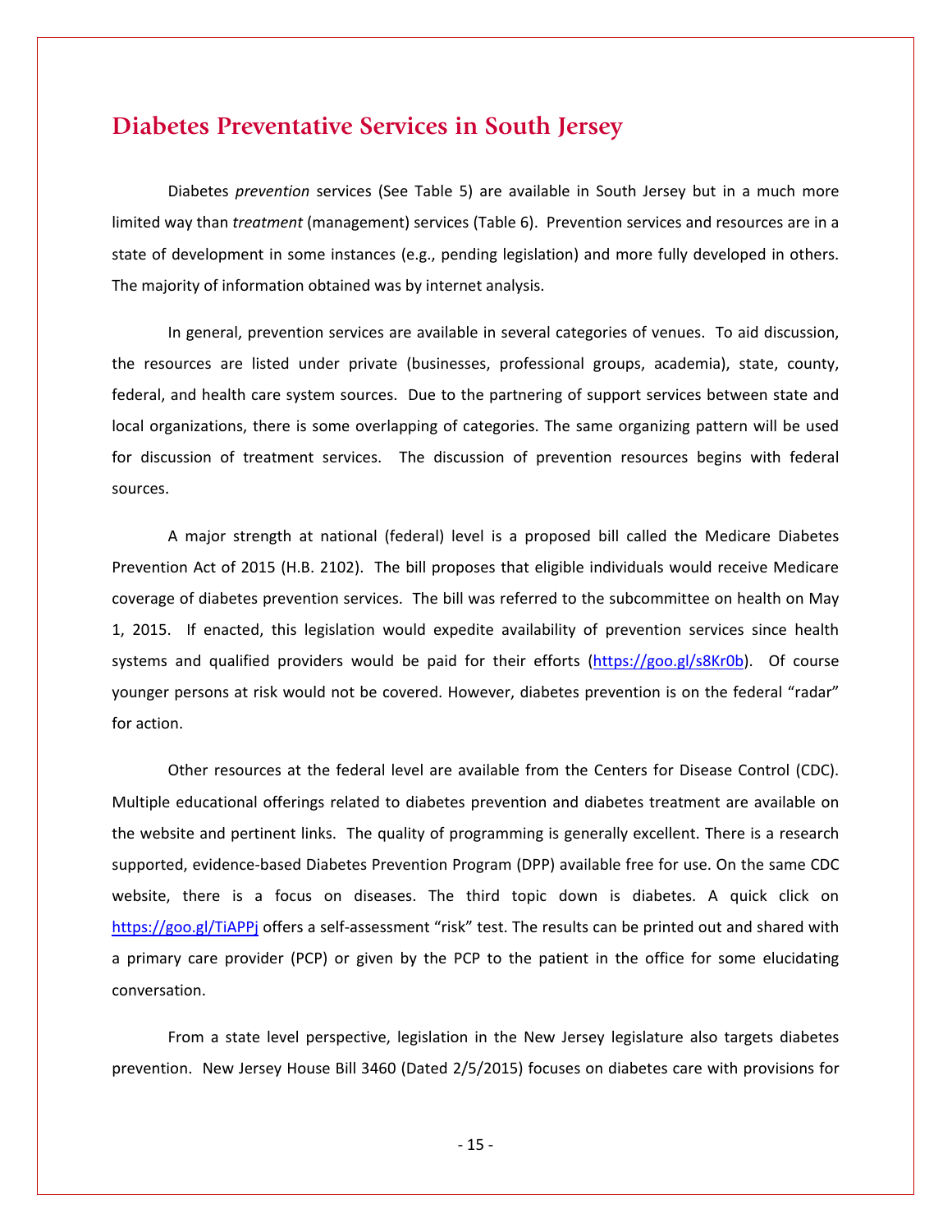## Diabetes Preventative Services in South Jersey

Diabetes *prevention* services (See Table 5) are available in South Jersey but in a much more limited way than *treatment* (management) services (Table 6). Prevention services and resources are in a state of development in some instances (e.g., pending legislation) and more fully developed in others. The majority of information obtained was by internet analysis.

In general, prevention services are available in several categories of venues. To aid discussion, the resources are listed under private (businesses, professional groups, academia), state, county, federal, and health care system sources. Due to the partnering of support services between state and local organizations, there is some overlapping of categories. The same organizing pattern will be used for discussion of treatment services. The discussion of prevention resources begins with federal sources.

A major strength at national (federal) level is a proposed bill called the Medicare Diabetes Prevention Act of 2015 (H.B. 2102). The bill proposes that eligible individuals would receive Medicare coverage of diabetes prevention services. The bill was referred to the subcommittee on health on May 1, 2015. If enacted, this legislation would expedite availability of prevention services since health systems and qualified providers would be paid for their efforts (https://goo.gl/s8Kr0b). Of course younger persons at risk would not be covered. However, diabetes prevention is on the federal "radar" for action.

Other resources at the federal level are available from the Centers for Disease Control (CDC). Multiple educational offerings related to diabetes prevention and diabetes treatment are available on the website and pertinent links. The quality of programming is generally excellent. There is a research supported, evidence-based Diabetes Prevention Program (DPP) available free for use. On the same CDC website, there is a focus on diseases. The third topic down is diabetes. A quick click on https://goo.gl/TiAPPj offers a self-assessment "risk" test. The results can be printed out and shared with a primary care provider (PCP) or given by the PCP to the patient in the office for some elucidating conversation.

From a state level perspective, legislation in the New Jersey legislature also targets diabetes prevention. New Jersey House Bill 3460 (Dated 2/5/2015) focuses on diabetes care with provisions for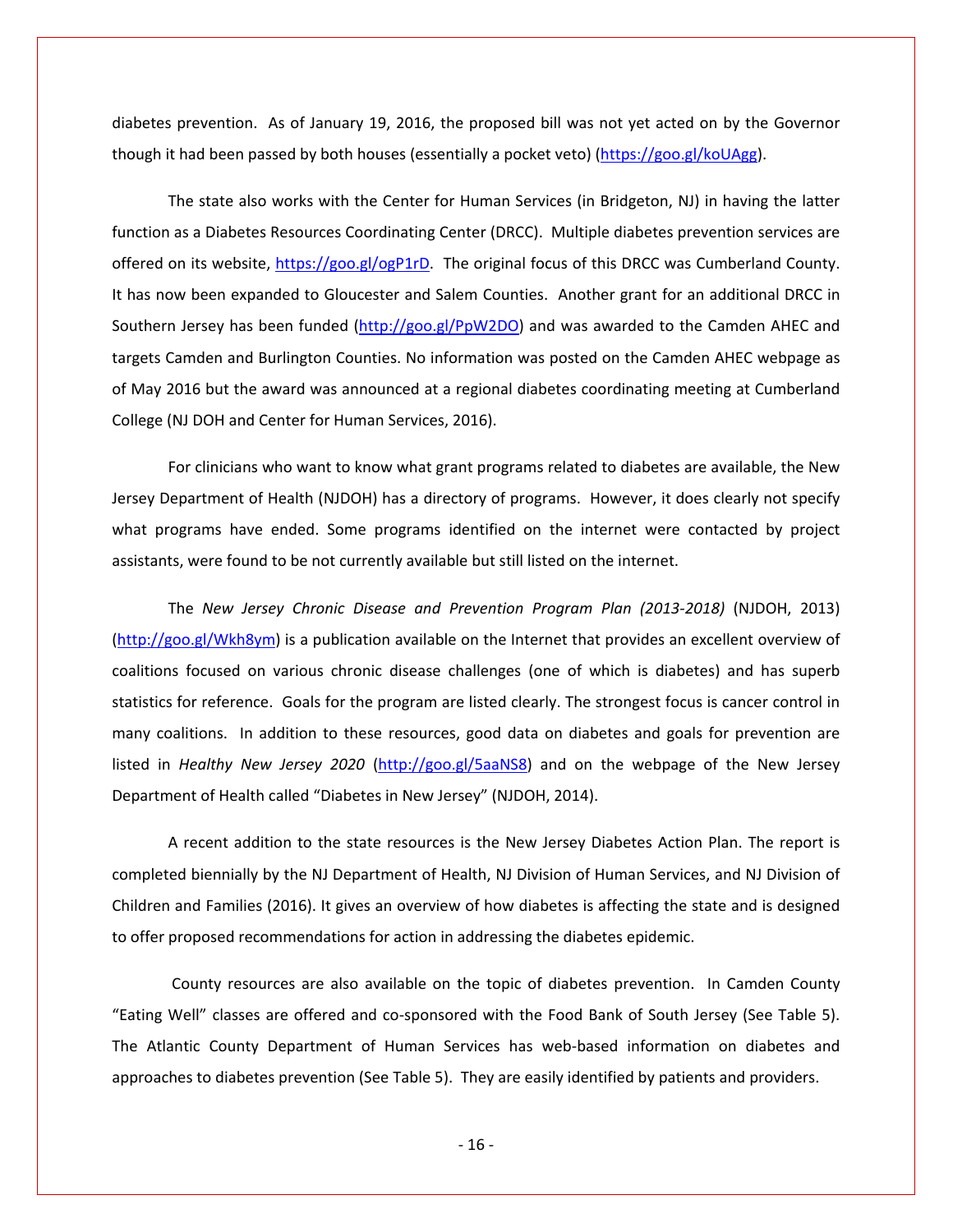diabetes prevention. As of January 19, 2016, the proposed bill was not yet acted on by the Governor though it had been passed by both houses (essentially a pocket veto) (https://goo.gl/koUAgg).

The state also works with the Center for Human Services (in Bridgeton, NJ) in having the latter function as a Diabetes Resources Coordinating Center (DRCC). Multiple diabetes prevention services are offered on its website, https://goo.gl/ogP1rD. The original focus of this DRCC was Cumberland County. It has now been expanded to Gloucester and Salem Counties. Another grant for an additional DRCC in Southern Jersey has been funded (http://goo.gl/PpW2DO) and was awarded to the Camden AHEC and targets Camden and Burlington Counties. No information was posted on the Camden AHEC webpage as of May 2016 but the award was announced at a regional diabetes coordinating meeting at Cumberland College (NJ DOH and Center for Human Services, 2016).

For clinicians who want to know what grant programs related to diabetes are available, the New Jersey Department of Health (NJDOH) has a directory of programs. However, it does clearly not specify what programs have ended. Some programs identified on the internet were contacted by project assistants, were found to be not currently available but still listed on the internet.

The *New Jersey Chronic Disease and Prevention Program Plan (2013-2018)* (NJDOH, 2013) (http://goo.gl/Wkh8ym) is a publication available on the Internet that provides an excellent overview of coalitions focused on various chronic disease challenges (one of which is diabetes) and has superb statistics for reference. Goals for the program are listed clearly. The strongest focus is cancer control in many coalitions. In addition to these resources, good data on diabetes and goals for prevention are listed in *Healthy New Jersey 2020* (http://goo.gl/5aaNS8) and on the webpage of the New Jersey Department of Health called "Diabetes in New Jersey" (NJDOH, 2014).

A recent addition to the state resources is the New Jersey Diabetes Action Plan. The report is completed biennially by the NJ Department of Health, NJ Division of Human Services, and NJ Division of Children and Families (2016). It gives an overview of how diabetes is affecting the state and is designed to offer proposed recommendations for action in addressing the diabetes epidemic.

County resources are also available on the topic of diabetes prevention. In Camden County "Eating Well" classes are offered and co-sponsored with the Food Bank of South Jersey (See Table 5). The Atlantic County Department of Human Services has web-based information on diabetes and approaches to diabetes prevention (See Table 5). They are easily identified by patients and providers.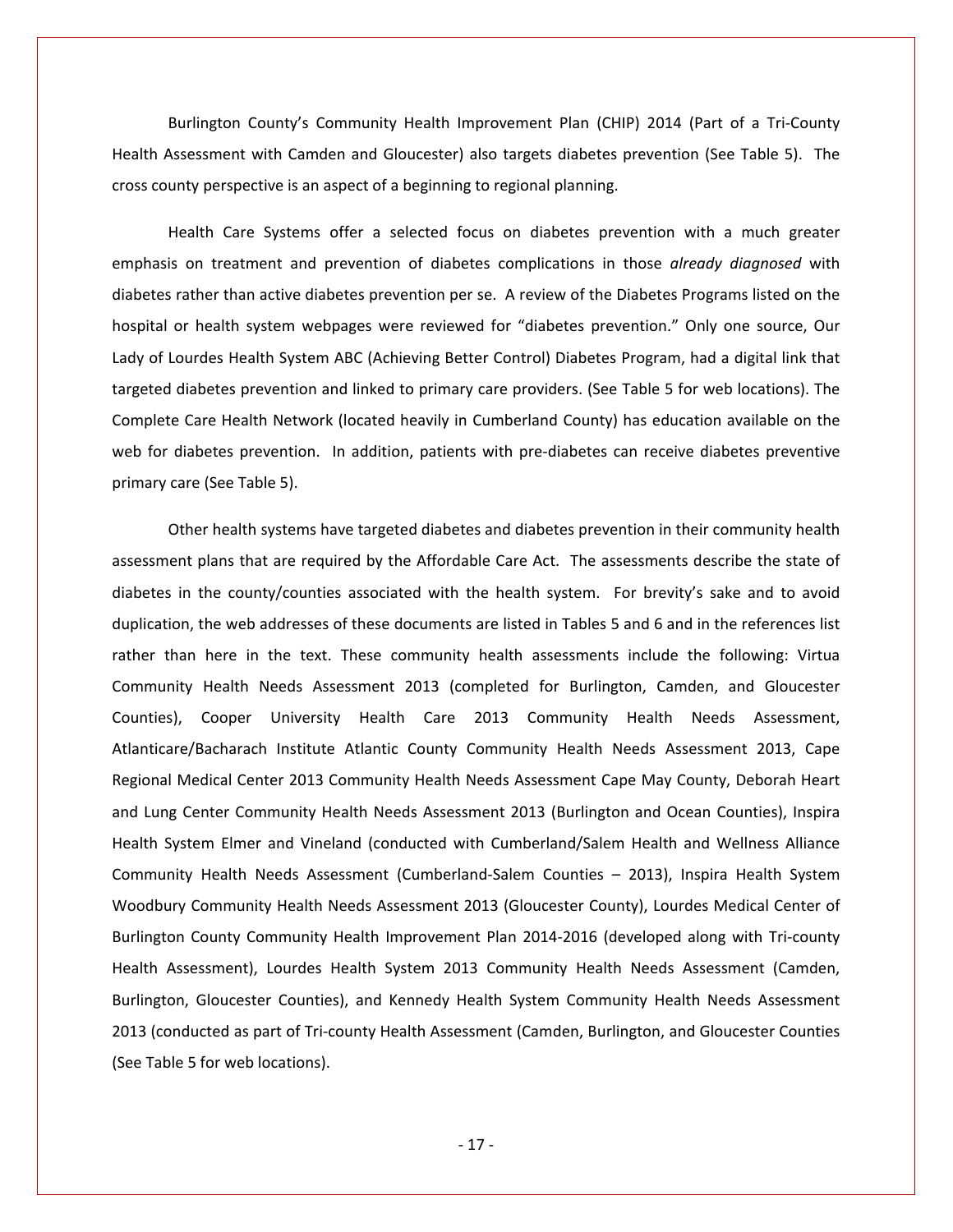Burlington County's Community Health Improvement Plan (CHIP) 2014 (Part of a Tri-County Health Assessment with Camden and Gloucester) also targets diabetes prevention (See Table 5). The cross county perspective is an aspect of a beginning to regional planning.

Health Care Systems offer a selected focus on diabetes prevention with a much greater emphasis on treatment and prevention of diabetes complications in those *already diagnosed* with diabetes rather than active diabetes prevention per se. A review of the Diabetes Programs listed on the hospital or health system webpages were reviewed for "diabetes prevention." Only one source, Our Lady of Lourdes Health System ABC (Achieving Better Control) Diabetes Program, had a digital link that targeted diabetes prevention and linked to primary care providers. (See Table 5 for web locations). The Complete Care Health Network (located heavily in Cumberland County) has education available on the web for diabetes prevention. In addition, patients with pre-diabetes can receive diabetes preventive primary care (See Table 5).

Other health systems have targeted diabetes and diabetes prevention in their community health assessment plans that are required by the Affordable Care Act. The assessments describe the state of diabetes in the county/counties associated with the health system. For brevity's sake and to avoid duplication, the web addresses of these documents are listed in Tables 5 and 6 and in the references list rather than here in the text. These community health assessments include the following: Virtua Community Health Needs Assessment 2013 (completed for Burlington, Camden, and Gloucester Counties), Cooper University Health Care 2013 Community Health Needs Assessment, Atlanticare/Bacharach Institute Atlantic County Community Health Needs Assessment 2013, Cape Regional Medical Center 2013 Community Health Needs Assessment Cape May County, Deborah Heart and Lung Center Community Health Needs Assessment 2013 (Burlington and Ocean Counties), Inspira Health System Elmer and Vineland (conducted with Cumberland/Salem Health and Wellness Alliance Community Health Needs Assessment (Cumberland-Salem Counties – 2013), Inspira Health System Woodbury Community Health Needs Assessment 2013 (Gloucester County), Lourdes Medical Center of Burlington County Community Health Improvement Plan 2014-2016 (developed along with Tri-county Health Assessment), Lourdes Health System 2013 Community Health Needs Assessment (Camden, Burlington, Gloucester Counties), and Kennedy Health System Community Health Needs Assessment 2013 (conducted as part of Tri-county Health Assessment (Camden, Burlington, and Gloucester Counties (See Table 5 for web locations).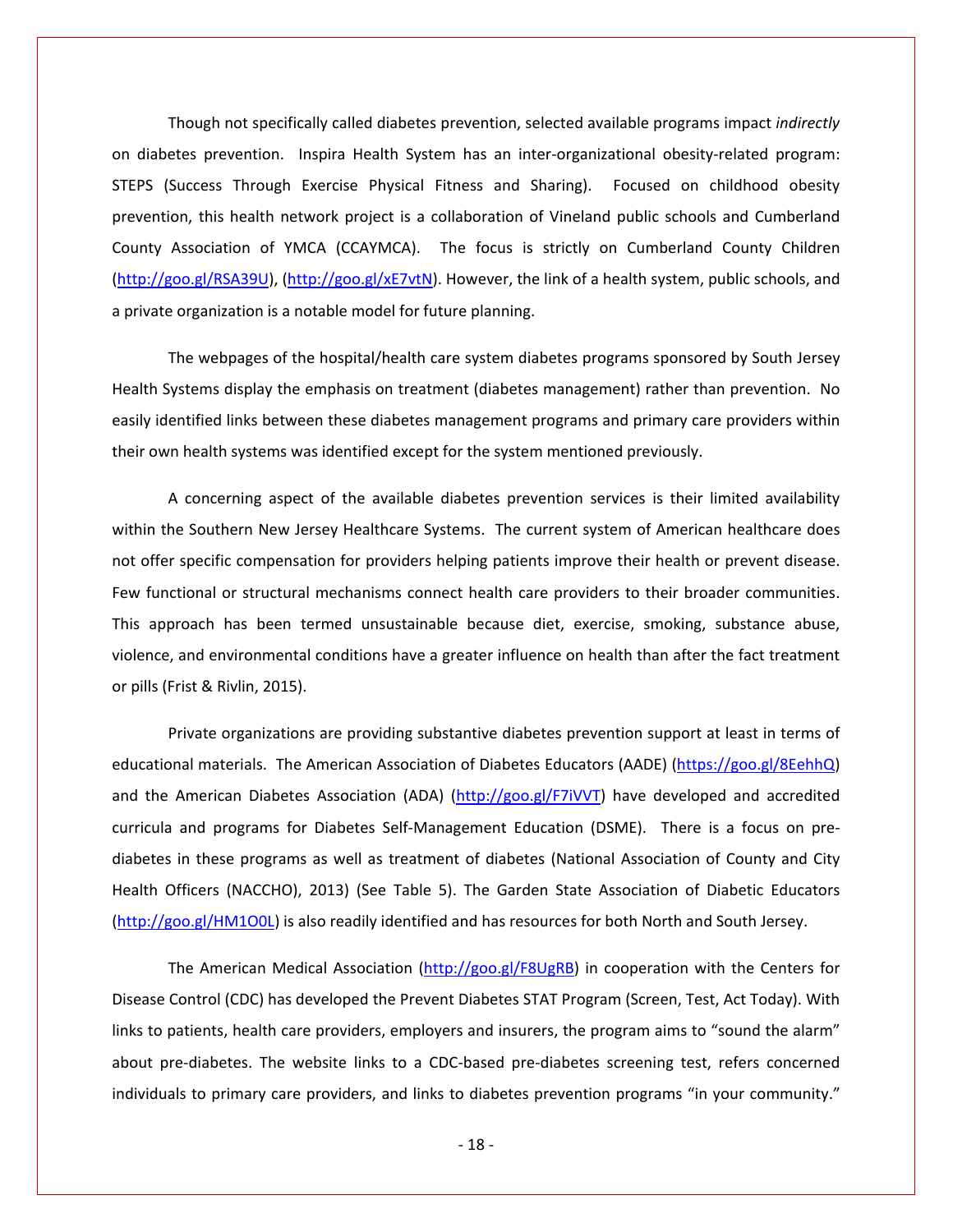Though not specifically called diabetes prevention, selected available programs impact *indirectly* on diabetes prevention. Inspira Health System has an inter-organizational obesity-related program: STEPS (Success Through Exercise Physical Fitness and Sharing). Focused on childhood obesity prevention, this health network project is a collaboration of Vineland public schools and Cumberland County Association of YMCA (CCAYMCA). The focus is strictly on Cumberland County Children (http://goo.gl/RSA39U), (http://goo.gl/xE7vtN). However, the link of a health system, public schools, and a private organization is a notable model for future planning.

The webpages of the hospital/health care system diabetes programs sponsored by South Jersey Health Systems display the emphasis on treatment (diabetes management) rather than prevention. No easily identified links between these diabetes management programs and primary care providers within their own health systems was identified except for the system mentioned previously.

A concerning aspect of the available diabetes prevention services is their limited availability within the Southern New Jersey Healthcare Systems. The current system of American healthcare does not offer specific compensation for providers helping patients improve their health or prevent disease. Few functional or structural mechanisms connect health care providers to their broader communities. This approach has been termed unsustainable because diet, exercise, smoking, substance abuse, violence, and environmental conditions have a greater influence on health than after the fact treatment or pills (Frist & Rivlin, 2015).

Private organizations are providing substantive diabetes prevention support at least in terms of educational materials. The American Association of Diabetes Educators (AADE) (https://goo.gl/8EehhQ) and the American Diabetes Association (ADA) (http://goo.gl/F7iVVT) have developed and accredited curricula and programs for Diabetes Self-Management Education (DSME). There is a focus on pre-diabetes in these programs as well as treatment of diabetes (National Association of County and City Health Officers (NACCHO), 2013) (See Table 5). The Garden State Association of Diabetic Educators (http://goo.gl/HM1O0L) is also readily identified and has resources for both North and South Jersey.

The American Medical Association (http://goo.gl/F8UgRB) in cooperation with the Centers for Disease Control (CDC) has developed the Prevent Diabetes STAT Program (Screen, Test, Act Today). With links to patients, health care providers, employers and insurers, the program aims to "sound the alarm" about pre-diabetes. The website links to a CDC-based pre-diabetes screening test, refers concerned individuals to primary care providers, and links to diabetes prevention programs "in your community."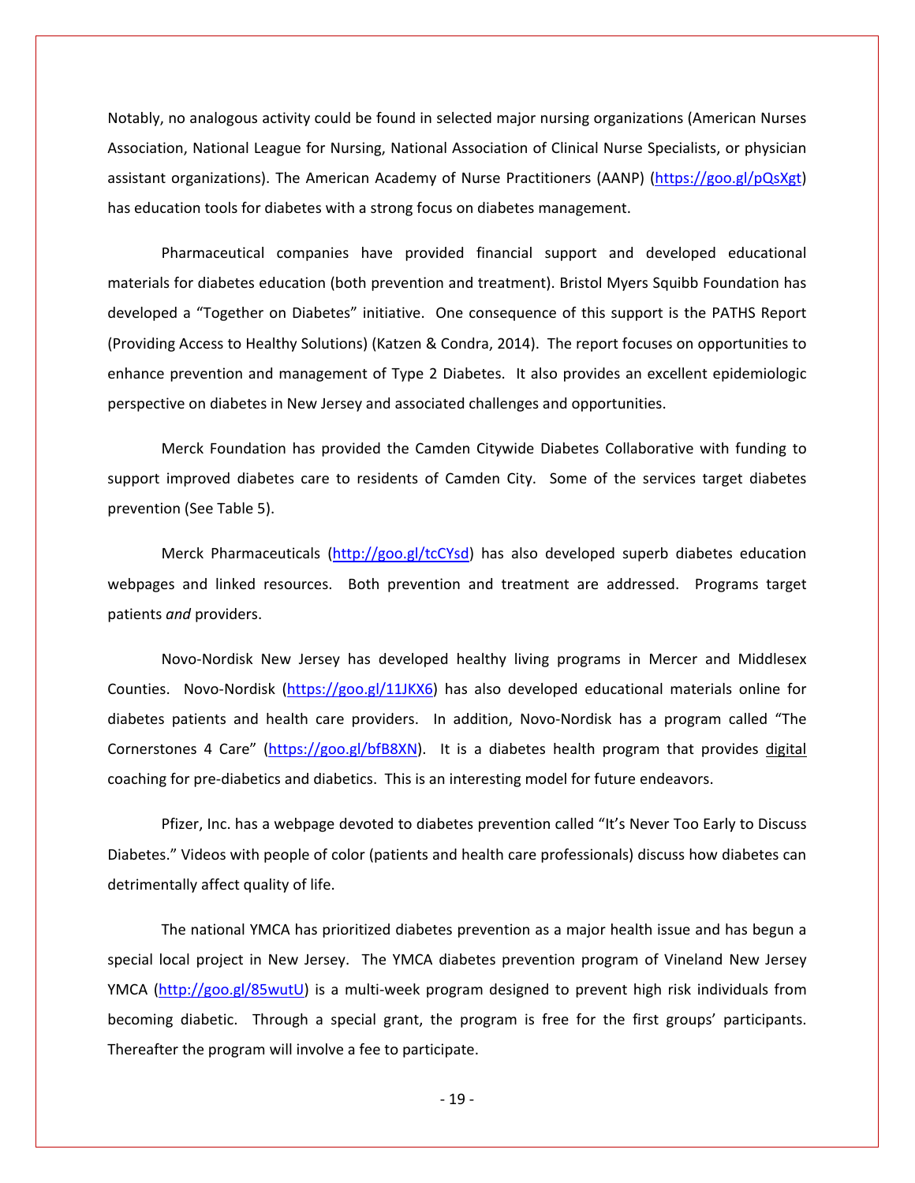Notably, no analogous activity could be found in selected major nursing organizations (American Nurses Association, National League for Nursing, National Association of Clinical Nurse Specialists, or physician assistant organizations). The American Academy of Nurse Practitioners (AANP) (https://goo.gl/pQsXgt) has education tools for diabetes with a strong focus on diabetes management.

Pharmaceutical companies have provided financial support and developed educational materials for diabetes education (both prevention and treatment). Bristol Myers Squibb Foundation has developed a "Together on Diabetes" initiative. One consequence of this support is the PATHS Report (Providing Access to Healthy Solutions) (Katzen & Condra, 2014). The report focuses on opportunities to enhance prevention and management of Type 2 Diabetes. It also provides an excellent epidemiologic perspective on diabetes in New Jersey and associated challenges and opportunities.

Merck Foundation has provided the Camden Citywide Diabetes Collaborative with funding to support improved diabetes care to residents of Camden City. Some of the services target diabetes prevention (See Table 5).

Merck Pharmaceuticals (http://goo.gl/tcCYsd) has also developed superb diabetes education webpages and linked resources. Both prevention and treatment are addressed. Programs target patients *and* providers.

Novo-Nordisk New Jersey has developed healthy living programs in Mercer and Middlesex Counties. Novo-Nordisk (https://goo.gl/11JKX6) has also developed educational materials online for diabetes patients and health care providers. In addition, Novo-Nordisk has a program called "The Cornerstones 4 Care" (https://goo.gl/bfB8XN). It is a diabetes health program that provides digital coaching for pre-diabetics and diabetics. This is an interesting model for future endeavors.

Pfizer, Inc. has a webpage devoted to diabetes prevention called "It's Never Too Early to Discuss Diabetes." Videos with people of color (patients and health care professionals) discuss how diabetes can detrimentally affect quality of life.

The national YMCA has prioritized diabetes prevention as a major health issue and has begun a special local project in New Jersey. The YMCA diabetes prevention program of Vineland New Jersey YMCA (http://goo.gl/85wutU) is a multi-week program designed to prevent high risk individuals from becoming diabetic. Through a special grant, the program is free for the first groups' participants. Thereafter the program will involve a fee to participate.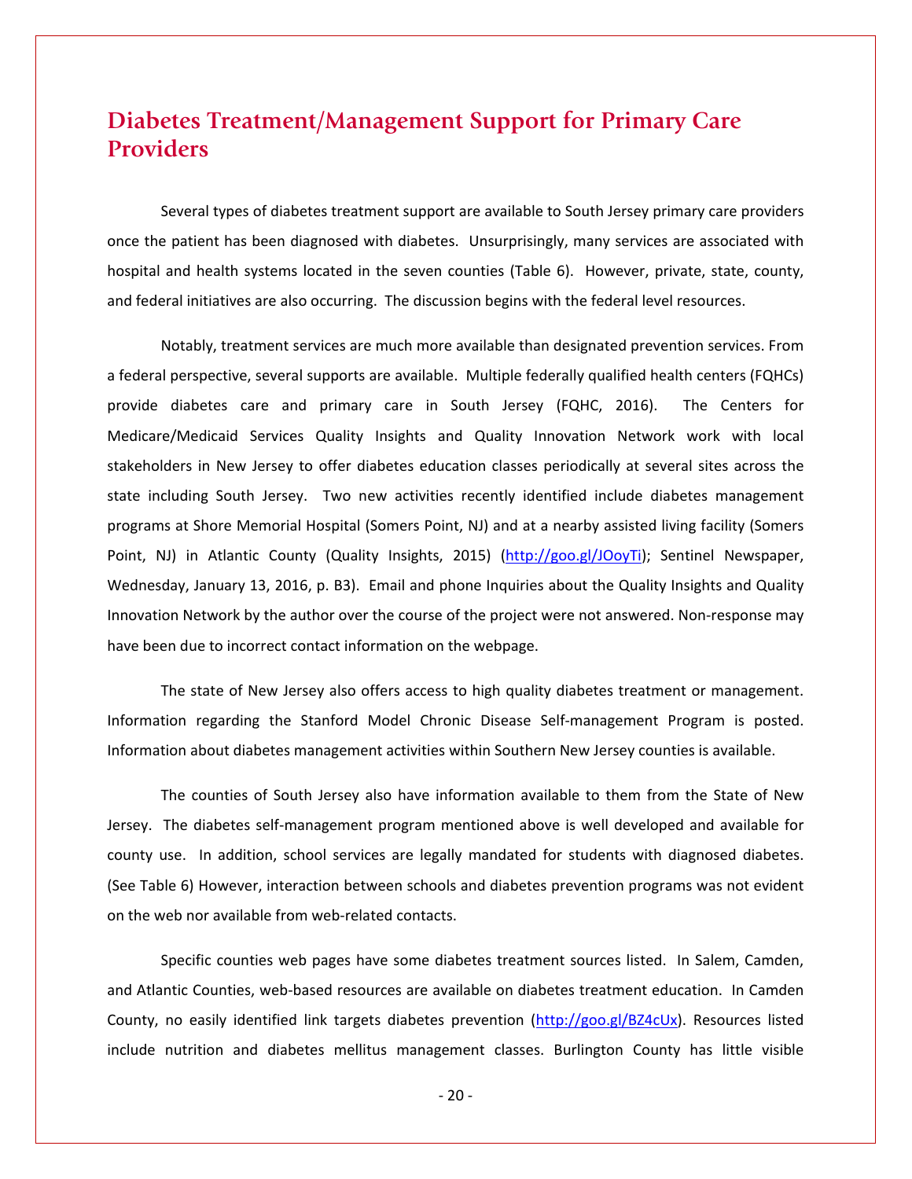# Diabetes Treatment/Management Support for Primary Care Providers

Several types of diabetes treatment support are available to South Jersey primary care providers once the patient has been diagnosed with diabetes. Unsurprisingly, many services are associated with hospital and health systems located in the seven counties (Table 6). However, private, state, county, and federal initiatives are also occurring. The discussion begins with the federal level resources.

Notably, treatment services are much more available than designated prevention services. From a federal perspective, several supports are available. Multiple federally qualified health centers (FQHCs) provide diabetes care and primary care in South Jersey (FQHC, 2016). The Centers for Medicare/Medicaid Services Quality Insights and Quality Innovation Network work with local stakeholders in New Jersey to offer diabetes education classes periodically at several sites across the state including South Jersey. Two new activities recently identified include diabetes management programs at Shore Memorial Hospital (Somers Point, NJ) and at a nearby assisted living facility (Somers Point, NJ) in Atlantic County (Quality Insights, 2015) (http://goo.gl/JOoyTi); Sentinel Newspaper, Wednesday, January 13, 2016, p. B3). Email and phone Inquiries about the Quality Insights and Quality Innovation Network by the author over the course of the project were not answered. Non-response may have been due to incorrect contact information on the webpage.

The state of New Jersey also offers access to high quality diabetes treatment or management. Information regarding the Stanford Model Chronic Disease Self-management Program is posted. Information about diabetes management activities within Southern New Jersey counties is available.

The counties of South Jersey also have information available to them from the State of New Jersey. The diabetes self-management program mentioned above is well developed and available for county use. In addition, school services are legally mandated for students with diagnosed diabetes. (See Table 6) However, interaction between schools and diabetes prevention programs was not evident on the web nor available from web-related contacts.

Specific counties web pages have some diabetes treatment sources listed. In Salem, Camden, and Atlantic Counties, web-based resources are available on diabetes treatment education. In Camden County, no easily identified link targets diabetes prevention (http://goo.gl/BZ4cUx). Resources listed include nutrition and diabetes mellitus management classes. Burlington County has little visible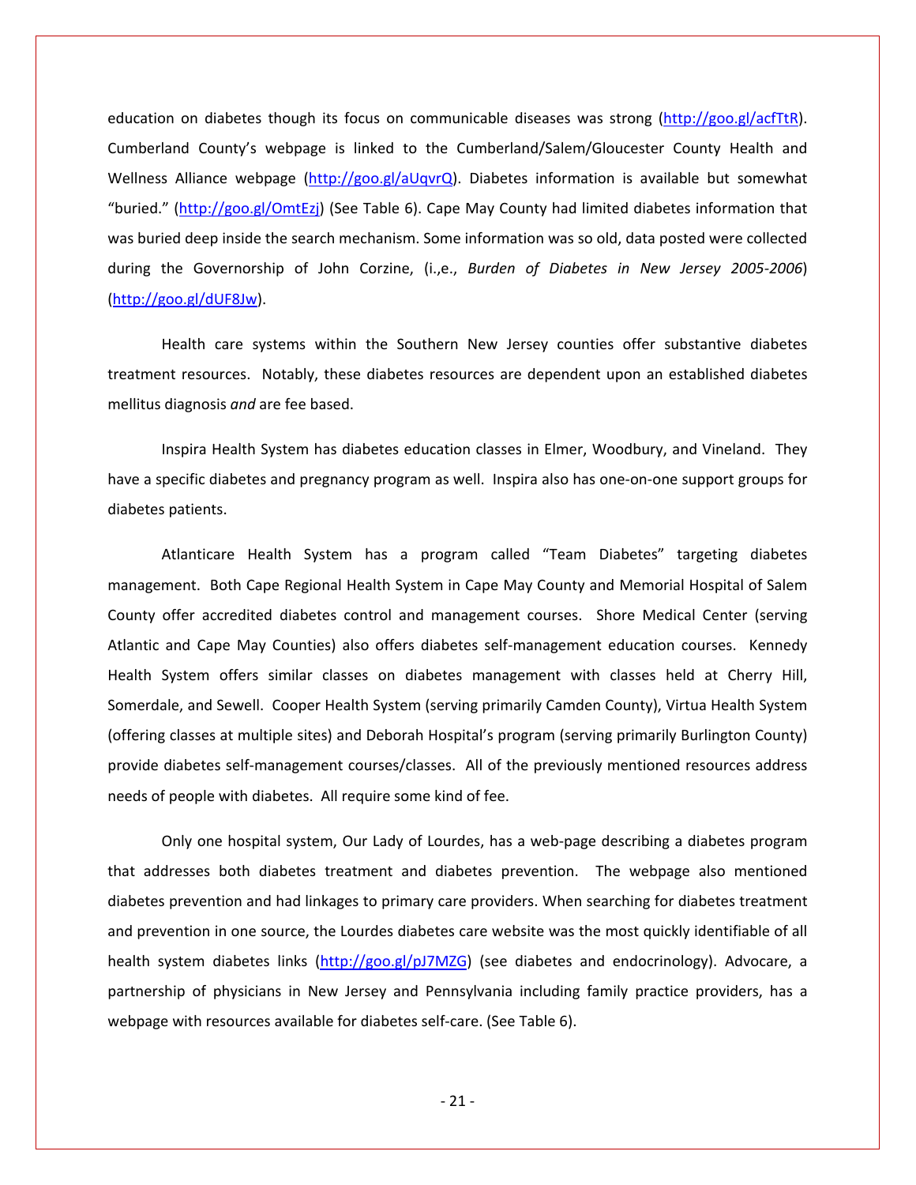education on diabetes though its focus on communicable diseases was strong (http://goo.gl/acfTtR). Cumberland County's webpage is linked to the Cumberland/Salem/Gloucester County Health and Wellness Alliance webpage (http://goo.gl/aUqvrQ). Diabetes information is available but somewhat "buried." (http://goo.gl/OmtEzj) (See Table 6). Cape May County had limited diabetes information that was buried deep inside the search mechanism. Some information was so old, data posted were collected during the Governorship of John Corzine, (i.,e., *Burden of Diabetes in New Jersey 2005-2006*) (http://goo.gl/dUF8Jw).

Health care systems within the Southern New Jersey counties offer substantive diabetes treatment resources. Notably, these diabetes resources are dependent upon an established diabetes mellitus diagnosis *and* are fee based.

Inspira Health System has diabetes education classes in Elmer, Woodbury, and Vineland. They have a specific diabetes and pregnancy program as well. Inspira also has one-on-one support groups for diabetes patients.

Atlanticare Health System has a program called "Team Diabetes" targeting diabetes management. Both Cape Regional Health System in Cape May County and Memorial Hospital of Salem County offer accredited diabetes control and management courses. Shore Medical Center (serving Atlantic and Cape May Counties) also offers diabetes self-management education courses. Kennedy Health System offers similar classes on diabetes management with classes held at Cherry Hill, Somerdale, and Sewell. Cooper Health System (serving primarily Camden County), Virtua Health System (offering classes at multiple sites) and Deborah Hospital's program (serving primarily Burlington County) provide diabetes self-management courses/classes. All of the previously mentioned resources address needs of people with diabetes. All require some kind of fee.

Only one hospital system, Our Lady of Lourdes, has a web-page describing a diabetes program that addresses both diabetes treatment and diabetes prevention. The webpage also mentioned diabetes prevention and had linkages to primary care providers. When searching for diabetes treatment and prevention in one source, the Lourdes diabetes care website was the most quickly identifiable of all health system diabetes links (http://goo.gl/pJ7MZG) (see diabetes and endocrinology). Advocare, a partnership of physicians in New Jersey and Pennsylvania including family practice providers, has a webpage with resources available for diabetes self-care. (See Table 6).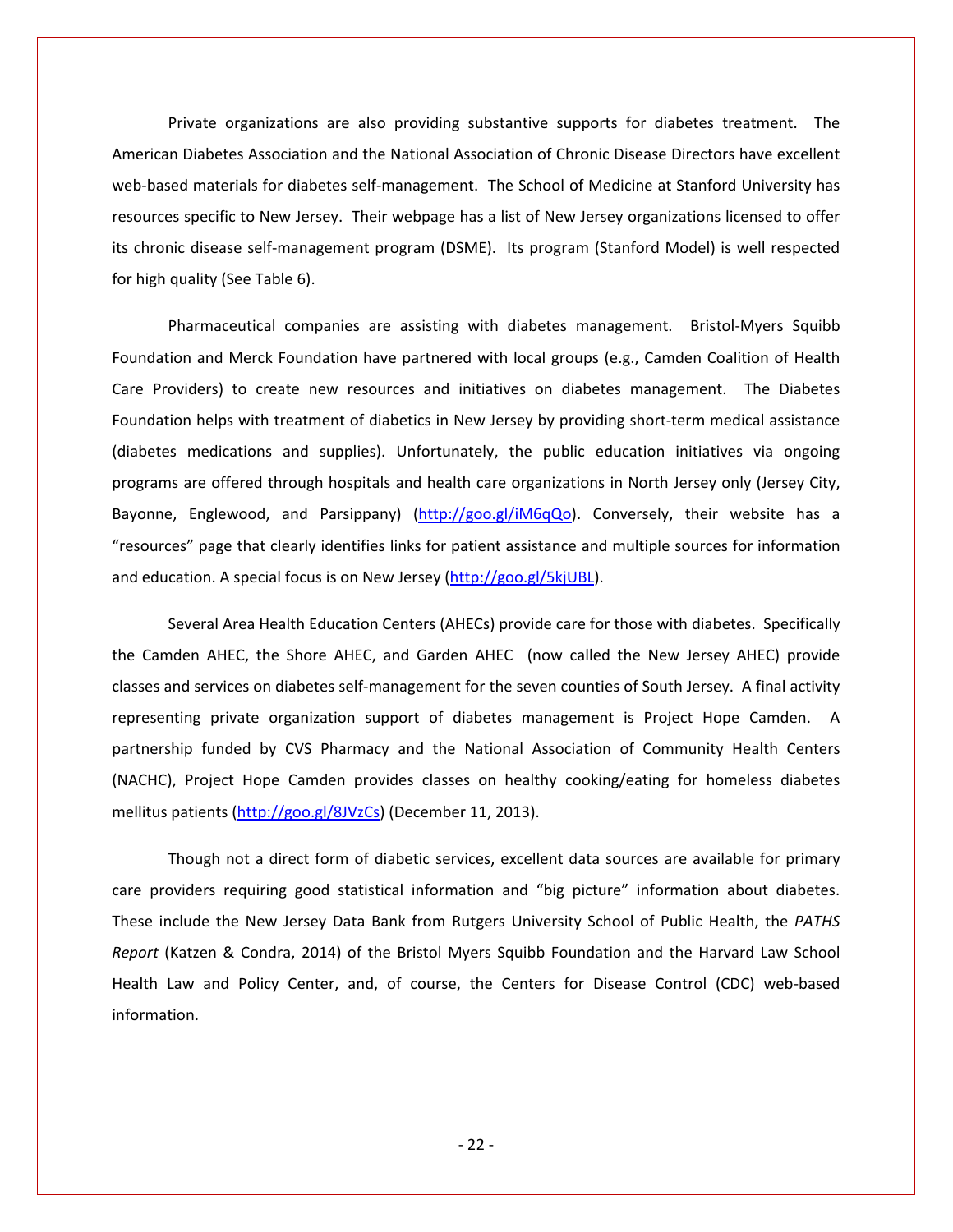Private organizations are also providing substantive supports for diabetes treatment. The American Diabetes Association and the National Association of Chronic Disease Directors have excellent web-based materials for diabetes self-management. The School of Medicine at Stanford University has resources specific to New Jersey. Their webpage has a list of New Jersey organizations licensed to offer its chronic disease self-management program (DSME). Its program (Stanford Model) is well respected for high quality (See Table 6).

Pharmaceutical companies are assisting with diabetes management. Bristol-Myers Squibb Foundation and Merck Foundation have partnered with local groups (e.g., Camden Coalition of Health Care Providers) to create new resources and initiatives on diabetes management. The Diabetes Foundation helps with treatment of diabetics in New Jersey by providing short-term medical assistance (diabetes medications and supplies). Unfortunately, the public education initiatives via ongoing programs are offered through hospitals and health care organizations in North Jersey only (Jersey City, Bayonne, Englewood, and Parsippany) (http://goo.gl/iM6qQo). Conversely, their website has a "resources" page that clearly identifies links for patient assistance and multiple sources for information and education. A special focus is on New Jersey (http://goo.gl/5kjUBL).

Several Area Health Education Centers (AHECs) provide care for those with diabetes. Specifically the Camden AHEC, the Shore AHEC, and Garden AHEC (now called the New Jersey AHEC) provide classes and services on diabetes self-management for the seven counties of South Jersey. A final activity representing private organization support of diabetes management is Project Hope Camden. A partnership funded by CVS Pharmacy and the National Association of Community Health Centers (NACHC), Project Hope Camden provides classes on healthy cooking/eating for homeless diabetes mellitus patients (http://goo.gl/8JVzCs) (December 11, 2013).

Though not a direct form of diabetic services, excellent data sources are available for primary care providers requiring good statistical information and "big picture" information about diabetes. These include the New Jersey Data Bank from Rutgers University School of Public Health, the *PATHS Report* (Katzen & Condra, 2014) of the Bristol Myers Squibb Foundation and the Harvard Law School Health Law and Policy Center, and, of course, the Centers for Disease Control (CDC) web-based information.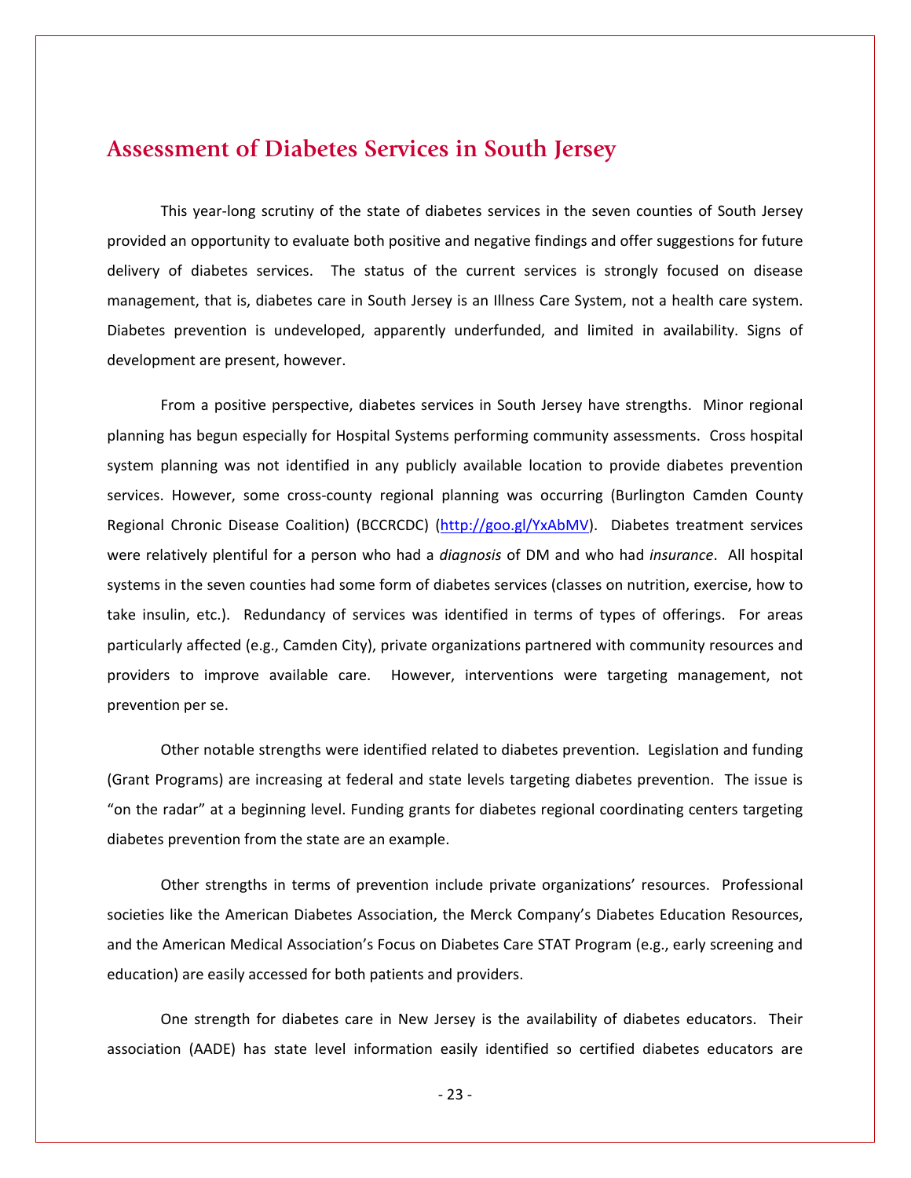## Assessment of Diabetes Services in South Jersey

This year-long scrutiny of the state of diabetes services in the seven counties of South Jersey provided an opportunity to evaluate both positive and negative findings and offer suggestions for future delivery of diabetes services. The status of the current services is strongly focused on disease management, that is, diabetes care in South Jersey is an Illness Care System, not a health care system. Diabetes prevention is undeveloped, apparently underfunded, and limited in availability. Signs of development are present, however.

From a positive perspective, diabetes services in South Jersey have strengths. Minor regional planning has begun especially for Hospital Systems performing community assessments. Cross hospital system planning was not identified in any publicly available location to provide diabetes prevention services. However, some cross-county regional planning was occurring (Burlington Camden County Regional Chronic Disease Coalition) (BCCRCDC) (http://goo.gl/YxAbMV). Diabetes treatment services were relatively plentiful for a person who had a *diagnosis* of DM and who had *insurance*. All hospital systems in the seven counties had some form of diabetes services (classes on nutrition, exercise, how to take insulin, etc.). Redundancy of services was identified in terms of types of offerings. For areas particularly affected (e.g., Camden City), private organizations partnered with community resources and providers to improve available care. However, interventions were targeting management, not prevention per se.

Other notable strengths were identified related to diabetes prevention. Legislation and funding (Grant Programs) are increasing at federal and state levels targeting diabetes prevention. The issue is "on the radar" at a beginning level. Funding grants for diabetes regional coordinating centers targeting diabetes prevention from the state are an example.

Other strengths in terms of prevention include private organizations' resources. Professional societies like the American Diabetes Association, the Merck Company's Diabetes Education Resources, and the American Medical Association's Focus on Diabetes Care STAT Program (e.g., early screening and education) are easily accessed for both patients and providers.

One strength for diabetes care in New Jersey is the availability of diabetes educators. Their association (AADE) has state level information easily identified so certified diabetes educators are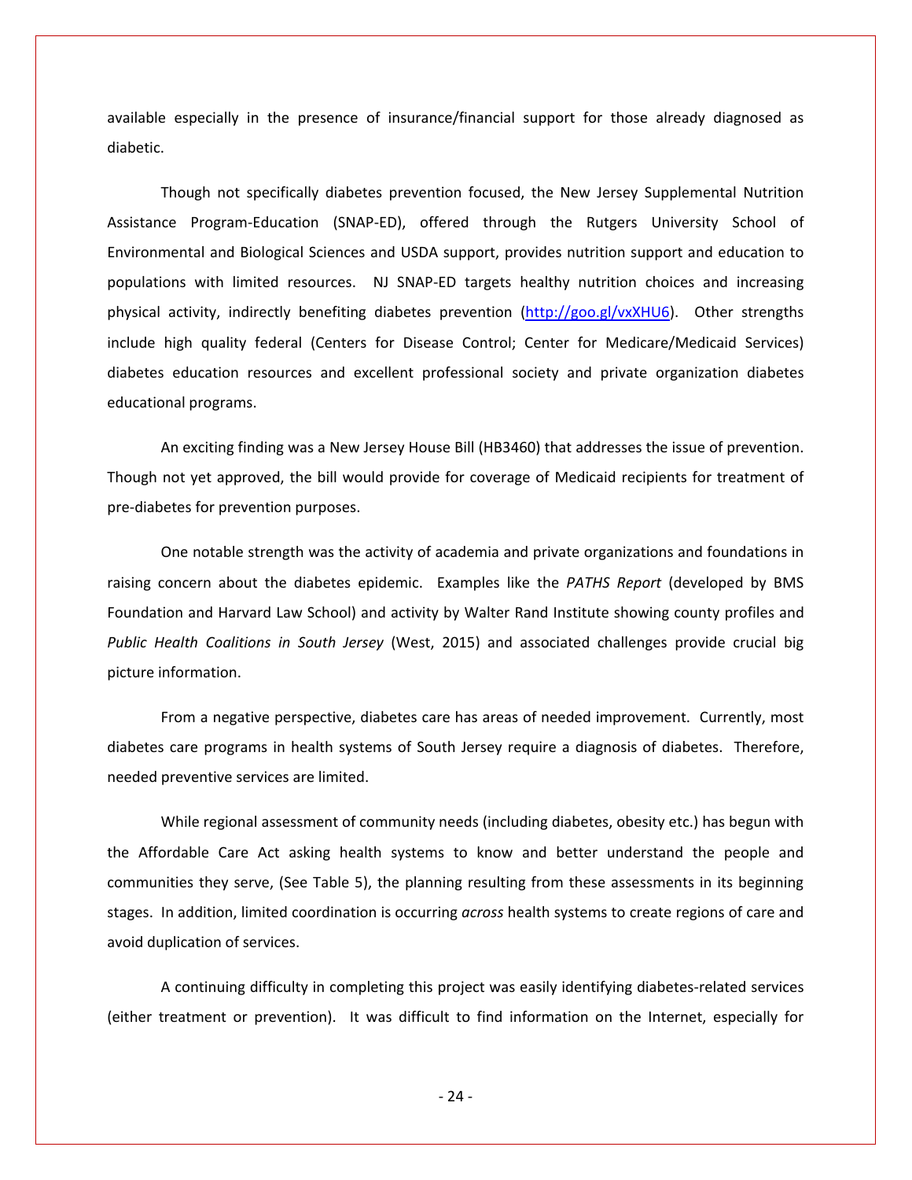available especially in the presence of insurance/financial support for those already diagnosed as diabetic.

Though not specifically diabetes prevention focused, the New Jersey Supplemental Nutrition Assistance Program-Education (SNAP-ED), offered through the Rutgers University School of Environmental and Biological Sciences and USDA support, provides nutrition support and education to populations with limited resources. NJ SNAP-ED targets healthy nutrition choices and increasing physical activity, indirectly benefiting diabetes prevention (http://goo.gl/vxXHU6). Other strengths include high quality federal (Centers for Disease Control; Center for Medicare/Medicaid Services) diabetes education resources and excellent professional society and private organization diabetes educational programs.

An exciting finding was a New Jersey House Bill (HB3460) that addresses the issue of prevention. Though not yet approved, the bill would provide for coverage of Medicaid recipients for treatment of pre-diabetes for prevention purposes.

One notable strength was the activity of academia and private organizations and foundations in raising concern about the diabetes epidemic. Examples like the *PATHS Report* (developed by BMS Foundation and Harvard Law School) and activity by Walter Rand Institute showing county profiles and *Public Health Coalitions in South Jersey* (West, 2015) and associated challenges provide crucial big picture information.

From a negative perspective, diabetes care has areas of needed improvement. Currently, most diabetes care programs in health systems of South Jersey require a diagnosis of diabetes. Therefore, needed preventive services are limited.

While regional assessment of community needs (including diabetes, obesity etc.) has begun with the Affordable Care Act asking health systems to know and better understand the people and communities they serve, (See Table 5), the planning resulting from these assessments in its beginning stages. In addition, limited coordination is occurring *across* health systems to create regions of care and avoid duplication of services.

A continuing difficulty in completing this project was easily identifying diabetes-related services (either treatment or prevention). It was difficult to find information on the Internet, especially for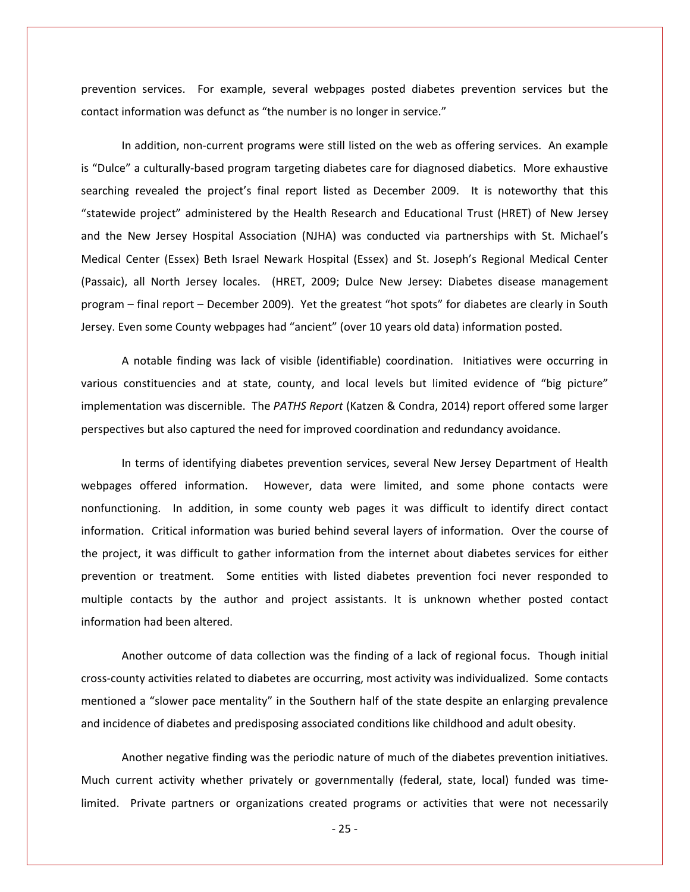prevention services. For example, several webpages posted diabetes prevention services but the contact information was defunct as "the number is no longer in service."

In addition, non-current programs were still listed on the web as offering services. An example is "Dulce" a culturally-based program targeting diabetes care for diagnosed diabetics. More exhaustive searching revealed the project's final report listed as December 2009. It is noteworthy that this "statewide project" administered by the Health Research and Educational Trust (HRET) of New Jersey and the New Jersey Hospital Association (NJHA) was conducted via partnerships with St. Michael's Medical Center (Essex) Beth Israel Newark Hospital (Essex) and St. Joseph's Regional Medical Center (Passaic), all North Jersey locales. (HRET, 2009; Dulce New Jersey: Diabetes disease management program – final report – December 2009). Yet the greatest "hot spots" for diabetes are clearly in South Jersey. Even some County webpages had "ancient" (over 10 years old data) information posted.

A notable finding was lack of visible (identifiable) coordination. Initiatives were occurring in various constituencies and at state, county, and local levels but limited evidence of "big picture" implementation was discernible. The *PATHS Report* (Katzen & Condra, 2014) report offered some larger perspectives but also captured the need for improved coordination and redundancy avoidance.

In terms of identifying diabetes prevention services, several New Jersey Department of Health webpages offered information. However, data were limited, and some phone contacts were nonfunctioning. In addition, in some county web pages it was difficult to identify direct contact information. Critical information was buried behind several layers of information. Over the course of the project, it was difficult to gather information from the internet about diabetes services for either prevention or treatment. Some entities with listed diabetes prevention foci never responded to multiple contacts by the author and project assistants. It is unknown whether posted contact information had been altered.

Another outcome of data collection was the finding of a lack of regional focus. Though initial cross-county activities related to diabetes are occurring, most activity was individualized. Some contacts mentioned a "slower pace mentality" in the Southern half of the state despite an enlarging prevalence and incidence of diabetes and predisposing associated conditions like childhood and adult obesity.

Another negative finding was the periodic nature of much of the diabetes prevention initiatives. Much current activity whether privately or governmentally (federal, state, local) funded was time-limited. Private partners or organizations created programs or activities that were not necessarily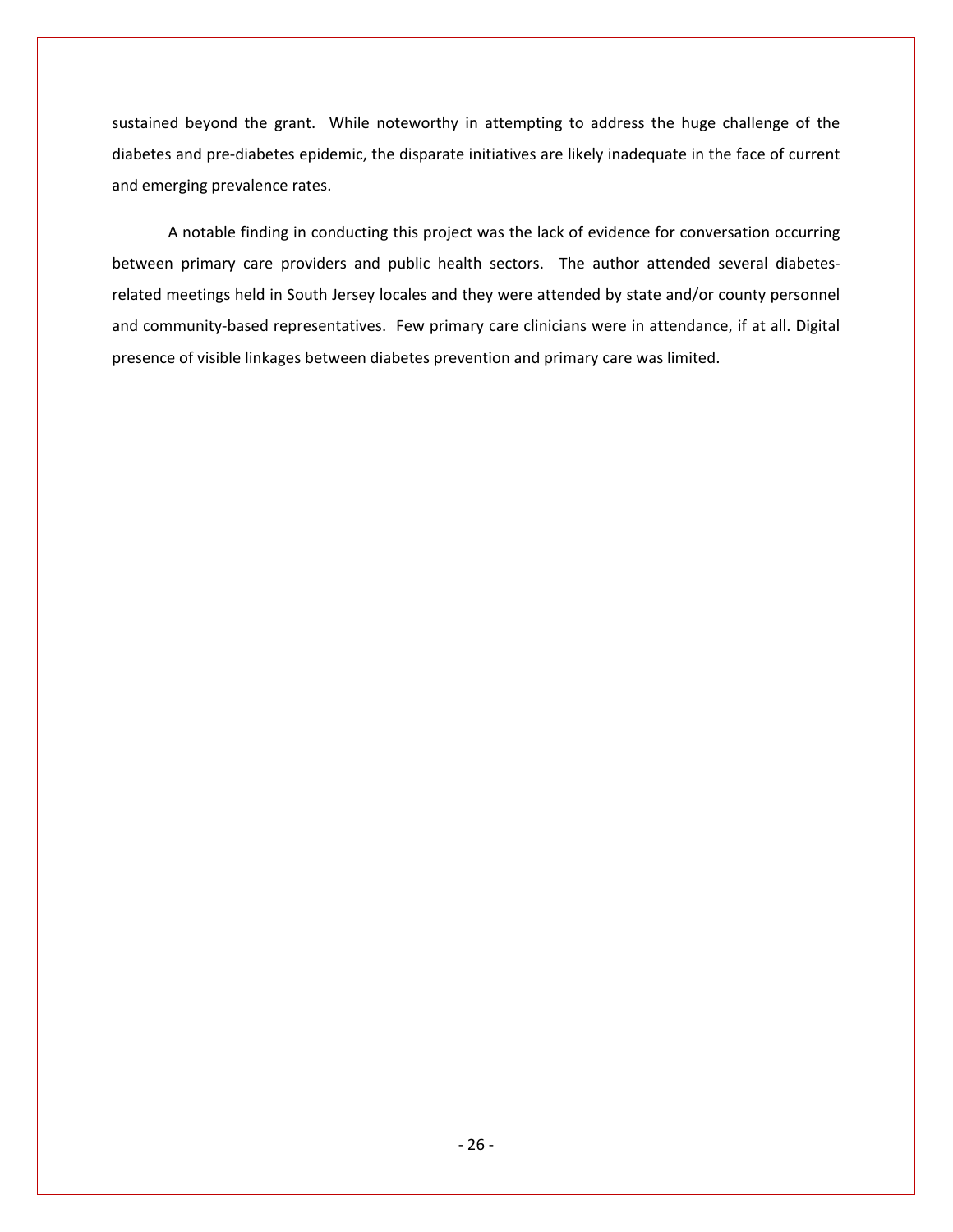sustained beyond the grant. While noteworthy in attempting to address the huge challenge of the diabetes and pre-diabetes epidemic, the disparate initiatives are likely inadequate in the face of current and emerging prevalence rates.

A notable finding in conducting this project was the lack of evidence for conversation occurring between primary care providers and public health sectors. The author attended several diabetes-related meetings held in South Jersey locales and they were attended by state and/or county personnel and community-based representatives. Few primary care clinicians were in attendance, if at all. Digital presence of visible linkages between diabetes prevention and primary care was limited.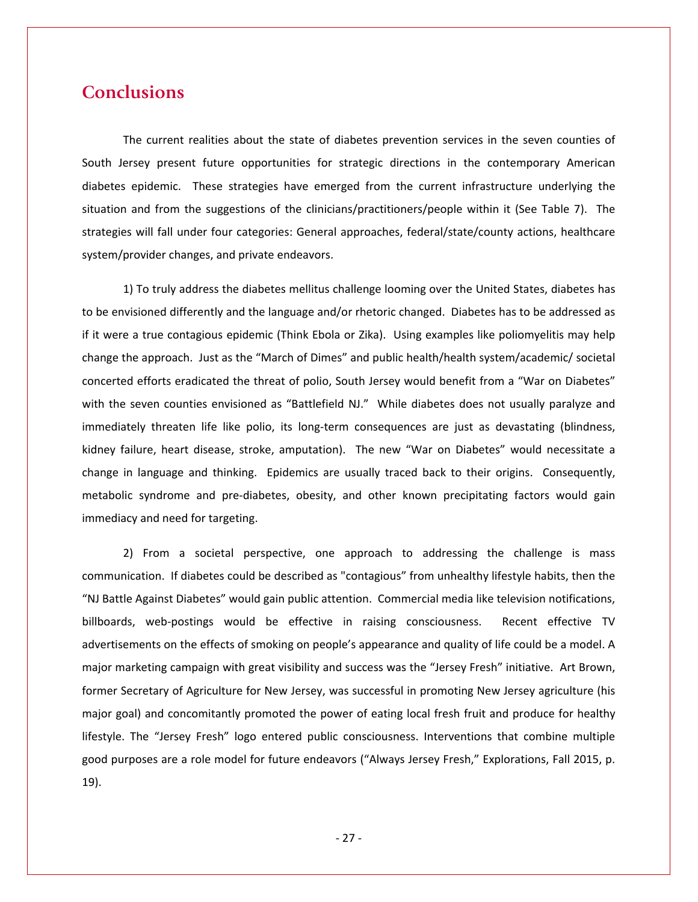## Conclusions

The current realities about the state of diabetes prevention services in the seven counties of South Jersey present future opportunities for strategic directions in the contemporary American diabetes epidemic. These strategies have emerged from the current infrastructure underlying the situation and from the suggestions of the clinicians/practitioners/people within it (See Table 7). The strategies will fall under four categories: General approaches, federal/state/county actions, healthcare system/provider changes, and private endeavors.

1) To truly address the diabetes mellitus challenge looming over the United States, diabetes has to be envisioned differently and the language and/or rhetoric changed. Diabetes has to be addressed as if it were a true contagious epidemic (Think Ebola or Zika). Using examples like poliomyelitis may help change the approach. Just as the "March of Dimes" and public health/health system/academic/ societal concerted efforts eradicated the threat of polio, South Jersey would benefit from a "War on Diabetes" with the seven counties envisioned as "Battlefield NJ." While diabetes does not usually paralyze and immediately threaten life like polio, its long-term consequences are just as devastating (blindness, kidney failure, heart disease, stroke, amputation). The new "War on Diabetes" would necessitate a change in language and thinking. Epidemics are usually traced back to their origins. Consequently, metabolic syndrome and pre-diabetes, obesity, and other known precipitating factors would gain immediacy and need for targeting.

2) From a societal perspective, one approach to addressing the challenge is mass communication. If diabetes could be described as "contagious" from unhealthy lifestyle habits, then the "NJ Battle Against Diabetes" would gain public attention. Commercial media like television notifications, billboards, web-postings would be effective in raising consciousness. Recent effective TV advertisements on the effects of smoking on people's appearance and quality of life could be a model. A major marketing campaign with great visibility and success was the "Jersey Fresh" initiative. Art Brown, former Secretary of Agriculture for New Jersey, was successful in promoting New Jersey agriculture (his major goal) and concomitantly promoted the power of eating local fresh fruit and produce for healthy lifestyle. The "Jersey Fresh" logo entered public consciousness. Interventions that combine multiple good purposes are a role model for future endeavors ("Always Jersey Fresh," Explorations, Fall 2015, p. 19).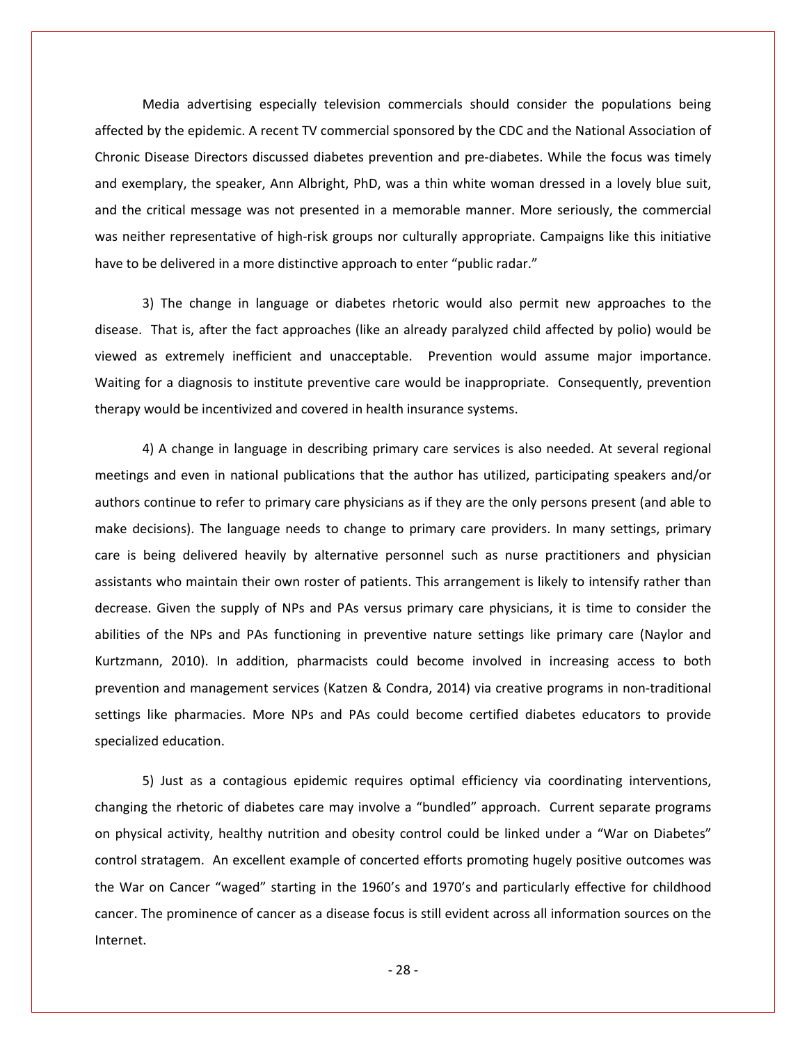Media advertising especially television commercials should consider the populations being affected by the epidemic. A recent TV commercial sponsored by the CDC and the National Association of Chronic Disease Directors discussed diabetes prevention and pre-diabetes. While the focus was timely and exemplary, the speaker, Ann Albright, PhD, was a thin white woman dressed in a lovely blue suit, and the critical message was not presented in a memorable manner. More seriously, the commercial was neither representative of high-risk groups nor culturally appropriate. Campaigns like this initiative have to be delivered in a more distinctive approach to enter "public radar."

3) The change in language or diabetes rhetoric would also permit new approaches to the disease. That is, after the fact approaches (like an already paralyzed child affected by polio) would be viewed as extremely inefficient and unacceptable. Prevention would assume major importance. Waiting for a diagnosis to institute preventive care would be inappropriate. Consequently, prevention therapy would be incentivized and covered in health insurance systems.

4) A change in language in describing primary care services is also needed. At several regional meetings and even in national publications that the author has utilized, participating speakers and/or authors continue to refer to primary care physicians as if they are the only persons present (and able to make decisions). The language needs to change to primary care providers. In many settings, primary care is being delivered heavily by alternative personnel such as nurse practitioners and physician assistants who maintain their own roster of patients. This arrangement is likely to intensify rather than decrease. Given the supply of NPs and PAs versus primary care physicians, it is time to consider the abilities of the NPs and PAs functioning in preventive nature settings like primary care (Naylor and Kurtzmann, 2010). In addition, pharmacists could become involved in increasing access to both prevention and management services (Katzen & Condra, 2014) via creative programs in non-traditional settings like pharmacies. More NPs and PAs could become certified diabetes educators to provide specialized education.

5) Just as a contagious epidemic requires optimal efficiency via coordinating interventions, changing the rhetoric of diabetes care may involve a "bundled" approach. Current separate programs on physical activity, healthy nutrition and obesity control could be linked under a "War on Diabetes" control stratagem. An excellent example of concerted efforts promoting hugely positive outcomes was the War on Cancer "waged" starting in the 1960's and 1970's and particularly effective for childhood cancer. The prominence of cancer as a disease focus is still evident across all information sources on the Internet.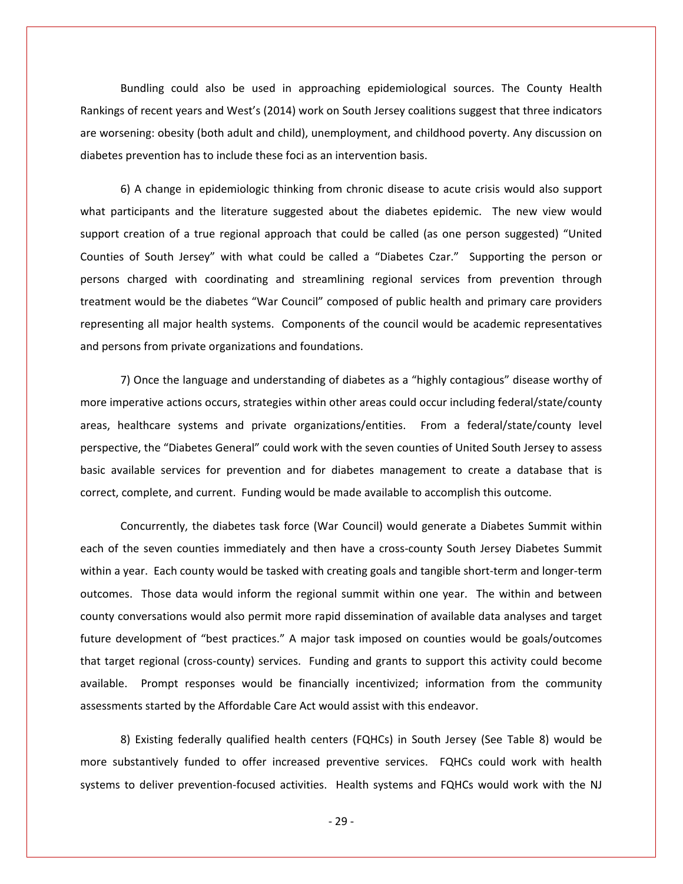Bundling could also be used in approaching epidemiological sources. The County Health Rankings of recent years and West's (2014) work on South Jersey coalitions suggest that three indicators are worsening: obesity (both adult and child), unemployment, and childhood poverty. Any discussion on diabetes prevention has to include these foci as an intervention basis.

6) A change in epidemiologic thinking from chronic disease to acute crisis would also support what participants and the literature suggested about the diabetes epidemic. The new view would support creation of a true regional approach that could be called (as one person suggested) "United Counties of South Jersey" with what could be called a "Diabetes Czar." Supporting the person or persons charged with coordinating and streamlining regional services from prevention through treatment would be the diabetes "War Council" composed of public health and primary care providers representing all major health systems. Components of the council would be academic representatives and persons from private organizations and foundations.

7) Once the language and understanding of diabetes as a "highly contagious" disease worthy of more imperative actions occurs, strategies within other areas could occur including federal/state/county areas, healthcare systems and private organizations/entities. From a federal/state/county level perspective, the "Diabetes General" could work with the seven counties of United South Jersey to assess basic available services for prevention and for diabetes management to create a database that is correct, complete, and current. Funding would be made available to accomplish this outcome.

Concurrently, the diabetes task force (War Council) would generate a Diabetes Summit within each of the seven counties immediately and then have a cross-county South Jersey Diabetes Summit within a year. Each county would be tasked with creating goals and tangible short-term and longer-term outcomes. Those data would inform the regional summit within one year. The within and between county conversations would also permit more rapid dissemination of available data analyses and target future development of "best practices." A major task imposed on counties would be goals/outcomes that target regional (cross-county) services. Funding and grants to support this activity could become available. Prompt responses would be financially incentivized; information from the community assessments started by the Affordable Care Act would assist with this endeavor.

8) Existing federally qualified health centers (FQHCs) in South Jersey (See Table 8) would be more substantively funded to offer increased preventive services. FQHCs could work with health systems to deliver prevention-focused activities. Health systems and FQHCs would work with the NJ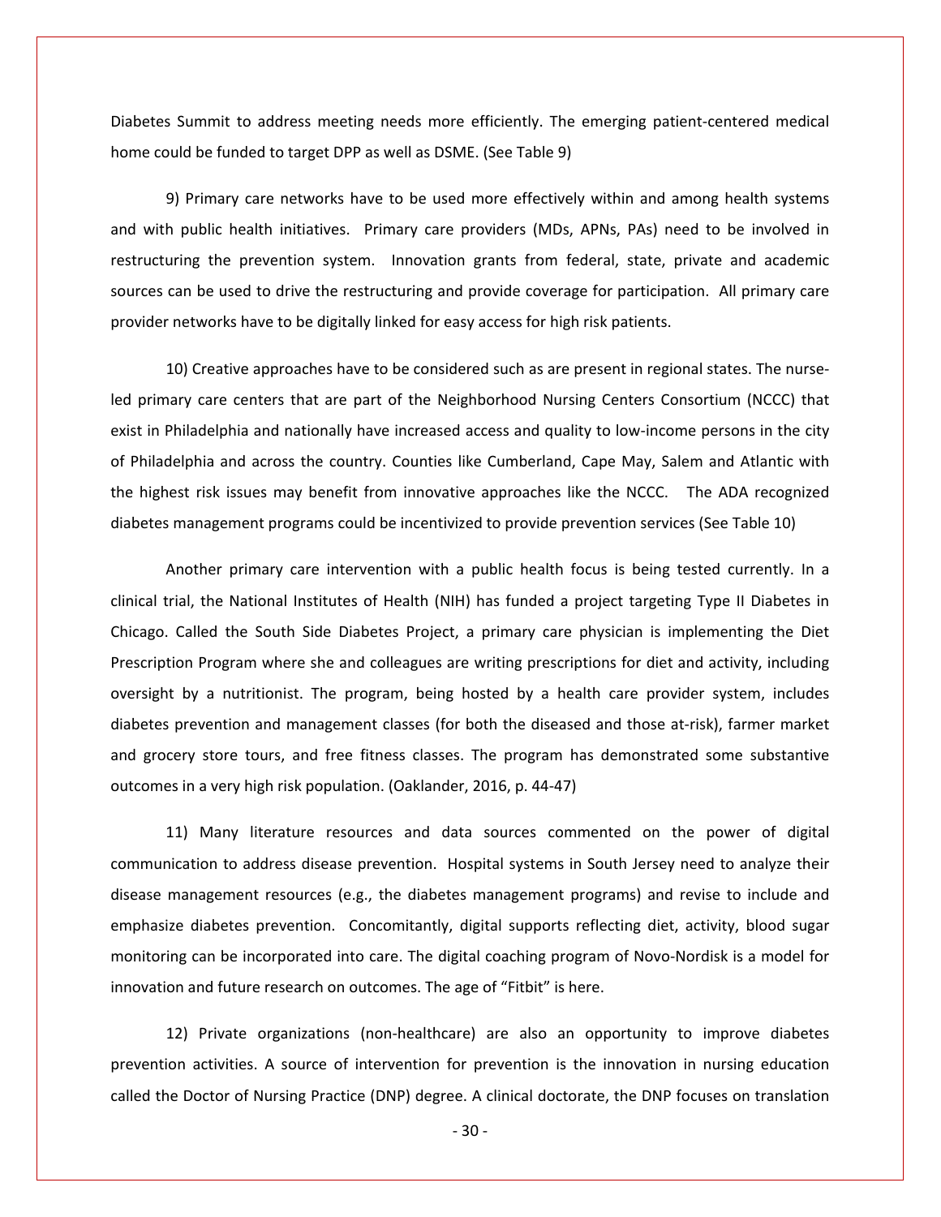Diabetes Summit to address meeting needs more efficiently. The emerging patient-centered medical home could be funded to target DPP as well as DSME. (See Table 9)

9) Primary care networks have to be used more effectively within and among health systems and with public health initiatives. Primary care providers (MDs, APNs, PAs) need to be involved in restructuring the prevention system. Innovation grants from federal, state, private and academic sources can be used to drive the restructuring and provide coverage for participation. All primary care provider networks have to be digitally linked for easy access for high risk patients.

10) Creative approaches have to be considered such as are present in regional states. The nurse-led primary care centers that are part of the Neighborhood Nursing Centers Consortium (NCCC) that exist in Philadelphia and nationally have increased access and quality to low-income persons in the city of Philadelphia and across the country. Counties like Cumberland, Cape May, Salem and Atlantic with the highest risk issues may benefit from innovative approaches like the NCCC. The ADA recognized diabetes management programs could be incentivized to provide prevention services (See Table 10)

Another primary care intervention with a public health focus is being tested currently. In a clinical trial, the National Institutes of Health (NIH) has funded a project targeting Type II Diabetes in Chicago. Called the South Side Diabetes Project, a primary care physician is implementing the Diet Prescription Program where she and colleagues are writing prescriptions for diet and activity, including oversight by a nutritionist. The program, being hosted by a health care provider system, includes diabetes prevention and management classes (for both the diseased and those at-risk), farmer market and grocery store tours, and free fitness classes. The program has demonstrated some substantive outcomes in a very high risk population. (Oaklander, 2016, p. 44-47)

11) Many literature resources and data sources commented on the power of digital communication to address disease prevention. Hospital systems in South Jersey need to analyze their disease management resources (e.g., the diabetes management programs) and revise to include and emphasize diabetes prevention. Concomitantly, digital supports reflecting diet, activity, blood sugar monitoring can be incorporated into care. The digital coaching program of Novo-Nordisk is a model for innovation and future research on outcomes. The age of "Fitbit" is here.

12) Private organizations (non-healthcare) are also an opportunity to improve diabetes prevention activities. A source of intervention for prevention is the innovation in nursing education called the Doctor of Nursing Practice (DNP) degree. A clinical doctorate, the DNP focuses on translation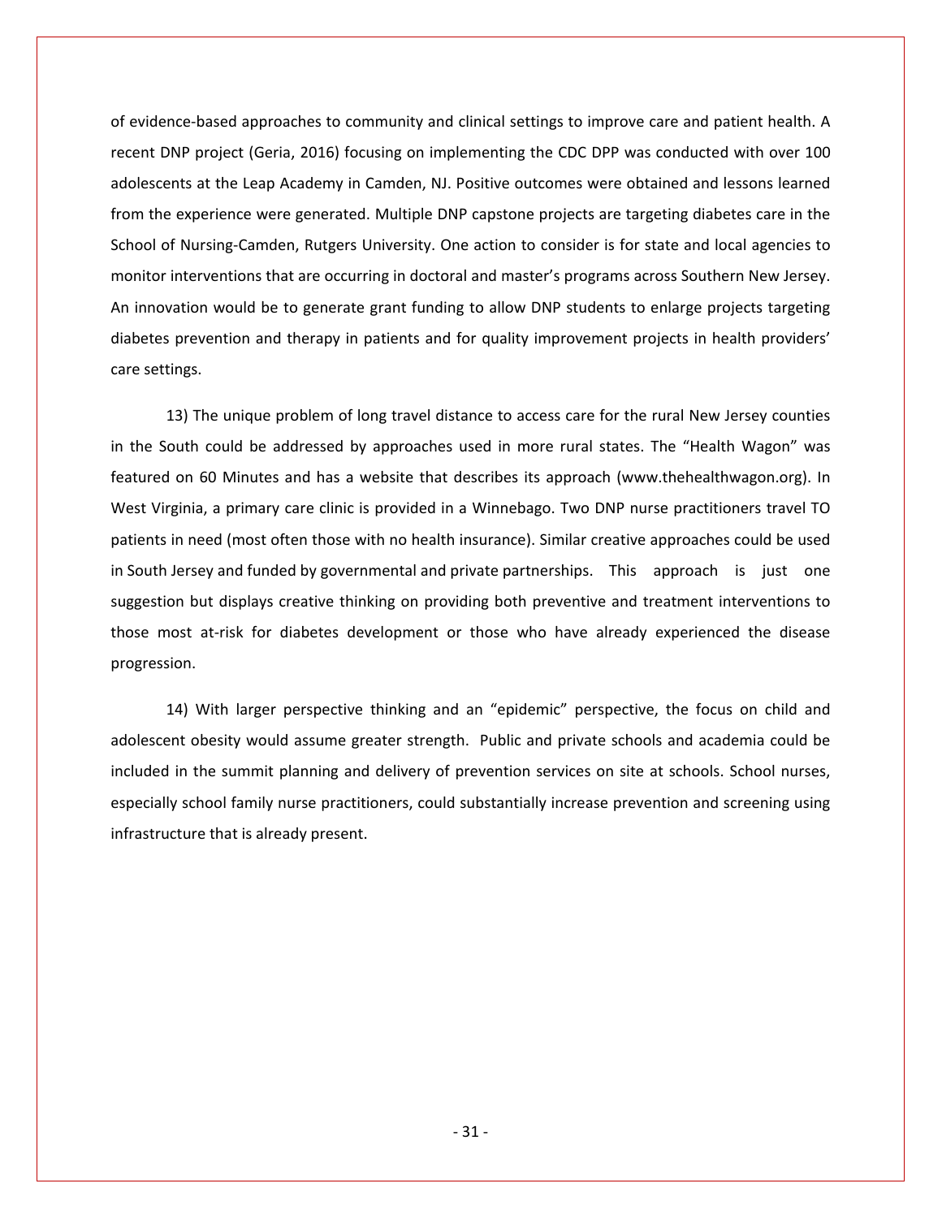of evidence-based approaches to community and clinical settings to improve care and patient health. A recent DNP project (Geria, 2016) focusing on implementing the CDC DPP was conducted with over 100 adolescents at the Leap Academy in Camden, NJ. Positive outcomes were obtained and lessons learned from the experience were generated. Multiple DNP capstone projects are targeting diabetes care in the School of Nursing-Camden, Rutgers University. One action to consider is for state and local agencies to monitor interventions that are occurring in doctoral and master's programs across Southern New Jersey. An innovation would be to generate grant funding to allow DNP students to enlarge projects targeting diabetes prevention and therapy in patients and for quality improvement projects in health providers' care settings.

13) The unique problem of long travel distance to access care for the rural New Jersey counties in the South could be addressed by approaches used in more rural states. The "Health Wagon" was featured on 60 Minutes and has a website that describes its approach (www.thehealthwagon.org). In West Virginia, a primary care clinic is provided in a Winnebago. Two DNP nurse practitioners travel TO patients in need (most often those with no health insurance). Similar creative approaches could be used in South Jersey and funded by governmental and private partnerships. This approach is just one suggestion but displays creative thinking on providing both preventive and treatment interventions to those most at-risk for diabetes development or those who have already experienced the disease progression.

14) With larger perspective thinking and an "epidemic" perspective, the focus on child and adolescent obesity would assume greater strength. Public and private schools and academia could be included in the summit planning and delivery of prevention services on site at schools. School nurses, especially school family nurse practitioners, could substantially increase prevention and screening using infrastructure that is already present.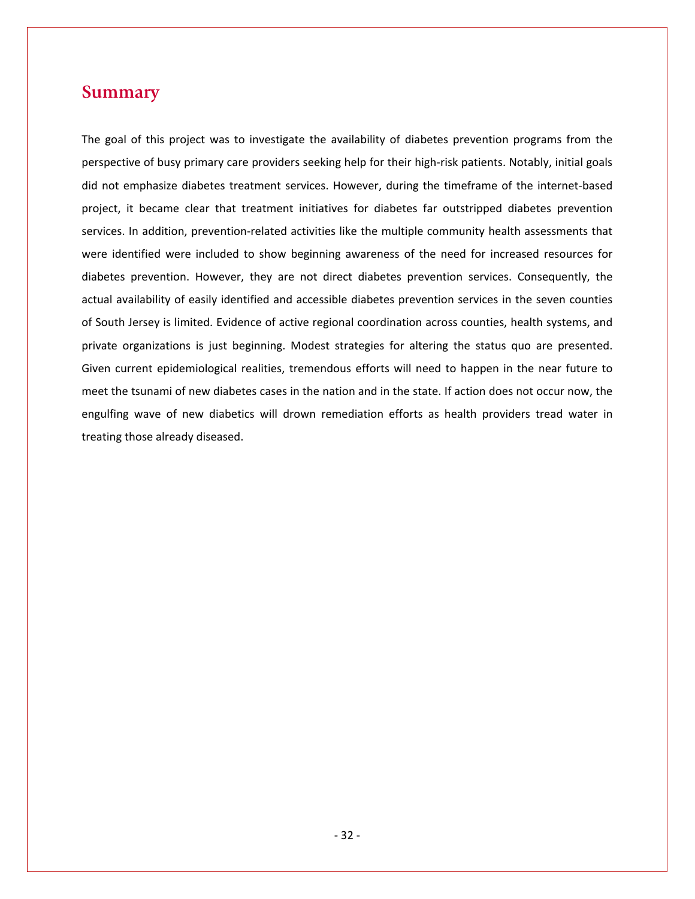## Summary

The goal of this project was to investigate the availability of diabetes prevention programs from the perspective of busy primary care providers seeking help for their high-risk patients. Notably, initial goals did not emphasize diabetes treatment services. However, during the timeframe of the internet-based project, it became clear that treatment initiatives for diabetes far outstripped diabetes prevention services. In addition, prevention-related activities like the multiple community health assessments that were identified were included to show beginning awareness of the need for increased resources for diabetes prevention. However, they are not direct diabetes prevention services. Consequently, the actual availability of easily identified and accessible diabetes prevention services in the seven counties of South Jersey is limited. Evidence of active regional coordination across counties, health systems, and private organizations is just beginning. Modest strategies for altering the status quo are presented. Given current epidemiological realities, tremendous efforts will need to happen in the near future to meet the tsunami of new diabetes cases in the nation and in the state. If action does not occur now, the engulfing wave of new diabetics will drown remediation efforts as health providers tread water in treating those already diseased.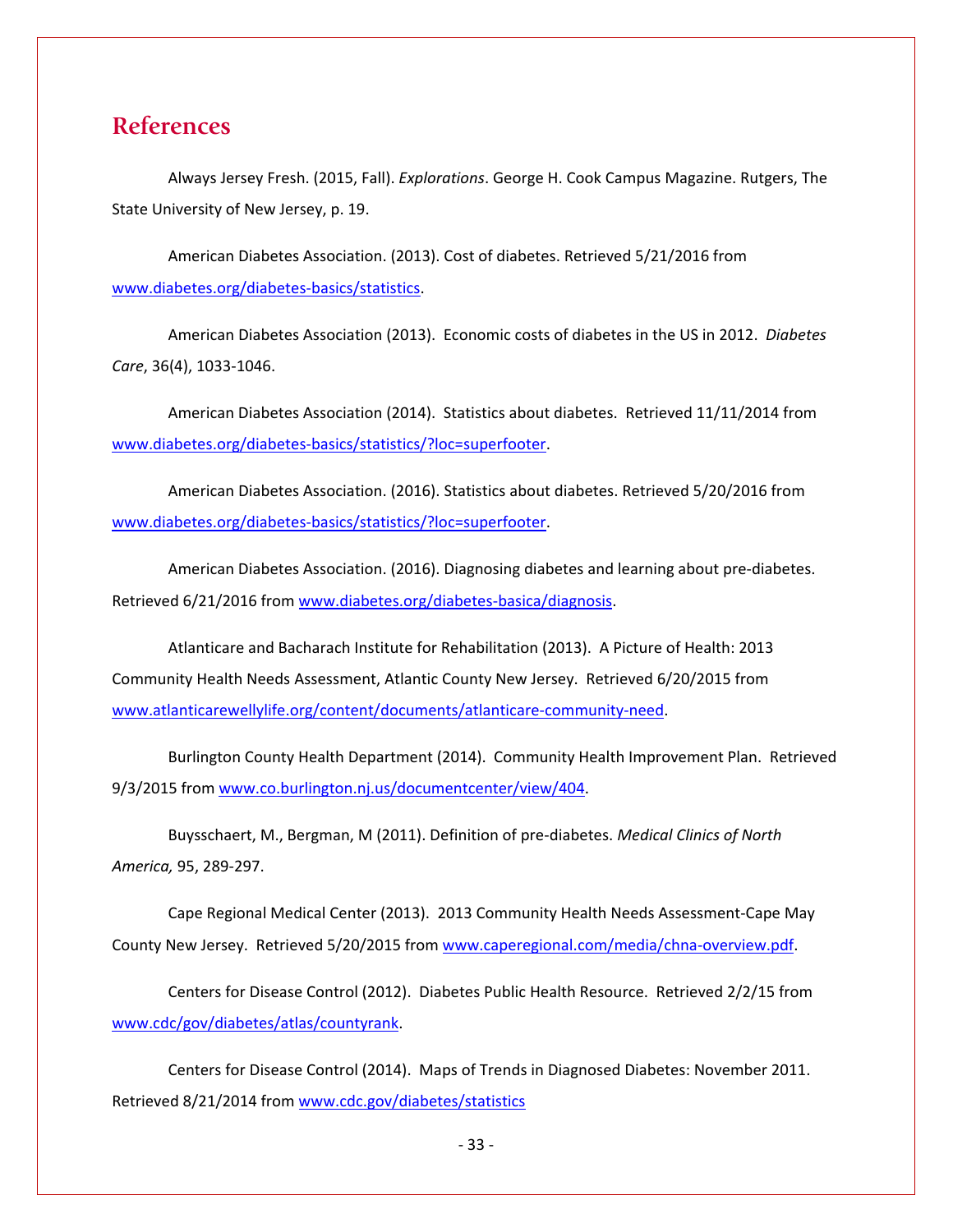## References

Always Jersey Fresh. (2015, Fall). *Explorations*. George H. Cook Campus Magazine. Rutgers, The State University of New Jersey, p. 19.

American Diabetes Association. (2013). Cost of diabetes. Retrieved 5/21/2016 from www.diabetes.org/diabetes-basics/statistics.

American Diabetes Association (2013). Economic costs of diabetes in the US in 2012. *Diabetes Care*, 36(4), 1033-1046.

American Diabetes Association (2014). Statistics about diabetes. Retrieved 11/11/2014 from www.diabetes.org/diabetes-basics/statistics/?loc=superfooter.

American Diabetes Association. (2016). Statistics about diabetes. Retrieved 5/20/2016 from www.diabetes.org/diabetes-basics/statistics/?loc=superfooter.

American Diabetes Association. (2016). Diagnosing diabetes and learning about pre-diabetes. Retrieved 6/21/2016 from www.diabetes.org/diabetes-basica/diagnosis.

Atlanticare and Bacharach Institute for Rehabilitation (2013). A Picture of Health: 2013 Community Health Needs Assessment, Atlantic County New Jersey. Retrieved 6/20/2015 from www.atlanticarewellylife.org/content/documents/atlanticare-community-need.

Burlington County Health Department (2014). Community Health Improvement Plan. Retrieved 9/3/2015 from www.co.burlington.nj.us/documentcenter/view/404.

Buysschaert, M., Bergman, M (2011). Definition of pre-diabetes. *Medical Clinics of North America,* 95, 289-297.

Cape Regional Medical Center (2013). 2013 Community Health Needs Assessment-Cape May County New Jersey. Retrieved 5/20/2015 from www.caperegional.com/media/chna-overview.pdf.

Centers for Disease Control (2012). Diabetes Public Health Resource. Retrieved 2/2/15 from www.cdc/gov/diabetes/atlas/countyrank.

Centers for Disease Control (2014). Maps of Trends in Diagnosed Diabetes: November 2011. Retrieved 8/21/2014 from www.cdc.gov/diabetes/statistics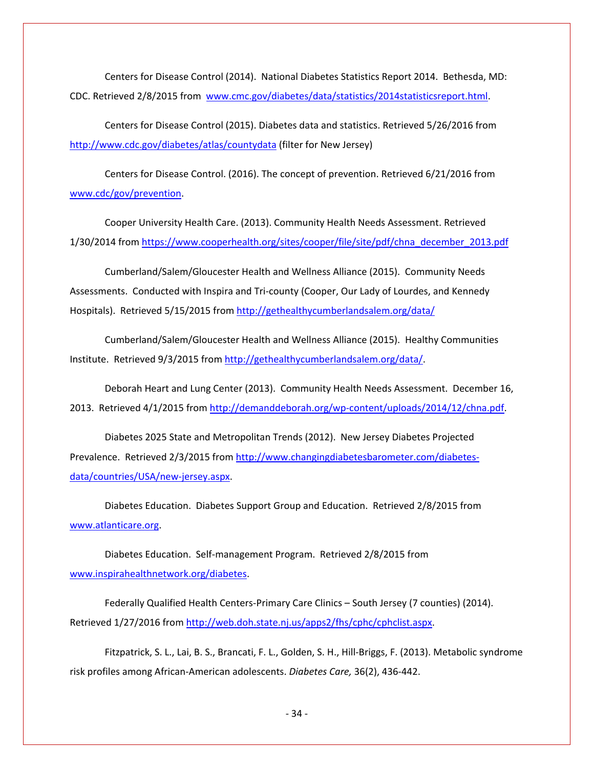Centers for Disease Control (2014). National Diabetes Statistics Report 2014. Bethesda, MD: CDC. Retrieved 2/8/2015 from www.cmc.gov/diabetes/data/statistics/2014statisticsreport.html.

Centers for Disease Control (2015). Diabetes data and statistics. Retrieved 5/26/2016 from http://www.cdc.gov/diabetes/atlas/countydata (filter for New Jersey)

Centers for Disease Control. (2016). The concept of prevention. Retrieved 6/21/2016 from www.cdc/gov/prevention.

Cooper University Health Care. (2013). Community Health Needs Assessment. Retrieved 1/30/2014 from https://www.cooperhealth.org/sites/cooper/file/site/pdf/chna_december_2013.pdf

Cumberland/Salem/Gloucester Health and Wellness Alliance (2015). Community Needs Assessments. Conducted with Inspira and Tri-county (Cooper, Our Lady of Lourdes, and Kennedy Hospitals). Retrieved 5/15/2015 from http://gethealthycumberlandsalem.org/data/

Cumberland/Salem/Gloucester Health and Wellness Alliance (2015). Healthy Communities Institute. Retrieved 9/3/2015 from http://gethealthycumberlandsalem.org/data/.

Deborah Heart and Lung Center (2013). Community Health Needs Assessment. December 16, 2013. Retrieved 4/1/2015 from http://demanddeborah.org/wp-content/uploads/2014/12/chna.pdf.

Diabetes 2025 State and Metropolitan Trends (2012). New Jersey Diabetes Projected Prevalence. Retrieved 2/3/2015 from http://www.changingdiabetesbarometer.com/diabetes-data/countries/USA/new-jersey.aspx.

Diabetes Education. Diabetes Support Group and Education. Retrieved 2/8/2015 from www.atlanticare.org.

Diabetes Education. Self-management Program. Retrieved 2/8/2015 from www.inspirahealthnetwork.org/diabetes.

Federally Qualified Health Centers-Primary Care Clinics – South Jersey (7 counties) (2014). Retrieved 1/27/2016 from http://web.doh.state.nj.us/apps2/fhs/cphc/cphclist.aspx.

Fitzpatrick, S. L., Lai, B. S., Brancati, F. L., Golden, S. H., Hill-Briggs, F. (2013). Metabolic syndrome risk profiles among African-American adolescents. *Diabetes Care,* 36(2), 436-442.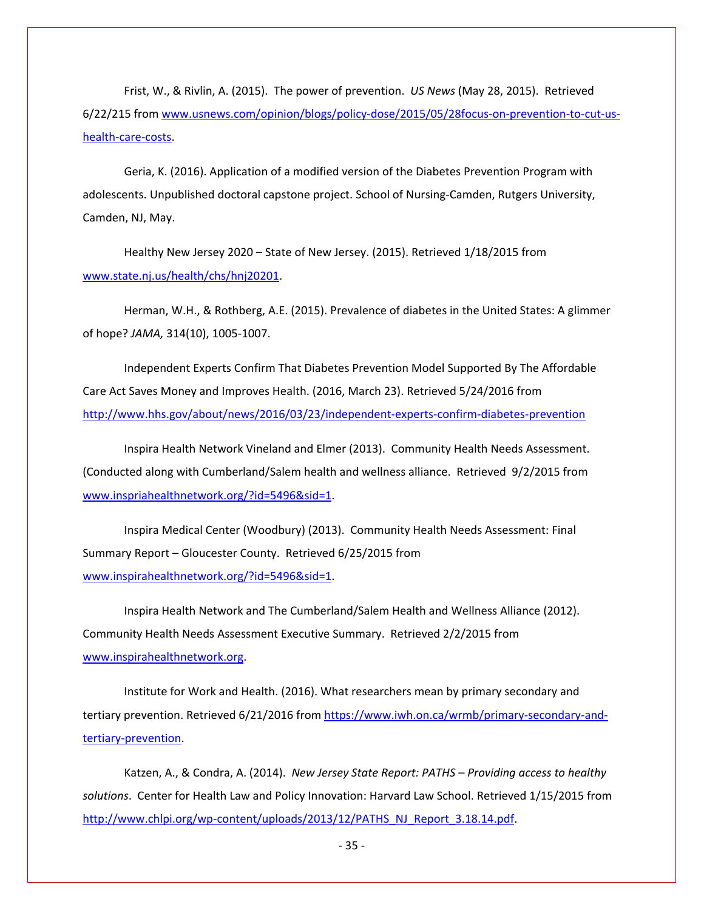Frist, W., & Rivlin, A. (2015). The power of prevention. *US News* (May 28, 2015). Retrieved 6/22/215 from www.usnews.com/opinion/blogs/policy-dose/2015/05/28focus-on-prevention-to-cut-us-health-care-costs.

Geria, K. (2016). Application of a modified version of the Diabetes Prevention Program with adolescents. Unpublished doctoral capstone project. School of Nursing-Camden, Rutgers University, Camden, NJ, May.

Healthy New Jersey 2020 – State of New Jersey. (2015). Retrieved 1/18/2015 from www.state.nj.us/health/chs/hnj20201.

Herman, W.H., & Rothberg, A.E. (2015). Prevalence of diabetes in the United States: A glimmer of hope? *JAMA,* 314(10), 1005-1007.

Independent Experts Confirm That Diabetes Prevention Model Supported By The Affordable Care Act Saves Money and Improves Health. (2016, March 23). Retrieved 5/24/2016 from http://www.hhs.gov/about/news/2016/03/23/independent-experts-confirm-diabetes-prevention

Inspira Health Network Vineland and Elmer (2013). Community Health Needs Assessment. (Conducted along with Cumberland/Salem health and wellness alliance. Retrieved 9/2/2015 from www.inspriahealthnetwork.org/?id=5496&sid=1.

Inspira Medical Center (Woodbury) (2013). Community Health Needs Assessment: Final Summary Report – Gloucester County. Retrieved 6/25/2015 from www.inspirahealthnetwork.org/?id=5496&sid=1.

Inspira Health Network and The Cumberland/Salem Health and Wellness Alliance (2012). Community Health Needs Assessment Executive Summary. Retrieved 2/2/2015 from www.inspirahealthnetwork.org.

Institute for Work and Health. (2016). What researchers mean by primary secondary and tertiary prevention. Retrieved 6/21/2016 from https://www.iwh.on.ca/wrmb/primary-secondary-and-tertiary-prevention.

Katzen, A., & Condra, A. (2014). *New Jersey State Report: PATHS – Providing access to healthy solutions*. Center for Health Law and Policy Innovation: Harvard Law School. Retrieved 1/15/2015 from http://www.chlpi.org/wp-content/uploads/2013/12/PATHS_NJ_Report_3.18.14.pdf.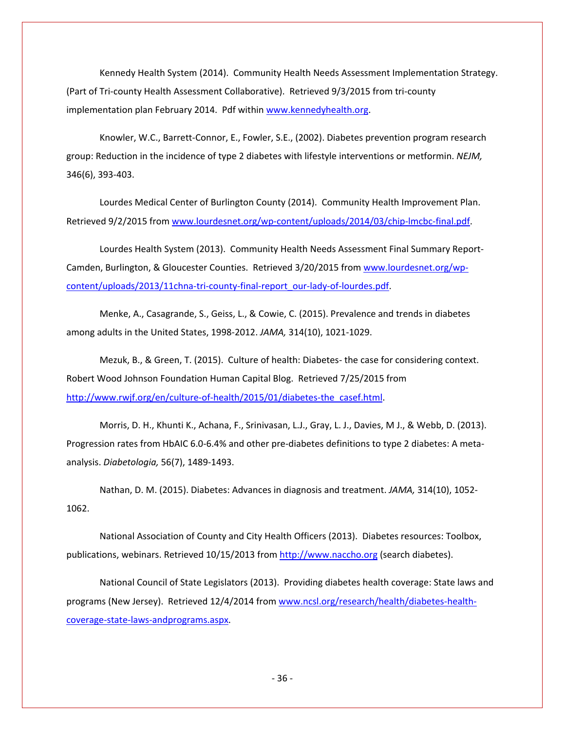Kennedy Health System (2014). Community Health Needs Assessment Implementation Strategy. (Part of Tri-county Health Assessment Collaborative). Retrieved 9/3/2015 from tri-county implementation plan February 2014. Pdf within www.kennedyhealth.org.

Knowler, W.C., Barrett-Connor, E., Fowler, S.E., (2002). Diabetes prevention program research group: Reduction in the incidence of type 2 diabetes with lifestyle interventions or metformin. *NEJM,* 346(6), 393-403.

Lourdes Medical Center of Burlington County (2014). Community Health Improvement Plan. Retrieved 9/2/2015 from www.lourdesnet.org/wp-content/uploads/2014/03/chip-lmcbc-final.pdf.

Lourdes Health System (2013). Community Health Needs Assessment Final Summary Report-Camden, Burlington, & Gloucester Counties. Retrieved 3/20/2015 from www.lourdesnet.org/wp-content/uploads/2013/11chna-tri-county-final-report_our-lady-of-lourdes.pdf.

Menke, A., Casagrande, S., Geiss, L., & Cowie, C. (2015). Prevalence and trends in diabetes among adults in the United States, 1998-2012. *JAMA,* 314(10), 1021-1029.

Mezuk, B., & Green, T. (2015). Culture of health: Diabetes- the case for considering context. Robert Wood Johnson Foundation Human Capital Blog. Retrieved 7/25/2015 from http://www.rwjf.org/en/culture-of-health/2015/01/diabetes-the_casef.html.

Morris, D. H., Khunti K., Achana, F., Srinivasan, L.J., Gray, L. J., Davies, M J., & Webb, D. (2013). Progression rates from HbAIC 6.0-6.4% and other pre-diabetes definitions to type 2 diabetes: A meta-analysis. *Diabetologia,* 56(7), 1489-1493.

Nathan, D. M. (2015). Diabetes: Advances in diagnosis and treatment. *JAMA,* 314(10), 1052-1062.

National Association of County and City Health Officers (2013). Diabetes resources: Toolbox, publications, webinars. Retrieved 10/15/2013 from http://www.naccho.org (search diabetes).

National Council of State Legislators (2013). Providing diabetes health coverage: State laws and programs (New Jersey). Retrieved 12/4/2014 from www.ncsl.org/research/health/diabetes-health-coverage-state-laws-andprograms.aspx.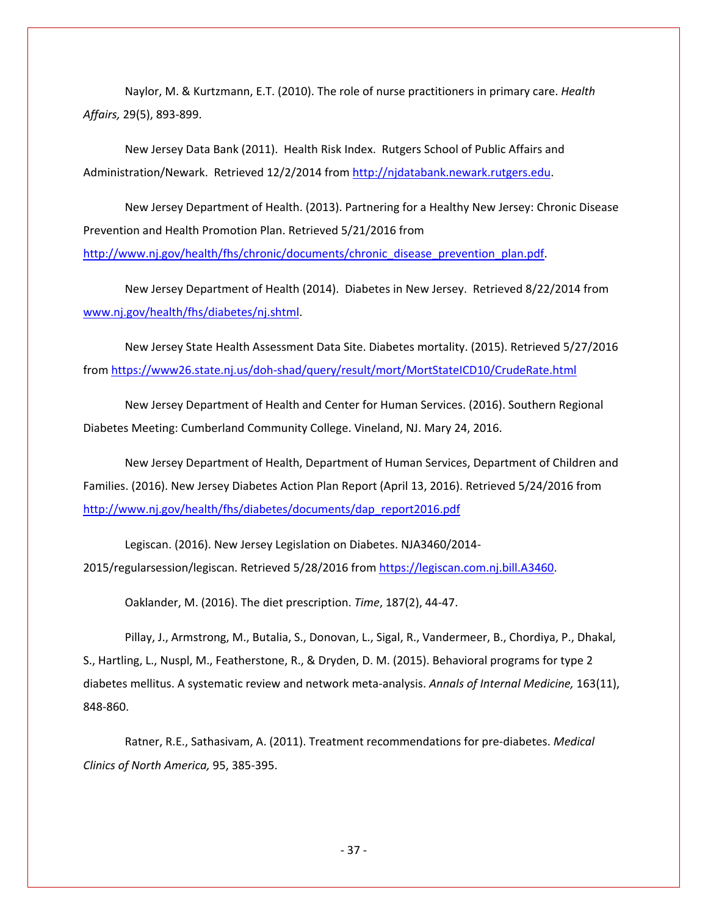Naylor, M. & Kurtzmann, E.T. (2010). The role of nurse practitioners in primary care. *Health Affairs,* 29(5), 893-899.

New Jersey Data Bank (2011). Health Risk Index. Rutgers School of Public Affairs and Administration/Newark. Retrieved 12/2/2014 from http://njdatabank.newark.rutgers.edu.

New Jersey Department of Health. (2013). Partnering for a Healthy New Jersey: Chronic Disease Prevention and Health Promotion Plan. Retrieved 5/21/2016 from http://www.nj.gov/health/fhs/chronic/documents/chronic_disease_prevention_plan.pdf.

New Jersey Department of Health (2014). Diabetes in New Jersey. Retrieved 8/22/2014 from www.nj.gov/health/fhs/diabetes/nj.shtml.

New Jersey State Health Assessment Data Site. Diabetes mortality. (2015). Retrieved 5/27/2016 from https://www26.state.nj.us/doh-shad/query/result/mort/MortStateICD10/CrudeRate.html

New Jersey Department of Health and Center for Human Services. (2016). Southern Regional Diabetes Meeting: Cumberland Community College. Vineland, NJ. Mary 24, 2016.

New Jersey Department of Health, Department of Human Services, Department of Children and Families. (2016). New Jersey Diabetes Action Plan Report (April 13, 2016). Retrieved 5/24/2016 from http://www.nj.gov/health/fhs/diabetes/documents/dap_report2016.pdf

Legiscan. (2016). New Jersey Legislation on Diabetes. NJA3460/2014-2015/regularsession/legiscan. Retrieved 5/28/2016 from https://legiscan.com.nj.bill.A3460.

Oaklander, M. (2016). The diet prescription. *Time*, 187(2), 44-47.

Pillay, J., Armstrong, M., Butalia, S., Donovan, L., Sigal, R., Vandermeer, B., Chordiya, P., Dhakal, S., Hartling, L., Nuspl, M., Featherstone, R., & Dryden, D. M. (2015). Behavioral programs for type 2 diabetes mellitus. A systematic review and network meta-analysis. *Annals of Internal Medicine,* 163(11), 848-860.

Ratner, R.E., Sathasivam, A. (2011). Treatment recommendations for pre-diabetes. *Medical Clinics of North America,* 95, 385-395.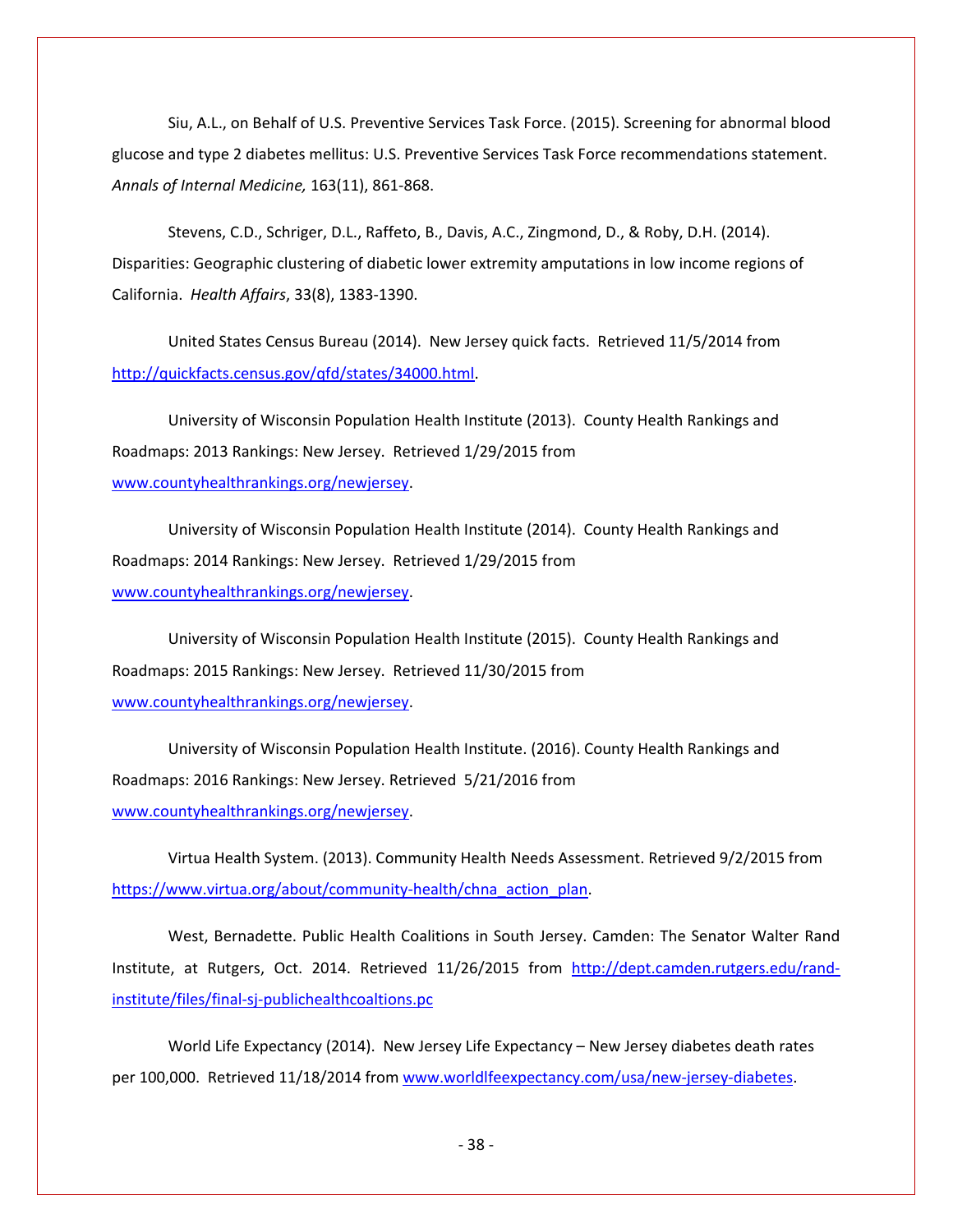Siu, A.L., on Behalf of U.S. Preventive Services Task Force. (2015). Screening for abnormal blood glucose and type 2 diabetes mellitus: U.S. Preventive Services Task Force recommendations statement. *Annals of Internal Medicine,* 163(11), 861-868.

Stevens, C.D., Schriger, D.L., Raffeto, B., Davis, A.C., Zingmond, D., & Roby, D.H. (2014). Disparities: Geographic clustering of diabetic lower extremity amputations in low income regions of California. *Health Affairs*, 33(8), 1383-1390.

United States Census Bureau (2014). New Jersey quick facts. Retrieved 11/5/2014 from http://quickfacts.census.gov/qfd/states/34000.html.

University of Wisconsin Population Health Institute (2013). County Health Rankings and Roadmaps: 2013 Rankings: New Jersey. Retrieved 1/29/2015 from www.countyhealthrankings.org/newjersey.

University of Wisconsin Population Health Institute (2014). County Health Rankings and Roadmaps: 2014 Rankings: New Jersey. Retrieved 1/29/2015 from www.countyhealthrankings.org/newjersey.

University of Wisconsin Population Health Institute (2015). County Health Rankings and Roadmaps: 2015 Rankings: New Jersey. Retrieved 11/30/2015 from www.countyhealthrankings.org/newjersey.

University of Wisconsin Population Health Institute. (2016). County Health Rankings and Roadmaps: 2016 Rankings: New Jersey. Retrieved 5/21/2016 from www.countyhealthrankings.org/newjersey.

Virtua Health System. (2013). Community Health Needs Assessment. Retrieved 9/2/2015 from https://www.virtua.org/about/community-health/chna_action_plan.

West, Bernadette. Public Health Coalitions in South Jersey. Camden: The Senator Walter Rand Institute, at Rutgers, Oct. 2014. Retrieved 11/26/2015 from http://dept.camden.rutgers.edu/rand-institute/files/final-sj-publichealthcoaltions.pc

World Life Expectancy (2014). New Jersey Life Expectancy – New Jersey diabetes death rates per 100,000. Retrieved 11/18/2014 from www.worldlfeexpectancy.com/usa/new-jersey-diabetes.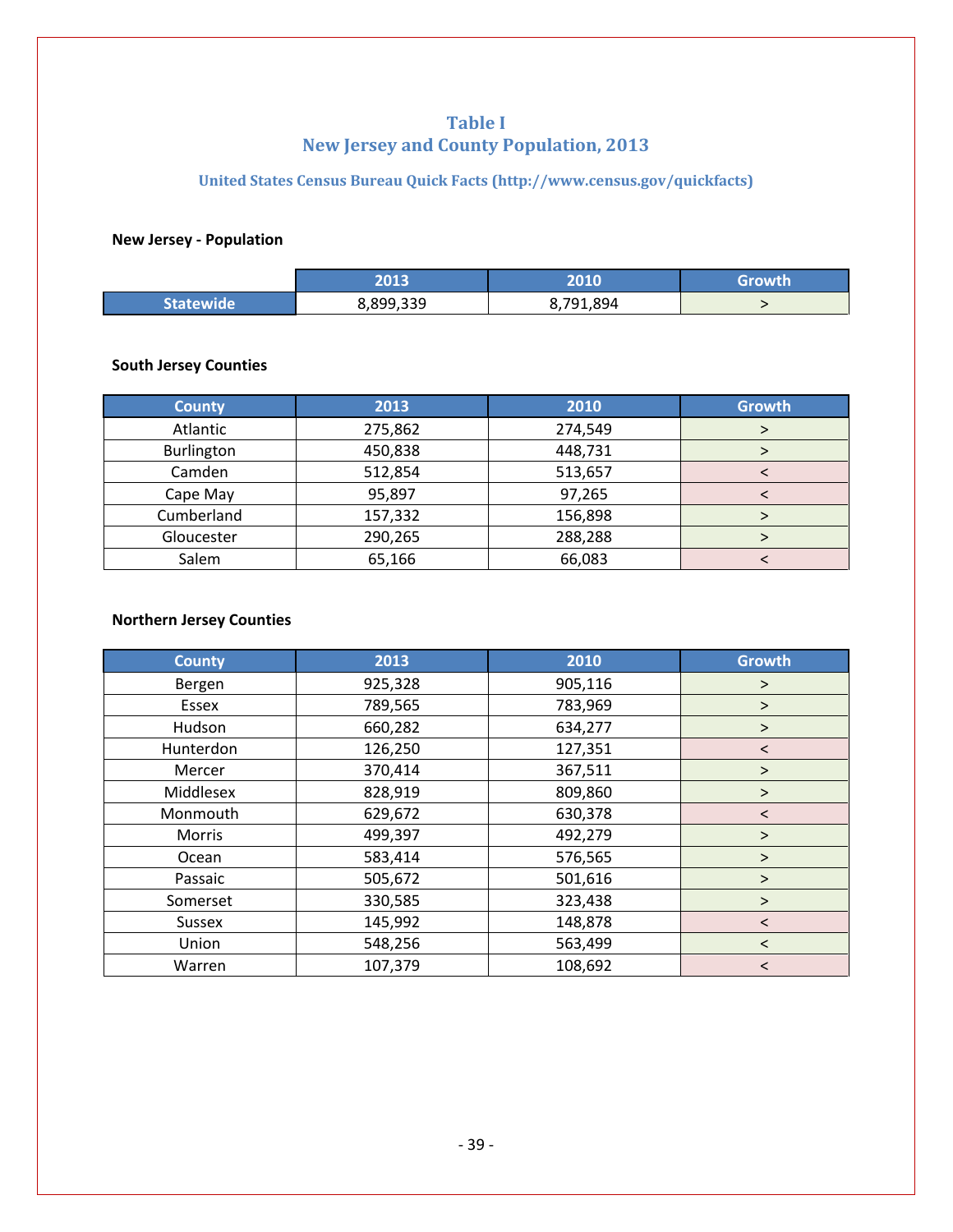# Table I
## New Jersey and County Population, 2013

**United States Census Bureau Quick Facts (http://www.census.gov/quickfacts)**

**New Jersey - Population**

| | 2013 | 2010 | Growth |
|---|---|---|---|
| Statewide | 8,899,339 | 8,791,894 | > |

**South Jersey Counties**

| County | 2013 | 2010 | Growth |
|---|---|---|---|
| Atlantic | 275,862 | 274,549 | > |
| Burlington | 450,838 | 448,731 | > |
| Camden | 512,854 | 513,657 | < |
| Cape May | 95,897 | 97,265 | < |
| Cumberland | 157,332 | 156,898 | > |
| Gloucester | 290,265 | 288,288 | > |
| Salem | 65,166 | 66,083 | < |

**Northern Jersey Counties**

| County | 2013 | 2010 | Growth |
|---|---|---|---|
| Bergen | 925,328 | 905,116 | > |
| Essex | 789,565 | 783,969 | > |
| Hudson | 660,282 | 634,277 | > |
| Hunterdon | 126,250 | 127,351 | < |
| Mercer | 370,414 | 367,511 | > |
| Middlesex | 828,919 | 809,860 | > |
| Monmouth | 629,672 | 630,378 | < |
| Morris | 499,397 | 492,279 | > |
| Ocean | 583,414 | 576,565 | > |
| Passaic | 505,672 | 501,616 | > |
| Somerset | 330,585 | 323,438 | > |
| Sussex | 145,992 | 148,878 | < |
| Union | 548,256 | 563,499 | < |
| Warren | 107,379 | 108,692 | < |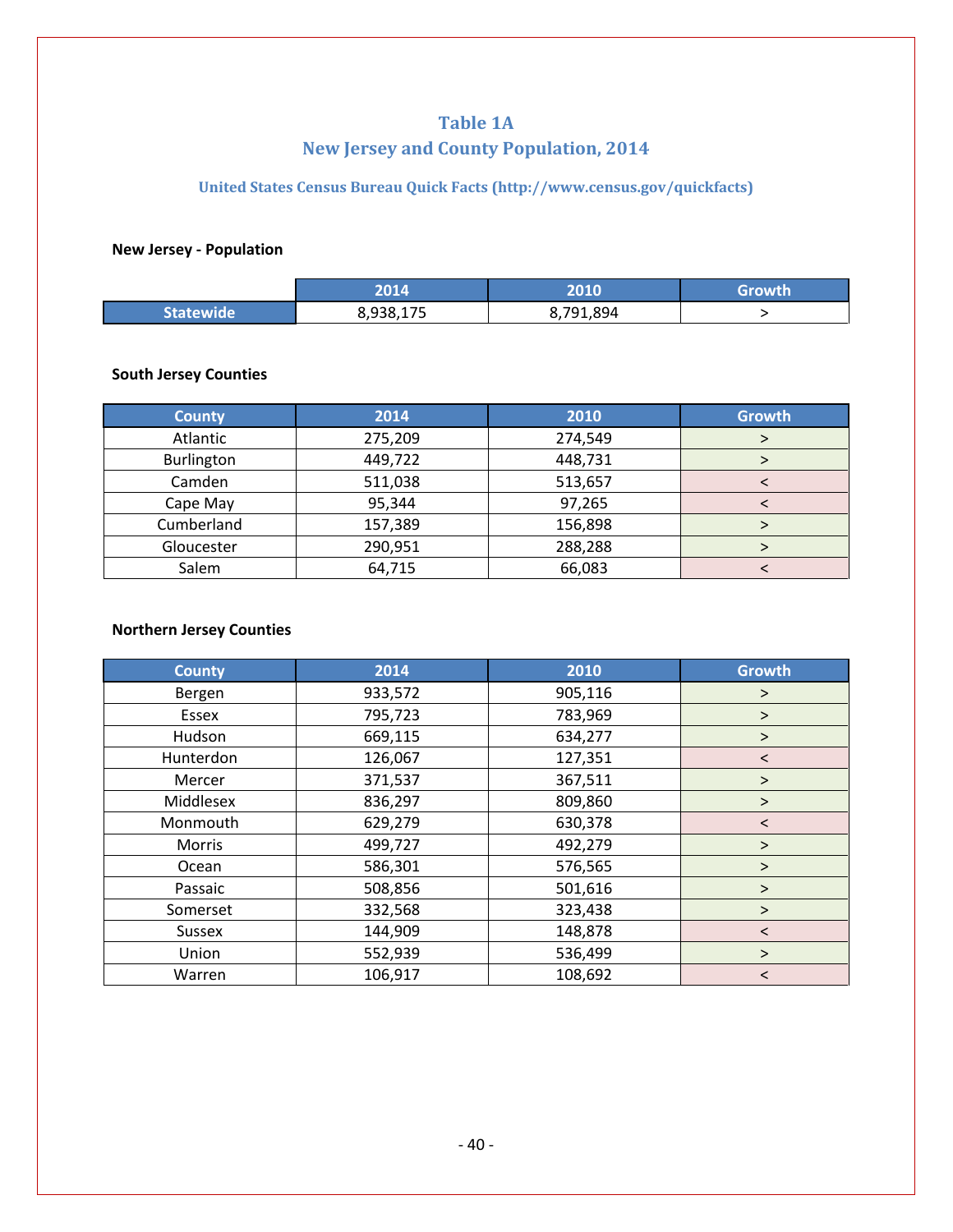# Table 1A
## New Jersey and County Population, 2014

**United States Census Bureau Quick Facts (http://www.census.gov/quickfacts)**

**New Jersey - Population**

| | 2014 | 2010 | Growth |
|---|---|---|---|
| Statewide | 8,938,175 | 8,791,894 | > |

**South Jersey Counties**

| County | 2014 | 2010 | Growth |
|---|---|---|---|
| Atlantic | 275,209 | 274,549 | > |
| Burlington | 449,722 | 448,731 | > |
| Camden | 511,038 | 513,657 | < |
| Cape May | 95,344 | 97,265 | < |
| Cumberland | 157,389 | 156,898 | > |
| Gloucester | 290,951 | 288,288 | > |
| Salem | 64,715 | 66,083 | < |

**Northern Jersey Counties**

| County | 2014 | 2010 | Growth |
|---|---|---|---|
| Bergen | 933,572 | 905,116 | > |
| Essex | 795,723 | 783,969 | > |
| Hudson | 669,115 | 634,277 | > |
| Hunterdon | 126,067 | 127,351 | < |
| Mercer | 371,537 | 367,511 | > |
| Middlesex | 836,297 | 809,860 | > |
| Monmouth | 629,279 | 630,378 | < |
| Morris | 499,727 | 492,279 | > |
| Ocean | 586,301 | 576,565 | > |
| Passaic | 508,856 | 501,616 | > |
| Somerset | 332,568 | 323,438 | > |
| Sussex | 144,909 | 148,878 | < |
| Union | 552,939 | 536,499 | > |
| Warren | 106,917 | 108,692 | < |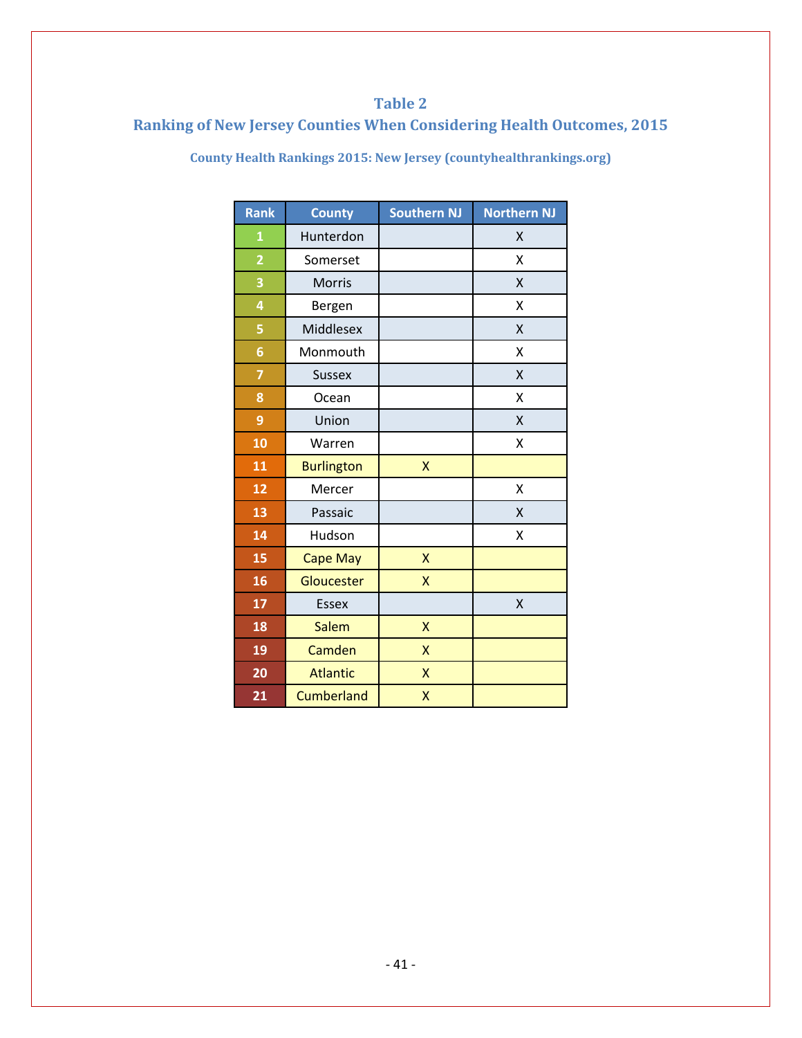## Table 2

## Ranking of New Jersey Counties When Considering Health Outcomes, 2015

### County Health Rankings 2015: New Jersey (countyhealthrankings.org)

| Rank | County | Southern NJ | Northern NJ |
|---|---|---|---|
| 1 | Hunterdon | | X |
| 2 | Somerset | | X |
| 3 | Morris | | X |
| 4 | Bergen | | X |
| 5 | Middlesex | | X |
| 6 | Monmouth | | X |
| 7 | Sussex | | X |
| 8 | Ocean | | X |
| 9 | Union | | X |
| 10 | Warren | | X |
| 11 | Burlington | X | |
| 12 | Mercer | | X |
| 13 | Passaic | | X |
| 14 | Hudson | | X |
| 15 | Cape May | X | |
| 16 | Gloucester | X | |
| 17 | Essex | | X |
| 18 | Salem | X | |
| 19 | Camden | X | |
| 20 | Atlantic | X | |
| 21 | Cumberland | X | |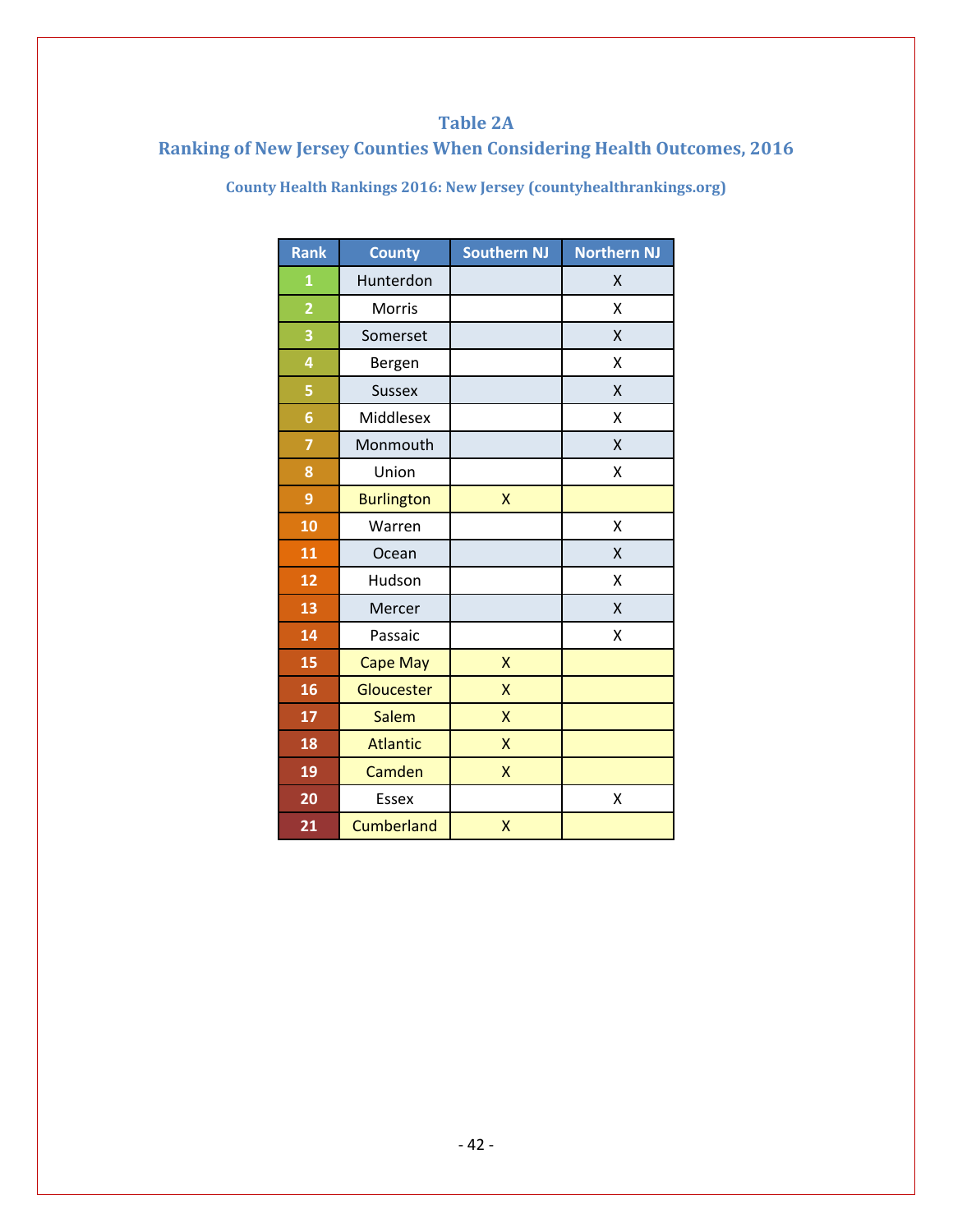## Table 2A
## Ranking of New Jersey Counties When Considering Health Outcomes, 2016

**County Health Rankings 2016: New Jersey (countyhealthrankings.org)**

| Rank | County | Southern NJ | Northern NJ |
|---|---|---|---|
| 1 | Hunterdon | | X |
| 2 | Morris | | X |
| 3 | Somerset | | X |
| 4 | Bergen | | X |
| 5 | Sussex | | X |
| 6 | Middlesex | | X |
| 7 | Monmouth | | X |
| 8 | Union | | X |
| 9 | Burlington | X | |
| 10 | Warren | | X |
| 11 | Ocean | | X |
| 12 | Hudson | | X |
| 13 | Mercer | | X |
| 14 | Passaic | | X |
| 15 | Cape May | X | |
| 16 | Gloucester | X | |
| 17 | Salem | X | |
| 18 | Atlantic | X | |
| 19 | Camden | X | |
| 20 | Essex | | X |
| 21 | Cumberland | X | |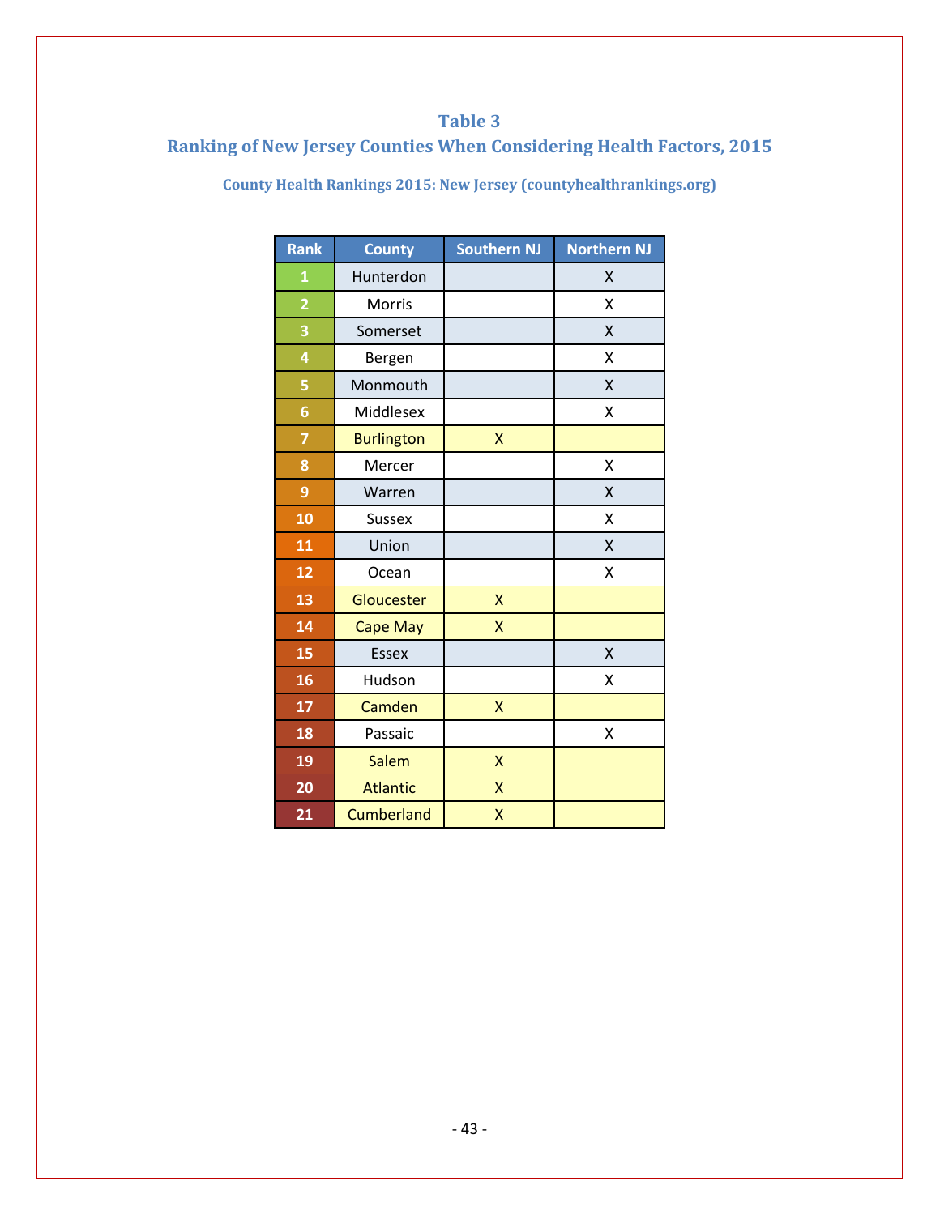## Table 3

## Ranking of New Jersey Counties When Considering Health Factors, 2015

### County Health Rankings 2015: New Jersey (countyhealthrankings.org)

| Rank | County | Southern NJ | Northern NJ |
|---|---|---|---|
| 1 | Hunterdon | | X |
| 2 | Morris | | X |
| 3 | Somerset | | X |
| 4 | Bergen | | X |
| 5 | Monmouth | | X |
| 6 | Middlesex | | X |
| 7 | Burlington | X | |
| 8 | Mercer | | X |
| 9 | Warren | | X |
| 10 | Sussex | | X |
| 11 | Union | | X |
| 12 | Ocean | | X |
| 13 | Gloucester | X | |
| 14 | Cape May | X | |
| 15 | Essex | | X |
| 16 | Hudson | | X |
| 17 | Camden | X | |
| 18 | Passaic | | X |
| 19 | Salem | X | |
| 20 | Atlantic | X | |
| 21 | Cumberland | X | |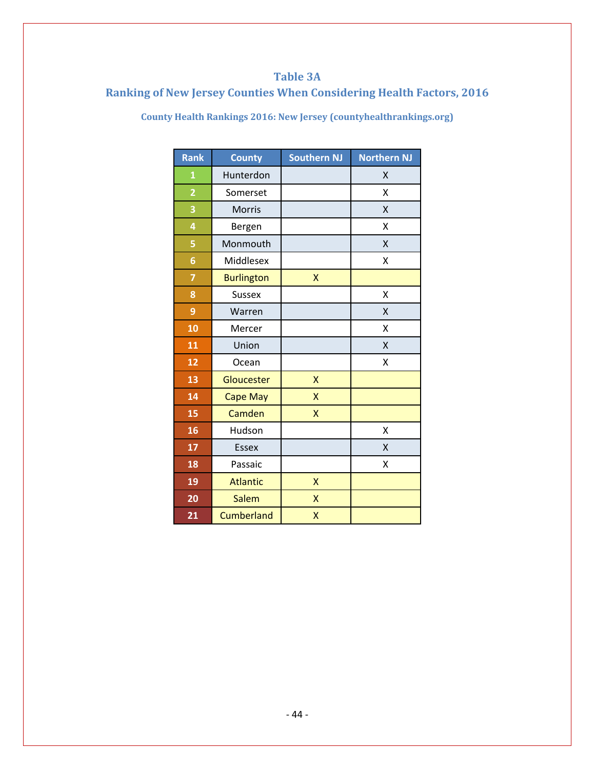## Table 3A
## Ranking of New Jersey Counties When Considering Health Factors, 2016

### County Health Rankings 2016: New Jersey (countyhealthrankings.org)

| Rank | County | Southern NJ | Northern NJ |
|---|---|---|---|
| 1 | Hunterdon | | X |
| 2 | Somerset | | X |
| 3 | Morris | | X |
| 4 | Bergen | | X |
| 5 | Monmouth | | X |
| 6 | Middlesex | | X |
| 7 | Burlington | X | |
| 8 | Sussex | | X |
| 9 | Warren | | X |
| 10 | Mercer | | X |
| 11 | Union | | X |
| 12 | Ocean | | X |
| 13 | Gloucester | X | |
| 14 | Cape May | X | |
| 15 | Camden | X | |
| 16 | Hudson | | X |
| 17 | Essex | | X |
| 18 | Passaic | | X |
| 19 | Atlantic | X | |
| 20 | Salem | X | |
| 21 | Cumberland | X | |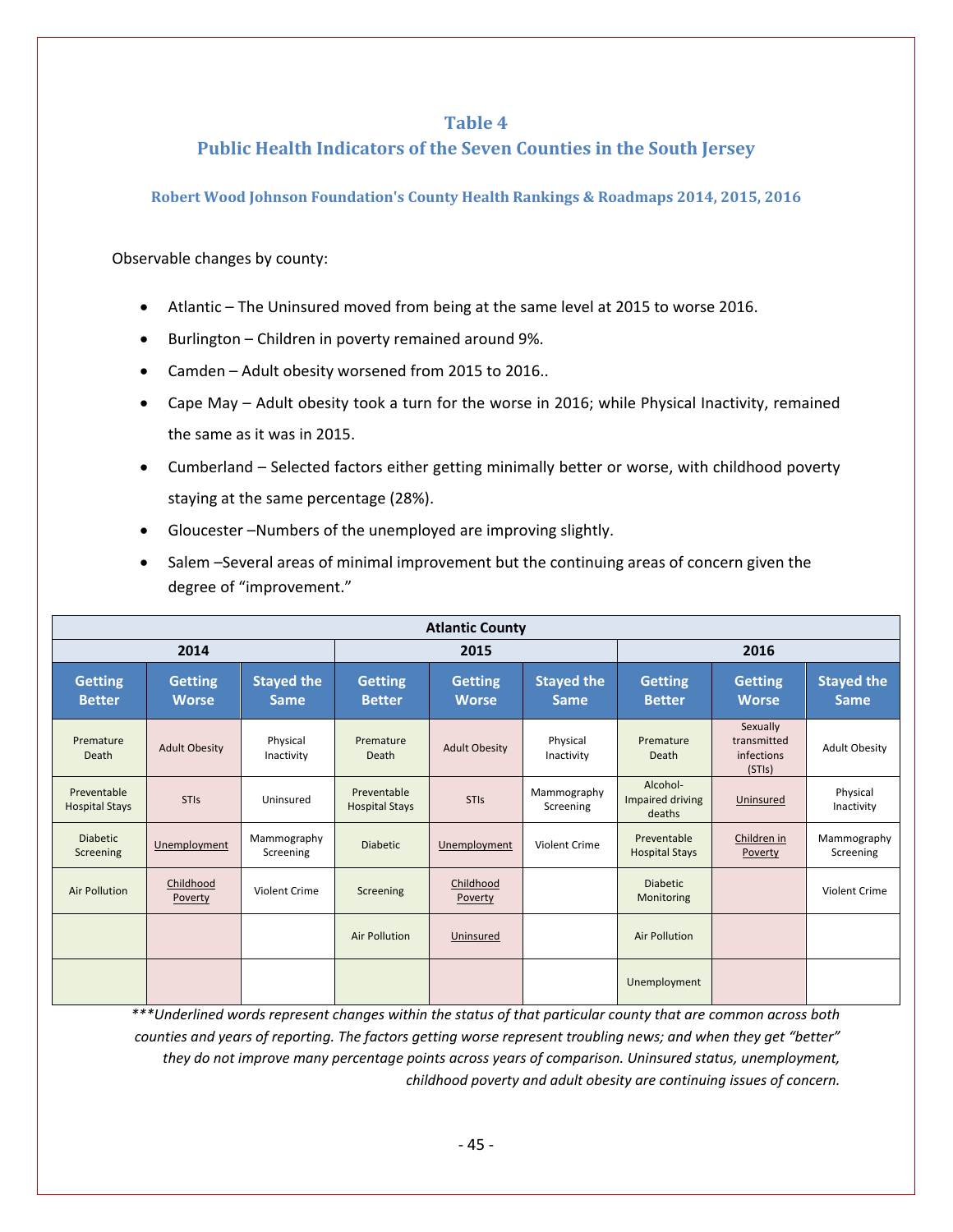## Table 4

## Public Health Indicators of the Seven Counties in the South Jersey

### Robert Wood Johnson Foundation's County Health Rankings & Roadmaps 2014, 2015, 2016

Observable changes by county:

- Atlantic – The Uninsured moved from being at the same level at 2015 to worse 2016.
- Burlington – Children in poverty remained around 9%.
- Camden – Adult obesity worsened from 2015 to 2016..
- Cape May – Adult obesity took a turn for the worse in 2016; while Physical Inactivity, remained the same as it was in 2015.
- Cumberland – Selected factors either getting minimally better or worse, with childhood poverty staying at the same percentage (28%).
- Gloucester –Numbers of the unemployed are improving slightly.
- Salem –Several areas of minimal improvement but the continuing areas of concern given the degree of "improvement."

| Atlantic County | | | | | | | | |
|---|---|---|---|---|---|---|---|---|
| 2014 | | | 2015 | | | 2016 | | |
| Getting Better | Getting Worse | Stayed the Same | Getting Better | Getting Worse | Stayed the Same | Getting Better | Getting Worse | Stayed the Same |
| Premature Death | Adult Obesity | Physical Inactivity | Premature Death | Adult Obesity | Physical Inactivity | Premature Death | Sexually transmitted infections (STIs) | Adult Obesity |
| Preventable Hospital Stays | STIs | Uninsured | Preventable Hospital Stays | STIs | Mammography Screening | Alcohol-Impaired driving deaths | <u>Uninsured</u> | Physical Inactivity |
| Diabetic Screening | <u>Unemployment</u> | Mammography Screening | Diabetic | <u>Unemployment</u> | Violent Crime | Preventable Hospital Stays | <u>Children in Poverty</u> | Mammography Screening |
| Air Pollution | <u>Childhood Poverty</u> | Violent Crime | Screening | <u>Childhood Poverty</u> | | Diabetic Monitoring | | Violent Crime |
| | | | Air Pollution | <u>Uninsured</u> | | Air Pollution | | |
| | | | | | | Unemployment | | |

*\*\*\*Underlined words represent changes within the status of that particular county that are common across both counties and years of reporting. The factors getting worse represent troubling news; and when they get "better" they do not improve many percentage points across years of comparison. Uninsured status, unemployment, childhood poverty and adult obesity are continuing issues of concern.*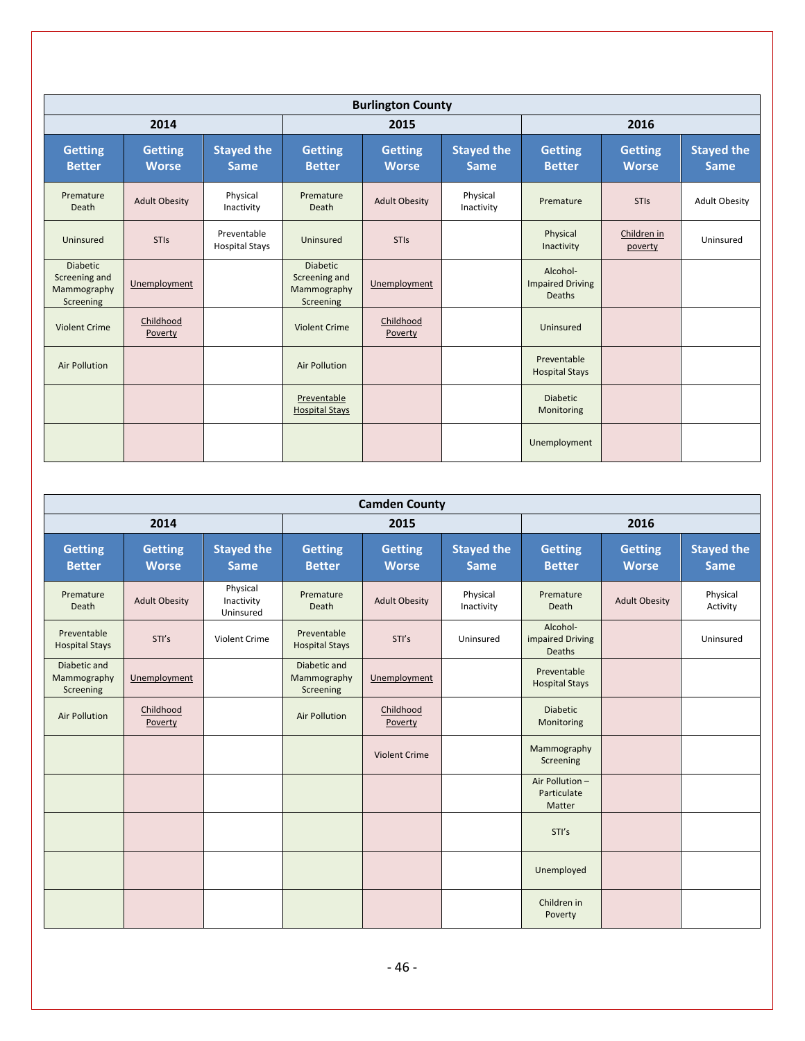| Burlington County | | | | | | | | |
|---|---|---|---|---|---|---|---|---|
| 2014 | | | 2015 | | | 2016 | | |
| Getting Better | Getting Worse | Stayed the Same | Getting Better | Getting Worse | Stayed the Same | Getting Better | Getting Worse | Stayed the Same |
| Premature Death | Adult Obesity | Physical Inactivity | Premature Death | Adult Obesity | Physical Inactivity | Premature | STIs | Adult Obesity |
| Uninsured | STIs | Preventable Hospital Stays | Uninsured | STIs | | Physical Inactivity | Children in poverty | Uninsured |
| Diabetic Screening and Mammography Screening | Unemployment | | Diabetic Screening and Mammography Screening | Unemployment | | Alcohol-Impaired Driving Deaths | | |
| Violent Crime | Childhood Poverty | | Violent Crime | Childhood Poverty | | Uninsured | | |
| Air Pollution | | | Air Pollution | | | Preventable Hospital Stays | | |
| | | | Preventable Hospital Stays | | | Diabetic Monitoring | | |
| | | | | | | Unemployment | | |

| Camden County | | | | | | | | |
|---|---|---|---|---|---|---|---|---|
| 2014 | | | 2015 | | | 2016 | | |
| Getting Better | Getting Worse | Stayed the Same | Getting Better | Getting Worse | Stayed the Same | Getting Better | Getting Worse | Stayed the Same |
| Premature Death | Adult Obesity | Physical Inactivity Uninsured | Premature Death | Adult Obesity | Physical Inactivity | Premature Death | Adult Obesity | Physical Activity |
| Preventable Hospital Stays | STI's | Violent Crime | Preventable Hospital Stays | STI's | Uninsured | Alcohol-impaired Driving Deaths | | Uninsured |
| Diabetic and Mammography Screening | Unemployment | | Diabetic and Mammography Screening | Unemployment | | Preventable Hospital Stays | | |
| Air Pollution | Childhood Poverty | | Air Pollution | Childhood Poverty | | Diabetic Monitoring | | |
| | | | | Violent Crime | | Mammography Screening | | |
| | | | | | | Air Pollution – Particulate Matter | | |
| | | | | | | STI's | | |
| | | | | | | Unemployed | | |
| | | | | | | Children in Poverty | | |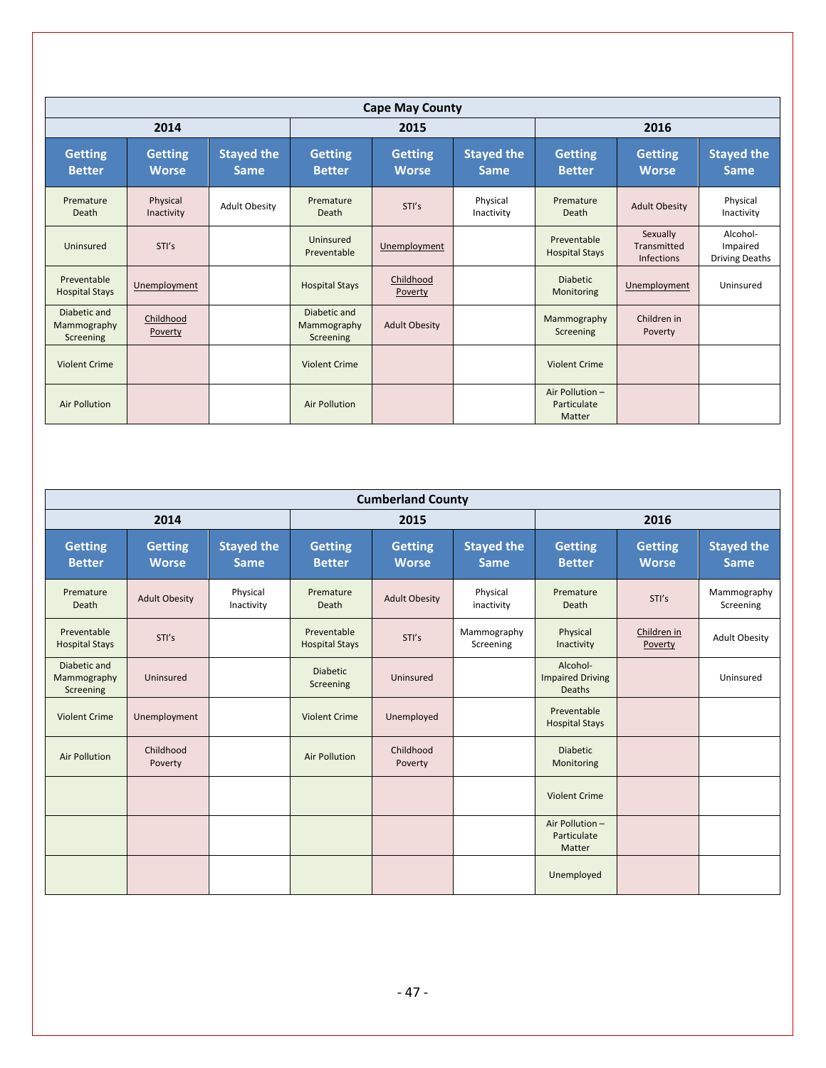| Cape May County | | | | | | | | |
|---|---|---|---|---|---|---|---|---|
| 2014 | | | 2015 | | | 2016 | | |
| Getting Better | Getting Worse | Stayed the Same | Getting Better | Getting Worse | Stayed the Same | Getting Better | Getting Worse | Stayed the Same |
| Premature Death | Physical Inactivity | Adult Obesity | Premature Death | STI's | Physical Inactivity | Premature Death | Adult Obesity | Physical Inactivity |
| Uninsured | STI's | | Uninsured Preventable | Unemployment | | Preventable Hospital Stays | Sexually Transmitted Infections | Alcohol-Impaired Driving Deaths |
| Preventable Hospital Stays | Unemployment | | Hospital Stays | Childhood Poverty | | Diabetic Monitoring | Unemployment | Uninsured |
| Diabetic and Mammography Screening | Childhood Poverty | | Diabetic and Mammography Screening | Adult Obesity | | Mammography Screening | Children in Poverty | |
| Violent Crime | | | Violent Crime | | | Violent Crime | | |
| Air Pollution | | | Air Pollution | | | Air Pollution – Particulate Matter | | |

| Cumberland County | | | | | | | | |
|---|---|---|---|---|---|---|---|---|
| 2014 | | | 2015 | | | 2016 | | |
| Getting Better | Getting Worse | Stayed the Same | Getting Better | Getting Worse | Stayed the Same | Getting Better | Getting Worse | Stayed the Same |
| Premature Death | Adult Obesity | Physical Inactivity | Premature Death | Adult Obesity | Physical inactivity | Premature Death | STI's | Mammography Screening |
| Preventable Hospital Stays | STI's | | Preventable Hospital Stays | STI's | Mammography Screening | Physical Inactivity | Children in Poverty | Adult Obesity |
| Diabetic and Mammography Screening | Uninsured | | Diabetic Screening | Uninsured | | Alcohol-Impaired Driving Deaths | | Uninsured |
| Violent Crime | Unemployment | | Violent Crime | Unemployed | | Preventable Hospital Stays | | |
| Air Pollution | Childhood Poverty | | Air Pollution | Childhood Poverty | | Diabetic Monitoring | | |
| | | | | | | Violent Crime | | |
| | | | | | | Air Pollution – Particulate Matter | | |
| | | | | | | Unemployed | | |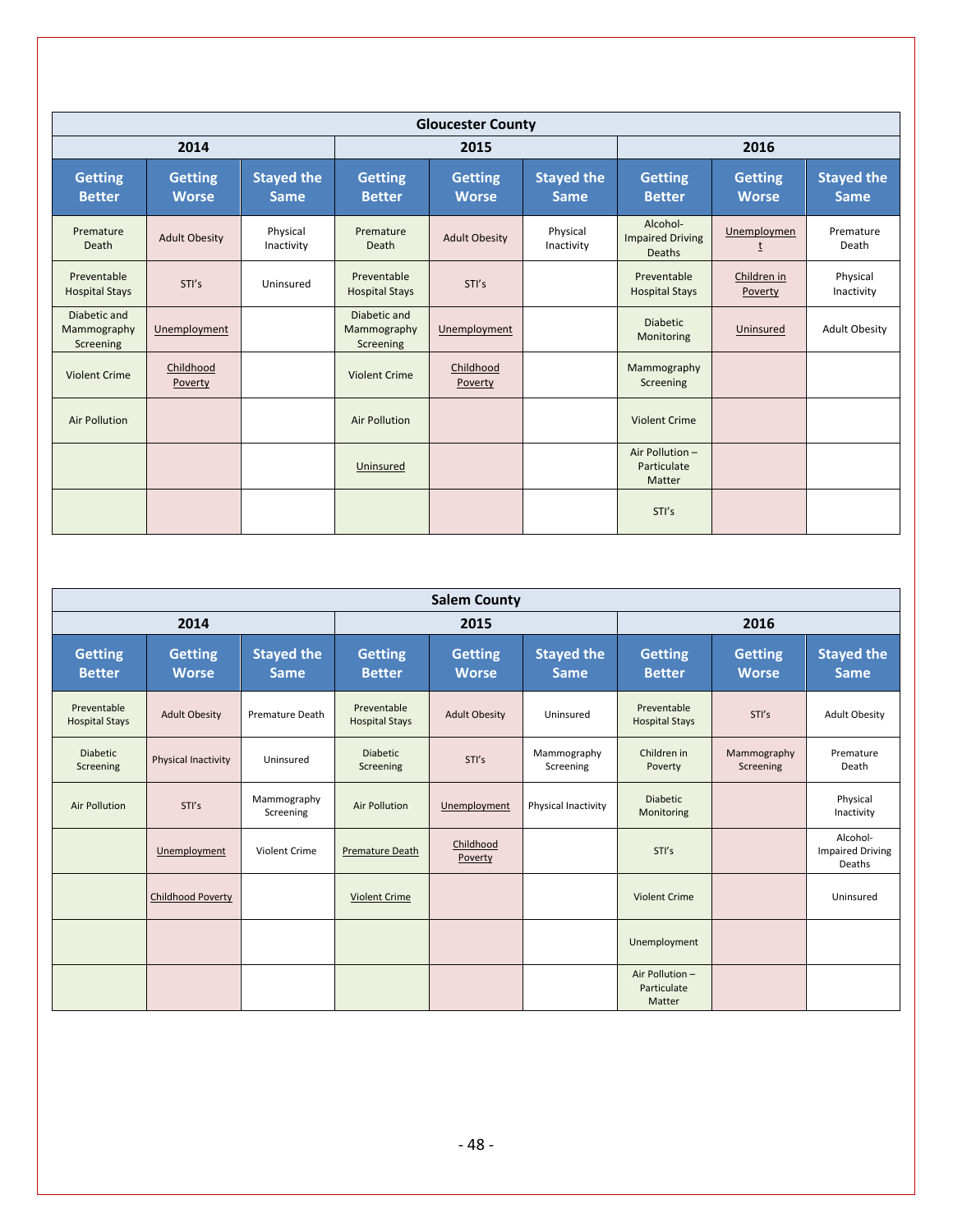| Gloucester County | | | | | | | | |
|---|---|---|---|---|---|---|---|---|
| 2014 | | | 2015 | | | 2016 | | |
| Getting Better | Getting Worse | Stayed the Same | Getting Better | Getting Worse | Stayed the Same | Getting Better | Getting Worse | Stayed the Same |
| Premature Death | Adult Obesity | Physical Inactivity | Premature Death | Adult Obesity | Physical Inactivity | Alcohol-Impaired Driving Deaths | Unemployment | Premature Death |
| Preventable Hospital Stays | STI's | Uninsured | Preventable Hospital Stays | STI's | | Preventable Hospital Stays | Children in Poverty | Physical Inactivity |
| Diabetic and Mammography Screening | Unemployment | | Diabetic and Mammography Screening | Unemployment | | Diabetic Monitoring | Uninsured | Adult Obesity |
| Violent Crime | Childhood Poverty | | Violent Crime | Childhood Poverty | | Mammography Screening | | |
| Air Pollution | | | Air Pollution | | | Violent Crime | | |
| | | | Uninsured | | | Air Pollution – Particulate Matter | | |
| | | | | | | STI's | | |

| Salem County | | | | | | | | |
|---|---|---|---|---|---|---|---|---|
| 2014 | | | 2015 | | | 2016 | | |
| Getting Better | Getting Worse | Stayed the Same | Getting Better | Getting Worse | Stayed the Same | Getting Better | Getting Worse | Stayed the Same |
| Preventable Hospital Stays | Adult Obesity | Premature Death | Preventable Hospital Stays | Adult Obesity | Uninsured | Preventable Hospital Stays | STI's | Adult Obesity |
| Diabetic Screening | Physical Inactivity | Uninsured | Diabetic Screening | STI's | Mammography Screening | Children in Poverty | Mammography Screening | Premature Death |
| Air Pollution | STI's | Mammography Screening | Air Pollution | Unemployment | Physical Inactivity | Diabetic Monitoring | | Physical Inactivity |
| | Unemployment | Violent Crime | Premature Death | Childhood Poverty | | STI's | | Alcohol-Impaired Driving Deaths |
| | Childhood Poverty | | Violent Crime | | | Violent Crime | | Uninsured |
| | | | | | | Unemployment | | |
| | | | | | | Air Pollution – Particulate Matter | | |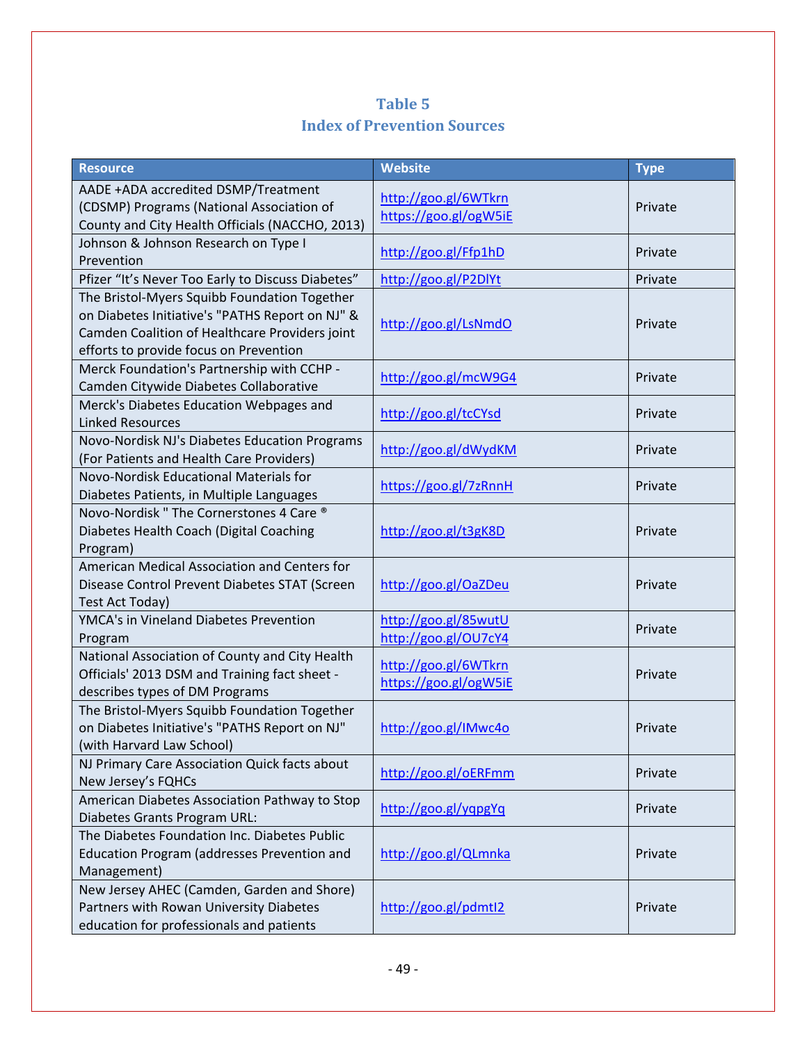## Table 5
## Index of Prevention Sources

| Resource | Website | Type |
|---|---|---|
| AADE +ADA accredited DSMP/Treatment (CDSMP) Programs (National Association of County and City Health Officials (NACCHO, 2013) | http://goo.gl/6WTkrn https://goo.gl/ogW5iE | Private |
| Johnson & Johnson Research on Type I Prevention | http://goo.gl/Ffp1hD | Private |
| Pfizer "It's Never Too Early to Discuss Diabetes" | http://goo.gl/P2DlYt | Private |
| The Bristol-Myers Squibb Foundation Together on Diabetes Initiative's "PATHS Report on NJ" & Camden Coalition of Healthcare Providers joint efforts to provide focus on Prevention | http://goo.gl/LsNmdO | Private |
| Merck Foundation's Partnership with CCHP - Camden Citywide Diabetes Collaborative | http://goo.gl/mcW9G4 | Private |
| Merck's Diabetes Education Webpages and Linked Resources | http://goo.gl/tcCYsd | Private |
| Novo-Nordisk NJ's Diabetes Education Programs (For Patients and Health Care Providers) | http://goo.gl/dWydKM | Private |
| Novo-Nordisk Educational Materials for Diabetes Patients, in Multiple Languages | https://goo.gl/7zRnnH | Private |
| Novo-Nordisk " The Cornerstones 4 Care ® Diabetes Health Coach (Digital Coaching Program) | http://goo.gl/t3gK8D | Private |
| American Medical Association and Centers for Disease Control Prevent Diabetes STAT (Screen Test Act Today) | http://goo.gl/OaZDeu | Private |
| YMCA's in Vineland Diabetes Prevention Program | http://goo.gl/85wutU http://goo.gl/OU7cY4 | Private |
| National Association of County and City Health Officials' 2013 DSM and Training fact sheet - describes types of DM Programs | http://goo.gl/6WTkrn https://goo.gl/ogW5iE | Private |
| The Bristol-Myers Squibb Foundation Together on Diabetes Initiative's "PATHS Report on NJ" (with Harvard Law School) | http://goo.gl/IMwc4o | Private |
| NJ Primary Care Association Quick facts about New Jersey's FQHCs | http://goo.gl/oERFmm | Private |
| American Diabetes Association Pathway to Stop Diabetes Grants Program URL: | http://goo.gl/yqpgYq | Private |
| The Diabetes Foundation Inc. Diabetes Public Education Program (addresses Prevention and Management) | http://goo.gl/QLmnka | Private |
| New Jersey AHEC (Camden, Garden and Shore) Partners with Rowan University Diabetes education for professionals and patients | http://goo.gl/pdmtI2 | Private |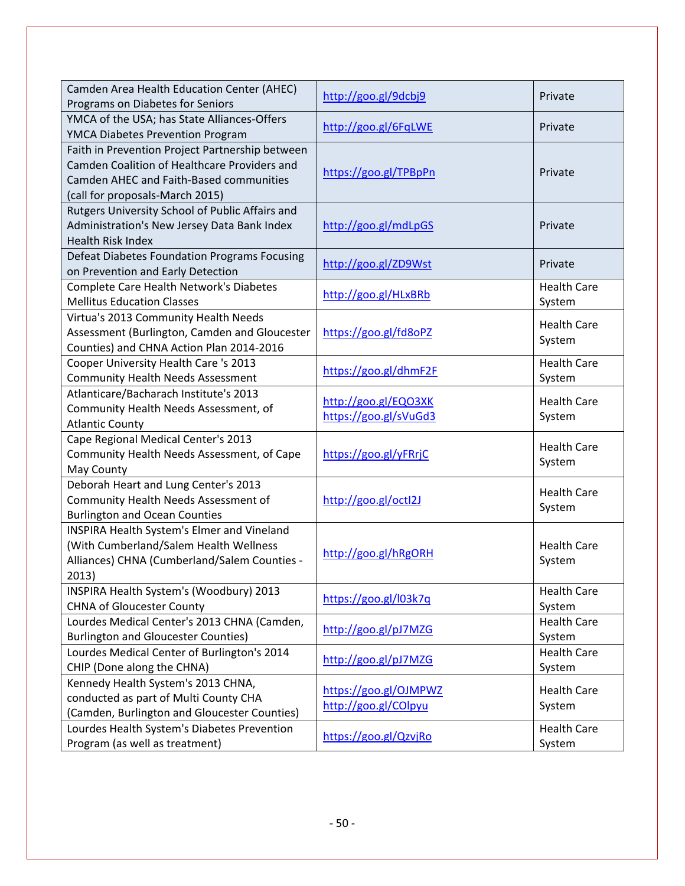| | | |
|---|---|---|
| Camden Area Health Education Center (AHEC) Programs on Diabetes for Seniors | http://goo.gl/9dcbj9 | Private |
| YMCA of the USA; has State Alliances-Offers YMCA Diabetes Prevention Program | http://goo.gl/6FqLWE | Private |
| Faith in Prevention Project Partnership between Camden Coalition of Healthcare Providers and Camden AHEC and Faith-Based communities (call for proposals-March 2015) | https://goo.gl/TPBpPn | Private |
| Rutgers University School of Public Affairs and Administration's New Jersey Data Bank Index Health Risk Index | http://goo.gl/mdLpGS | Private |
| Defeat Diabetes Foundation Programs Focusing on Prevention and Early Detection | http://goo.gl/ZD9Wst | Private |
| Complete Care Health Network's Diabetes Mellitus Education Classes | http://goo.gl/HLxBRb | Health Care System |
| Virtua's 2013 Community Health Needs Assessment (Burlington, Camden and Gloucester Counties) and CHNA Action Plan 2014-2016 | https://goo.gl/fd8oPZ | Health Care System |
| Cooper University Health Care 's 2013 Community Health Needs Assessment | https://goo.gl/dhmF2F | Health Care System |
| Atlanticare/Bacharach Institute's 2013 Community Health Needs Assessment, of Atlantic County | http://goo.gl/EQO3XK https://goo.gl/sVuGd3 | Health Care System |
| Cape Regional Medical Center's 2013 Community Health Needs Assessment, of Cape May County | https://goo.gl/yFRrjC | Health Care System |
| Deborah Heart and Lung Center's 2013 Community Health Needs Assessment of Burlington and Ocean Counties | http://goo.gl/octI2J | Health Care System |
| INSPIRA Health System's Elmer and Vineland (With Cumberland/Salem Health Wellness Alliances) CHNA (Cumberland/Salem Counties - 2013) | http://goo.gl/hRgORH | Health Care System |
| INSPIRA Health System's (Woodbury) 2013 CHNA of Gloucester County | https://goo.gl/l03k7q | Health Care System |
| Lourdes Medical Center's 2013 CHNA (Camden, Burlington and Gloucester Counties) | http://goo.gl/pJ7MZG | Health Care System |
| Lourdes Medical Center of Burlington's 2014 CHIP (Done along the CHNA) | http://goo.gl/pJ7MZG | Health Care System |
| Kennedy Health System's 2013 CHNA, conducted as part of Multi County CHA (Camden, Burlington and Gloucester Counties) | https://goo.gl/OJMPWZ http://goo.gl/COlpyu | Health Care System |
| Lourdes Health System's Diabetes Prevention Program (as well as treatment) | https://goo.gl/QzvjRo | Health Care System |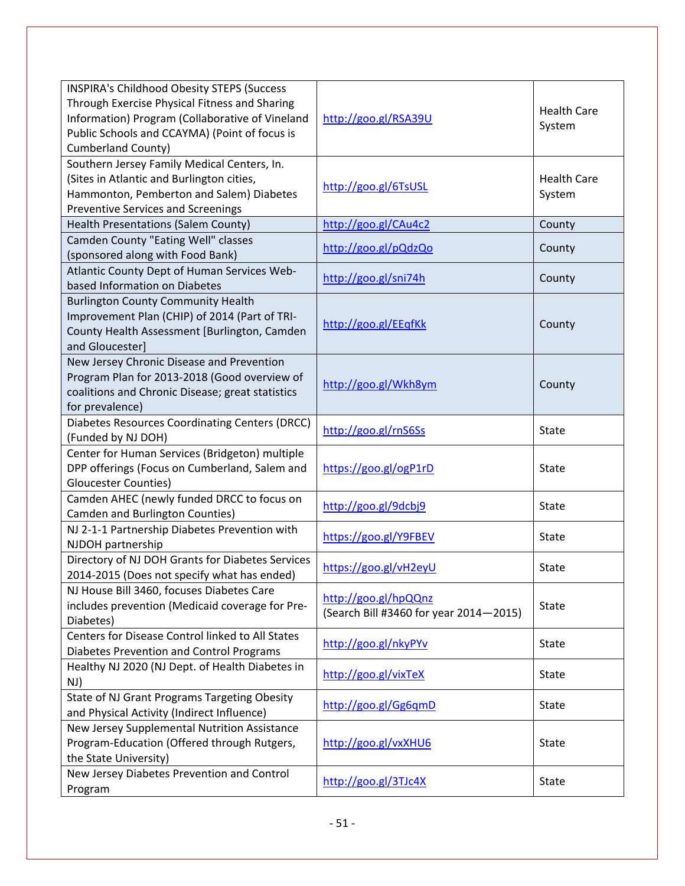| | | |
|---|---|---|
| INSPIRA's Childhood Obesity STEPS (Success Through Exercise Physical Fitness and Sharing Information) Program (Collaborative of Vineland Public Schools and CCAYMA) (Point of focus is Cumberland County) | http://goo.gl/RSA39U | Health Care System |
| Southern Jersey Family Medical Centers, In. (Sites in Atlantic and Burlington cities, Hammonton, Pemberton and Salem) Diabetes Preventive Services and Screenings | http://goo.gl/6TsUSL | Health Care System |
| Health Presentations (Salem County) | http://goo.gl/CAu4c2 | County |
| Camden County "Eating Well" classes (sponsored along with Food Bank) | http://goo.gl/pQdzQo | County |
| Atlantic County Dept of Human Services Web-based Information on Diabetes | http://goo.gl/sni74h | County |
| Burlington County Community Health Improvement Plan (CHIP) of 2014 (Part of TRI-County Health Assessment [Burlington, Camden and Gloucester] | http://goo.gl/EEqfKk | County |
| New Jersey Chronic Disease and Prevention Program Plan for 2013-2018 (Good overview of coalitions and Chronic Disease; great statistics for prevalence) | http://goo.gl/Wkh8ym | County |
| Diabetes Resources Coordinating Centers (DRCC) (Funded by NJ DOH) | http://goo.gl/rnS6Ss | State |
| Center for Human Services (Bridgeton) multiple DPP offerings (Focus on Cumberland, Salem and Gloucester Counties) | https://goo.gl/ogP1rD | State |
| Camden AHEC (newly funded DRCC to focus on Camden and Burlington Counties) | http://goo.gl/9dcbj9 | State |
| NJ 2-1-1 Partnership Diabetes Prevention with NJDOH partnership | https://goo.gl/Y9FBEV | State |
| Directory of NJ DOH Grants for Diabetes Services 2014-2015 (Does not specify what has ended) | https://goo.gl/vH2eyU | State |
| NJ House Bill 3460, focuses Diabetes Care includes prevention (Medicaid coverage for Pre-Diabetes) | http://goo.gl/hpQQnz (Search Bill #3460 for year 2014—2015) | State |
| Centers for Disease Control linked to All States Diabetes Prevention and Control Programs | http://goo.gl/nkyPYv | State |
| Healthy NJ 2020 (NJ Dept. of Health Diabetes in NJ) | http://goo.gl/vixTeX | State |
| State of NJ Grant Programs Targeting Obesity and Physical Activity (Indirect Influence) | http://goo.gl/Gg6qmD | State |
| New Jersey Supplemental Nutrition Assistance Program-Education (Offered through Rutgers, the State University) | http://goo.gl/vxXHU6 | State |
| New Jersey Diabetes Prevention and Control Program | http://goo.gl/3TJc4X | State |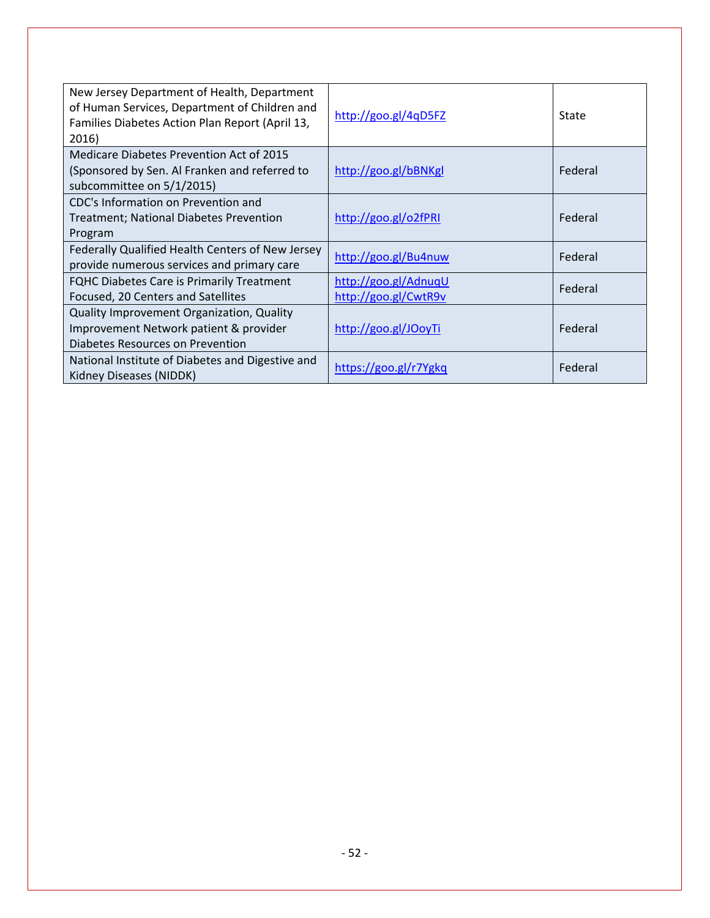| | | |
|---|---|---|
| New Jersey Department of Health, Department of Human Services, Department of Children and Families Diabetes Action Plan Report (April 13, 2016) | http://goo.gl/4qD5FZ | State |
| Medicare Diabetes Prevention Act of 2015 (Sponsored by Sen. Al Franken and referred to subcommittee on 5/1/2015) | http://goo.gl/bBNKgl | Federal |
| CDC's Information on Prevention and Treatment; National Diabetes Prevention Program | http://goo.gl/o2fPRI | Federal |
| Federally Qualified Health Centers of New Jersey provide numerous services and primary care | http://goo.gl/Bu4nuw | Federal |
| FQHC Diabetes Care is Primarily Treatment Focused, 20 Centers and Satellites | http://goo.gl/AdnuqU http://goo.gl/CwtR9v | Federal |
| Quality Improvement Organization, Quality Improvement Network patient & provider Diabetes Resources on Prevention | http://goo.gl/JOoyTi | Federal |
| National Institute of Diabetes and Digestive and Kidney Diseases (NIDDK) | https://goo.gl/r7Ygkq | Federal |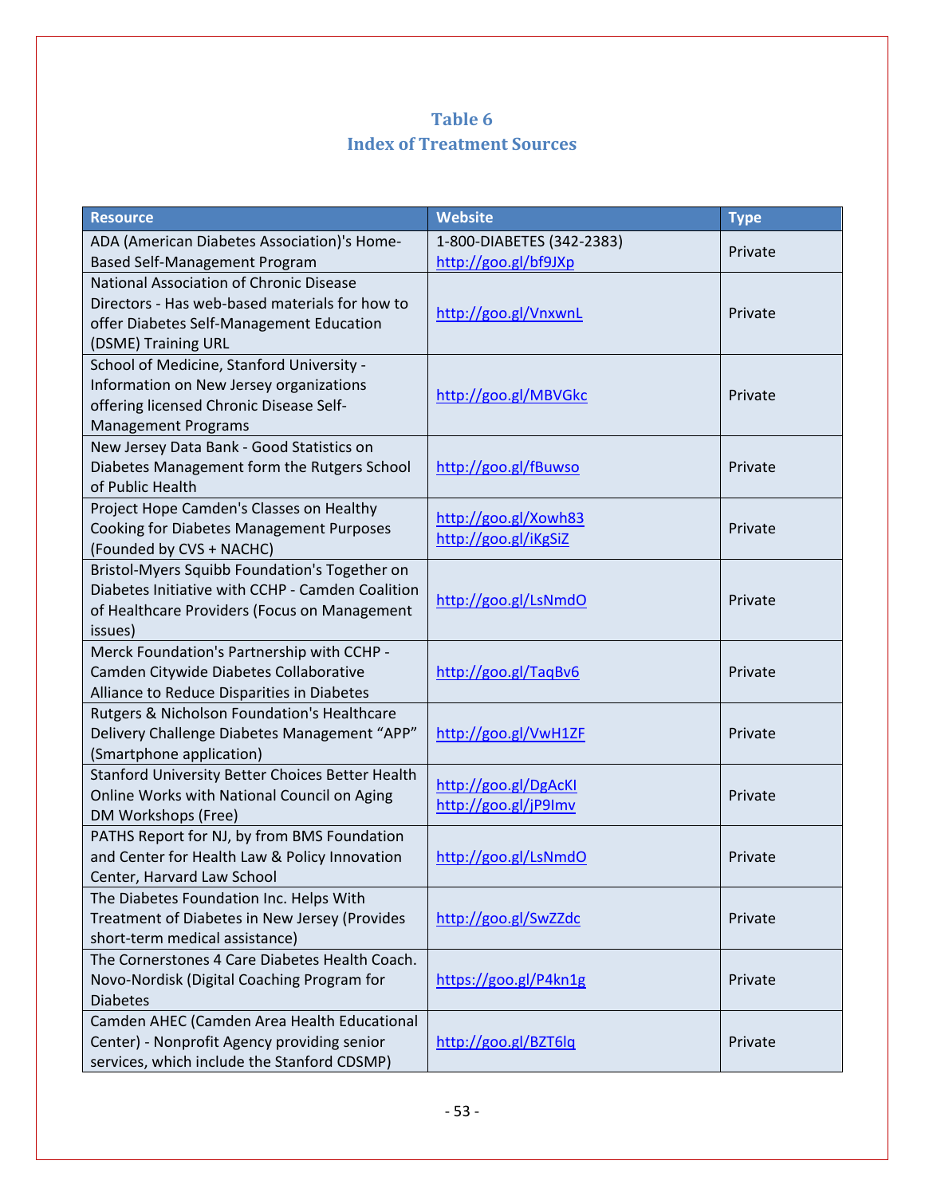## Table 6
## Index of Treatment Sources

| Resource | Website | Type |
|---|---|---|
| ADA (American Diabetes Association)'s Home-Based Self-Management Program | 1-800-DIABETES (342-2383) http://goo.gl/bf9JXp | Private |
| National Association of Chronic Disease Directors - Has web-based materials for how to offer Diabetes Self-Management Education (DSME) Training URL | http://goo.gl/VnxwnL | Private |
| School of Medicine, Stanford University - Information on New Jersey organizations offering licensed Chronic Disease Self-Management Programs | http://goo.gl/MBVGkc | Private |
| New Jersey Data Bank - Good Statistics on Diabetes Management form the Rutgers School of Public Health | http://goo.gl/fBuwso | Private |
| Project Hope Camden's Classes on Healthy Cooking for Diabetes Management Purposes (Founded by CVS + NACHC) | http://goo.gl/Xowh83 http://goo.gl/iKgSiZ | Private |
| Bristol-Myers Squibb Foundation's Together on Diabetes Initiative with CCHP - Camden Coalition of Healthcare Providers (Focus on Management issues) | http://goo.gl/LsNmdO | Private |
| Merck Foundation's Partnership with CCHP - Camden Citywide Diabetes Collaborative Alliance to Reduce Disparities in Diabetes | http://goo.gl/TaqBv6 | Private |
| Rutgers & Nicholson Foundation's Healthcare Delivery Challenge Diabetes Management "APP" (Smartphone application) | http://goo.gl/VwH1ZF | Private |
| Stanford University Better Choices Better Health Online Works with National Council on Aging DM Workshops (Free) | http://goo.gl/DgAcKI http://goo.gl/jP9Imv | Private |
| PATHS Report for NJ, by from BMS Foundation and Center for Health Law & Policy Innovation Center, Harvard Law School | http://goo.gl/LsNmdO | Private |
| The Diabetes Foundation Inc. Helps With Treatment of Diabetes in New Jersey (Provides short-term medical assistance) | http://goo.gl/SwZZdc | Private |
| The Cornerstones 4 Care Diabetes Health Coach. Novo-Nordisk (Digital Coaching Program for Diabetes | https://goo.gl/P4kn1g | Private |
| Camden AHEC (Camden Area Health Educational Center) - Nonprofit Agency providing senior services, which include the Stanford CDSMP) | http://goo.gl/BZT6lq | Private |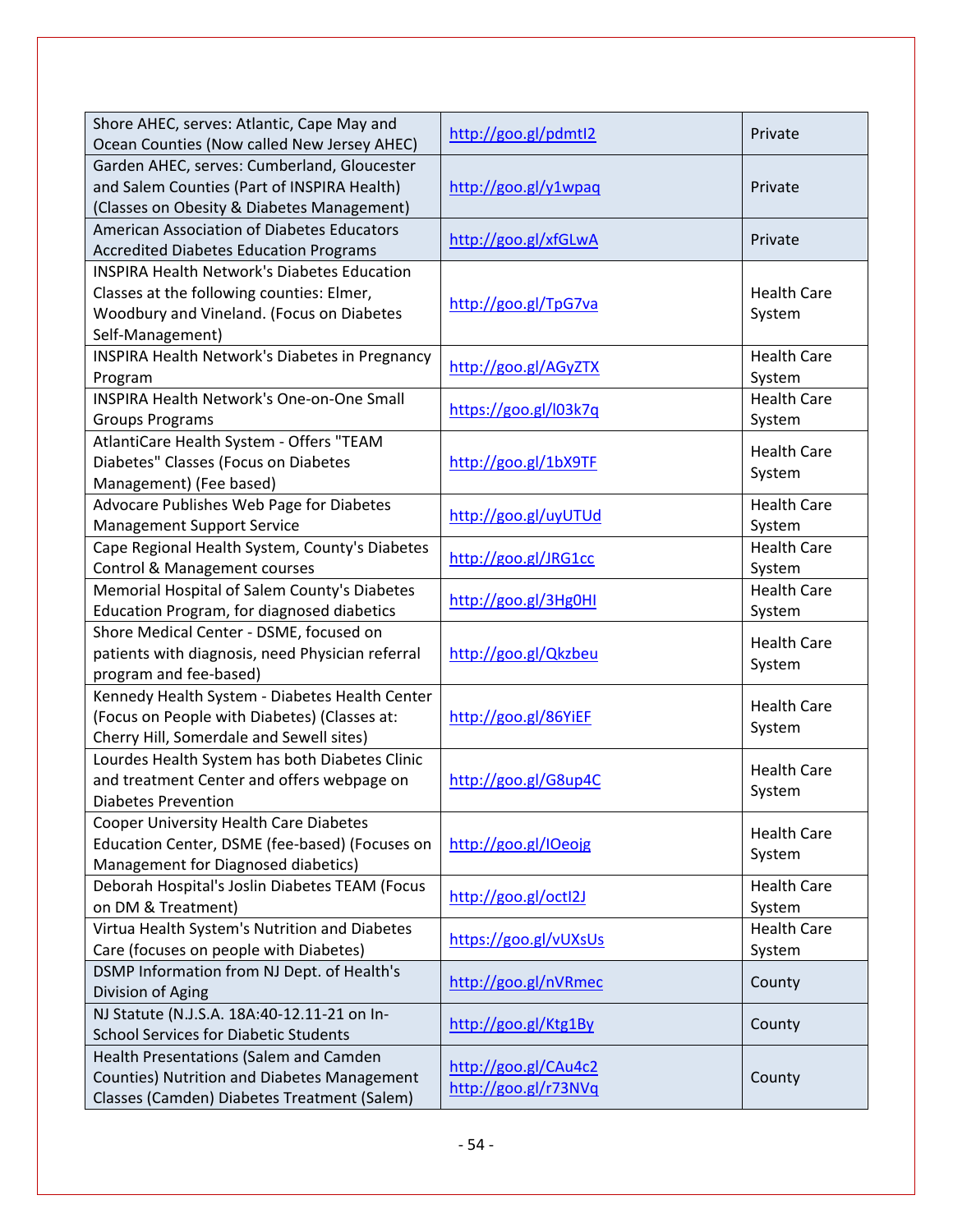| | | |
|---|---|---|
| Shore AHEC, serves: Atlantic, Cape May and Ocean Counties (Now called New Jersey AHEC) | http://goo.gl/pdmtI2 | Private |
| Garden AHEC, serves: Cumberland, Gloucester and Salem Counties (Part of INSPIRA Health) (Classes on Obesity & Diabetes Management) | http://goo.gl/y1wpaq | Private |
| American Association of Diabetes Educators Accredited Diabetes Education Programs | http://goo.gl/xfGLwA | Private |
| INSPIRA Health Network's Diabetes Education Classes at the following counties: Elmer, Woodbury and Vineland. (Focus on Diabetes Self-Management) | http://goo.gl/TpG7va | Health Care System |
| INSPIRA Health Network's Diabetes in Pregnancy Program | http://goo.gl/AGyZTX | Health Care System |
| INSPIRA Health Network's One-on-One Small Groups Programs | https://goo.gl/l03k7q | Health Care System |
| AtlantiCare Health System - Offers "TEAM Diabetes" Classes (Focus on Diabetes Management) (Fee based) | http://goo.gl/1bX9TF | Health Care System |
| Advocare Publishes Web Page for Diabetes Management Support Service | http://goo.gl/uyUTUd | Health Care System |
| Cape Regional Health System, County's Diabetes Control & Management courses | http://goo.gl/JRG1cc | Health Care System |
| Memorial Hospital of Salem County's Diabetes Education Program, for diagnosed diabetics | http://goo.gl/3Hg0HI | Health Care System |
| Shore Medical Center - DSME, focused on patients with diagnosis, need Physician referral program and fee-based) | http://goo.gl/Qkzbeu | Health Care System |
| Kennedy Health System - Diabetes Health Center (Focus on People with Diabetes) (Classes at: Cherry Hill, Somerdale and Sewell sites) | http://goo.gl/86YiEF | Health Care System |
| Lourdes Health System has both Diabetes Clinic and treatment Center and offers webpage on Diabetes Prevention | http://goo.gl/G8up4C | Health Care System |
| Cooper University Health Care Diabetes Education Center, DSME (fee-based) (Focuses on Management for Diagnosed diabetics) | http://goo.gl/IOeojg | Health Care System |
| Deborah Hospital's Joslin Diabetes TEAM (Focus on DM & Treatment) | http://goo.gl/octI2J | Health Care System |
| Virtua Health System's Nutrition and Diabetes Care (focuses on people with Diabetes) | https://goo.gl/vUXsUs | Health Care System |
| DSMP Information from NJ Dept. of Health's Division of Aging | http://goo.gl/nVRmec | County |
| NJ Statute (N.J.S.A. 18A:40-12.11-21 on In-School Services for Diabetic Students | http://goo.gl/Ktg1By | County |
| Health Presentations (Salem and Camden Counties) Nutrition and Diabetes Management Classes (Camden) Diabetes Treatment (Salem) | http://goo.gl/CAu4c2 http://goo.gl/r73NVq | County |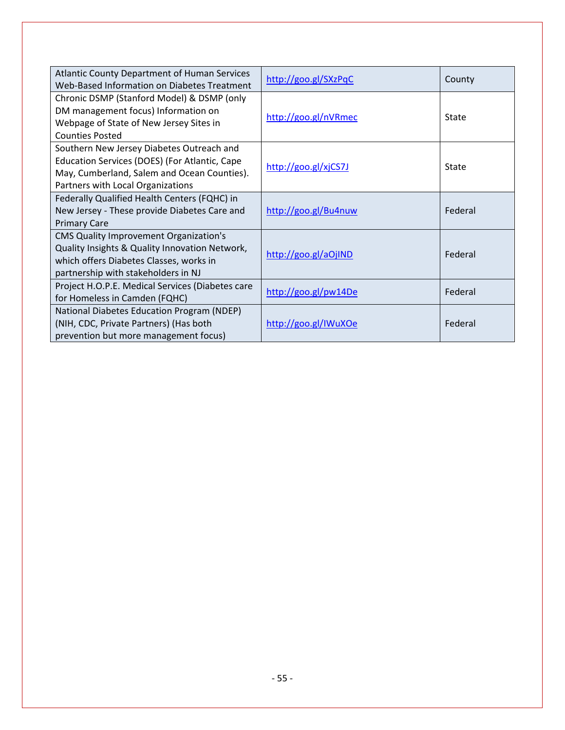| | | |
|---|---|---|
| Atlantic County Department of Human Services Web-Based Information on Diabetes Treatment | http://goo.gl/SXzPqC | County |
| Chronic DSMP (Stanford Model) & DSMP (only DM management focus) Information on Webpage of State of New Jersey Sites in Counties Posted | http://goo.gl/nVRmec | State |
| Southern New Jersey Diabetes Outreach and Education Services (DOES) (For Atlantic, Cape May, Cumberland, Salem and Ocean Counties). Partners with Local Organizations | http://goo.gl/xjCS7J | State |
| Federally Qualified Health Centers (FQHC) in New Jersey - These provide Diabetes Care and Primary Care | http://goo.gl/Bu4nuw | Federal |
| CMS Quality Improvement Organization's Quality Insights & Quality Innovation Network, which offers Diabetes Classes, works in partnership with stakeholders in NJ | http://goo.gl/aOjIND | Federal |
| Project H.O.P.E. Medical Services (Diabetes care for Homeless in Camden (FQHC) | http://goo.gl/pw14De | Federal |
| National Diabetes Education Program (NDEP) (NIH, CDC, Private Partners) (Has both prevention but more management focus) | http://goo.gl/IWuXOe | Federal |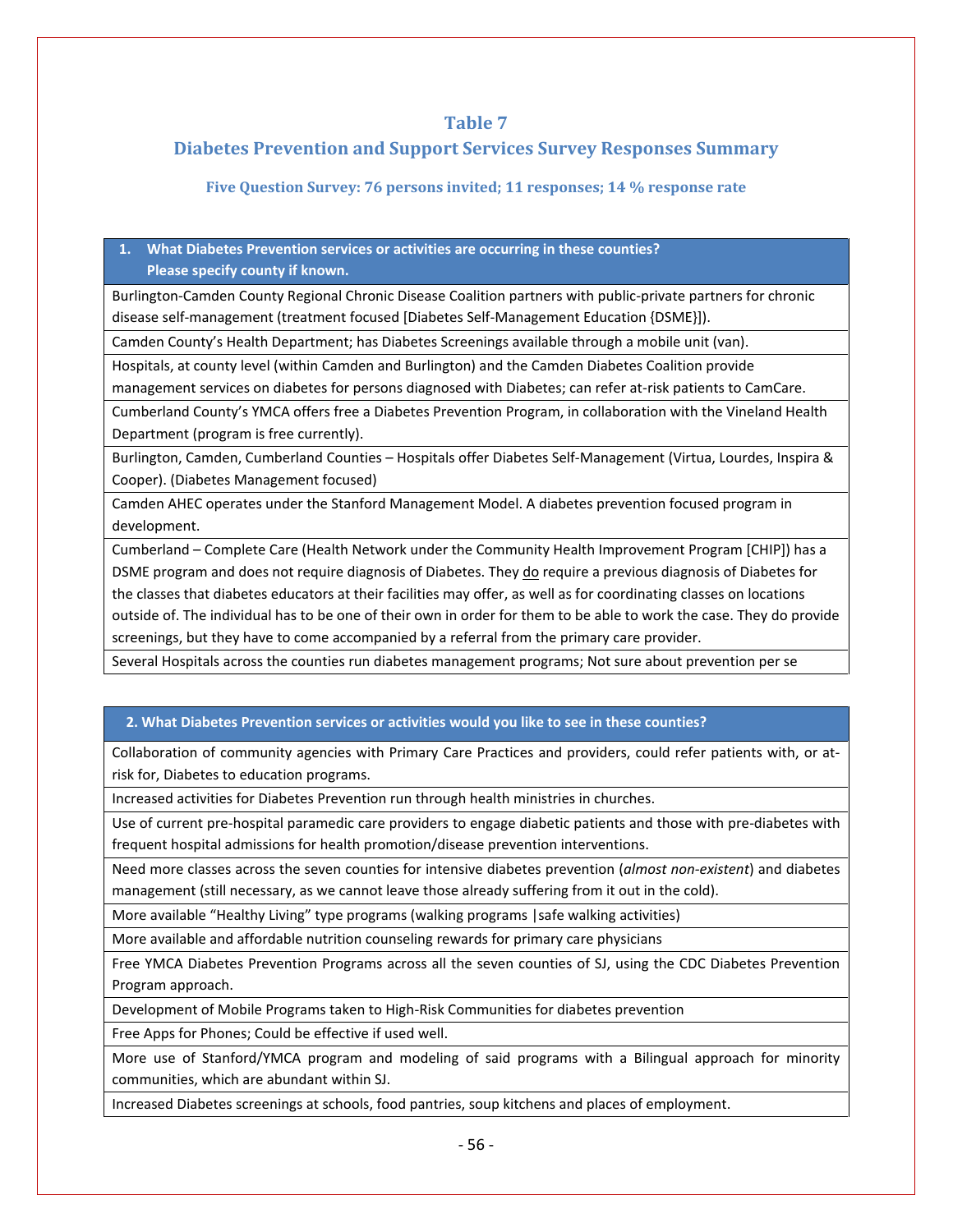## Table 7

## Diabetes Prevention and Support Services Survey Responses Summary

### Five Question Survey: 76 persons invited; 11 responses; 14 % response rate

| 1. What Diabetes Prevention services or activities are occurring in these counties? Please specify county if known. |
|---|
| Burlington-Camden County Regional Chronic Disease Coalition partners with public-private partners for chronic disease self-management (treatment focused [Diabetes Self-Management Education {DSME}]). |
| Camden County's Health Department; has Diabetes Screenings available through a mobile unit (van). |
| Hospitals, at county level (within Camden and Burlington) and the Camden Diabetes Coalition provide management services on diabetes for persons diagnosed with Diabetes; can refer at-risk patients to CamCare. |
| Cumberland County's YMCA offers free a Diabetes Prevention Program, in collaboration with the Vineland Health Department (program is free currently). |
| Burlington, Camden, Cumberland Counties – Hospitals offer Diabetes Self-Management (Virtua, Lourdes, Inspira & Cooper). (Diabetes Management focused) |
| Camden AHEC operates under the Stanford Management Model. A diabetes prevention focused program in development. |
| Cumberland – Complete Care (Health Network under the Community Health Improvement Program [CHIP]) has a DSME program and does not require diagnosis of Diabetes. They <u>do</u> require a previous diagnosis of Diabetes for the classes that diabetes educators at their facilities may offer, as well as for coordinating classes on locations outside of. The individual has to be one of their own in order for them to be able to work the case. They do provide screenings, but they have to come accompanied by a referral from the primary care provider. |
| Several Hospitals across the counties run diabetes management programs; Not sure about prevention per se |

| 2. What Diabetes Prevention services or activities would you like to see in these counties? |
|---|
| Collaboration of community agencies with Primary Care Practices and providers, could refer patients with, or at-risk for, Diabetes to education programs. |
| Increased activities for Diabetes Prevention run through health ministries in churches. |
| Use of current pre-hospital paramedic care providers to engage diabetic patients and those with pre-diabetes with frequent hospital admissions for health promotion/disease prevention interventions. |
| Need more classes across the seven counties for intensive diabetes prevention (*almost non-existent*) and diabetes management (still necessary, as we cannot leave those already suffering from it out in the cold). |
| More available "Healthy Living" type programs (walking programs \|safe walking activities) |
| More available and affordable nutrition counseling rewards for primary care physicians |
| Free YMCA Diabetes Prevention Programs across all the seven counties of SJ, using the CDC Diabetes Prevention Program approach. |
| Development of Mobile Programs taken to High-Risk Communities for diabetes prevention |
| Free Apps for Phones; Could be effective if used well. |
| More use of Stanford/YMCA program and modeling of said programs with a Bilingual approach for minority communities, which are abundant within SJ. |
| Increased Diabetes screenings at schools, food pantries, soup kitchens and places of employment. |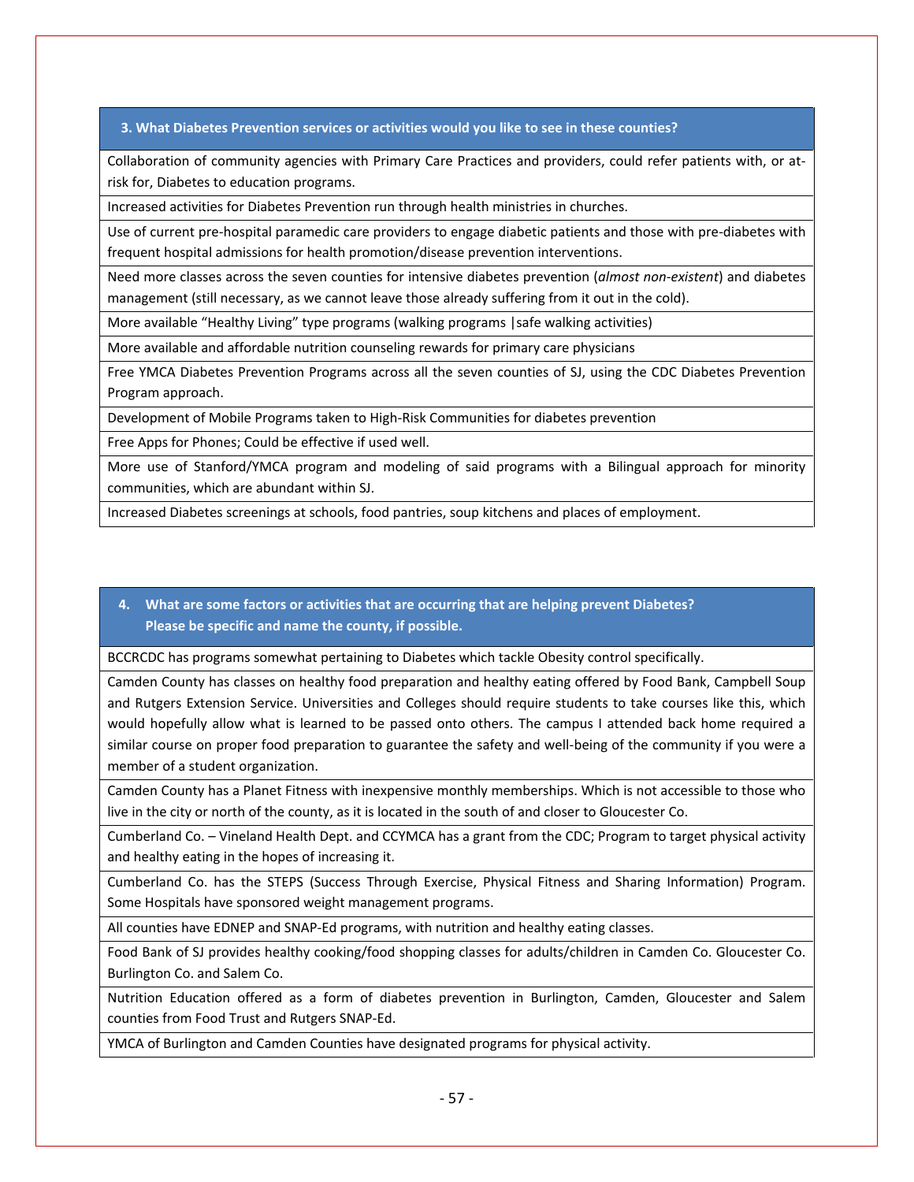| 3. What Diabetes Prevention services or activities would you like to see in these counties? |
|---|
| Collaboration of community agencies with Primary Care Practices and providers, could refer patients with, or at-risk for, Diabetes to education programs. |
| Increased activities for Diabetes Prevention run through health ministries in churches. |
| Use of current pre-hospital paramedic care providers to engage diabetic patients and those with pre-diabetes with frequent hospital admissions for health promotion/disease prevention interventions. |
| Need more classes across the seven counties for intensive diabetes prevention (*almost non-existent*) and diabetes management (still necessary, as we cannot leave those already suffering from it out in the cold). |
| More available "Healthy Living" type programs (walking programs \|safe walking activities) |
| More available and affordable nutrition counseling rewards for primary care physicians |
| Free YMCA Diabetes Prevention Programs across all the seven counties of SJ, using the CDC Diabetes Prevention Program approach. |
| Development of Mobile Programs taken to High-Risk Communities for diabetes prevention |
| Free Apps for Phones; Could be effective if used well. |
| More use of Stanford/YMCA program and modeling of said programs with a Bilingual approach for minority communities, which are abundant within SJ. |
| Increased Diabetes screenings at schools, food pantries, soup kitchens and places of employment. |

| 4. What are some factors or activities that are occurring that are helping prevent Diabetes? Please be specific and name the county, if possible. |
|---|
| BCCRCDC has programs somewhat pertaining to Diabetes which tackle Obesity control specifically. |
| Camden County has classes on healthy food preparation and healthy eating offered by Food Bank, Campbell Soup and Rutgers Extension Service. Universities and Colleges should require students to take courses like this, which would hopefully allow what is learned to be passed onto others. The campus I attended back home required a similar course on proper food preparation to guarantee the safety and well-being of the community if you were a member of a student organization. |
| Camden County has a Planet Fitness with inexpensive monthly memberships. Which is not accessible to those who live in the city or north of the county, as it is located in the south of and closer to Gloucester Co. |
| Cumberland Co. – Vineland Health Dept. and CCYMCA has a grant from the CDC; Program to target physical activity and healthy eating in the hopes of increasing it. |
| Cumberland Co. has the STEPS (Success Through Exercise, Physical Fitness and Sharing Information) Program. Some Hospitals have sponsored weight management programs. |
| All counties have EDNEP and SNAP-Ed programs, with nutrition and healthy eating classes. |
| Food Bank of SJ provides healthy cooking/food shopping classes for adults/children in Camden Co. Gloucester Co. Burlington Co. and Salem Co. |
| Nutrition Education offered as a form of diabetes prevention in Burlington, Camden, Gloucester and Salem counties from Food Trust and Rutgers SNAP-Ed. |
| YMCA of Burlington and Camden Counties have designated programs for physical activity. |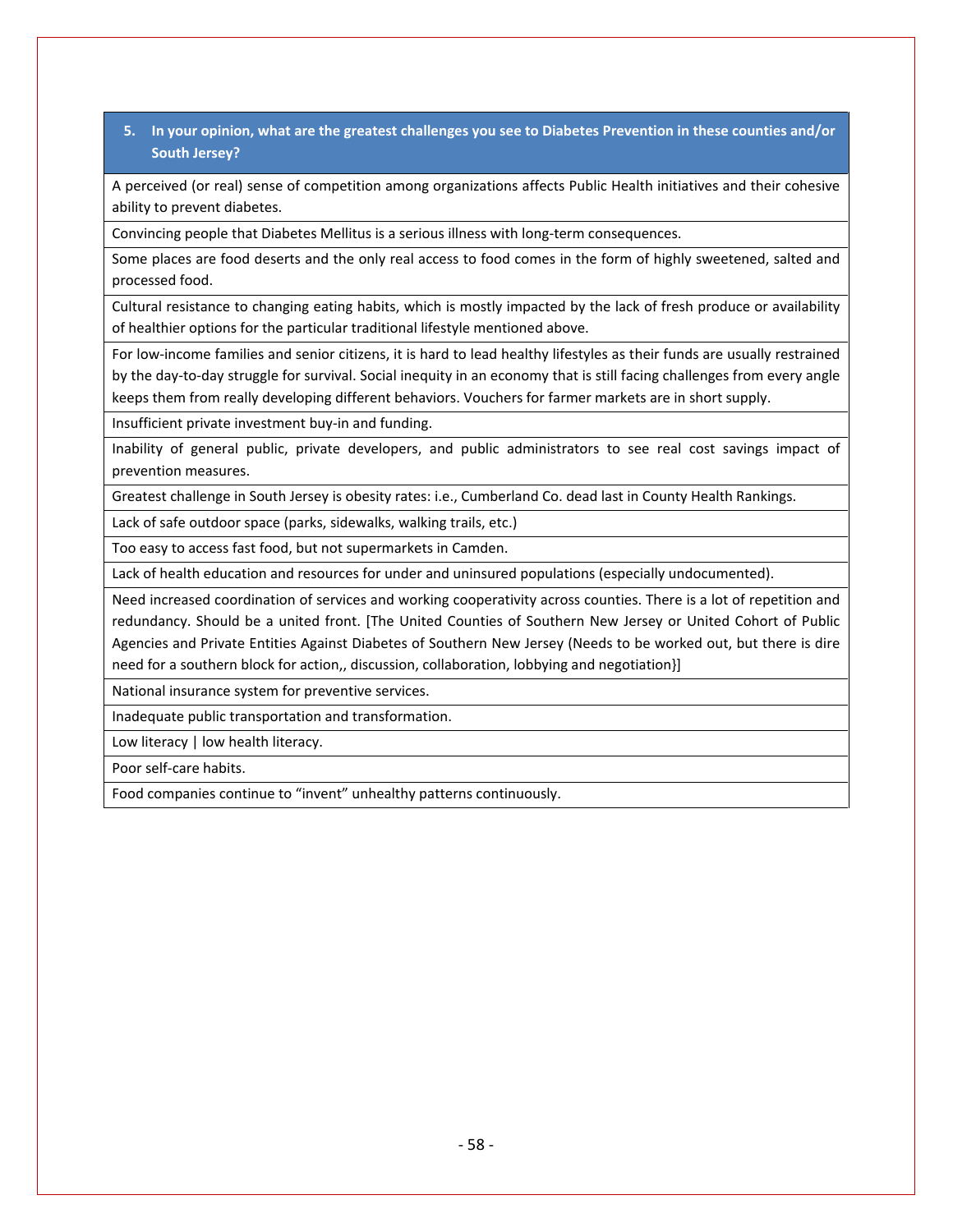| 5. In your opinion, what are the greatest challenges you see to Diabetes Prevention in these counties and/or South Jersey? |
|---|
| A perceived (or real) sense of competition among organizations affects Public Health initiatives and their cohesive ability to prevent diabetes. |
| Convincing people that Diabetes Mellitus is a serious illness with long-term consequences. |
| Some places are food deserts and the only real access to food comes in the form of highly sweetened, salted and processed food. |
| Cultural resistance to changing eating habits, which is mostly impacted by the lack of fresh produce or availability of healthier options for the particular traditional lifestyle mentioned above. |
| For low-income families and senior citizens, it is hard to lead healthy lifestyles as their funds are usually restrained by the day-to-day struggle for survival. Social inequity in an economy that is still facing challenges from every angle keeps them from really developing different behaviors. Vouchers for farmer markets are in short supply. |
| Insufficient private investment buy-in and funding. |
| Inability of general public, private developers, and public administrators to see real cost savings impact of prevention measures. |
| Greatest challenge in South Jersey is obesity rates: i.e., Cumberland Co. dead last in County Health Rankings. |
| Lack of safe outdoor space (parks, sidewalks, walking trails, etc.) |
| Too easy to access fast food, but not supermarkets in Camden. |
| Lack of health education and resources for under and uninsured populations (especially undocumented). |
| Need increased coordination of services and working cooperativity across counties. There is a lot of repetition and redundancy. Should be a united front. [The United Counties of Southern New Jersey or United Cohort of Public Agencies and Private Entities Against Diabetes of Southern New Jersey (Needs to be worked out, but there is dire need for a southern block for action,, discussion, collaboration, lobbying and negotiation}] |
| National insurance system for preventive services. |
| Inadequate public transportation and transformation. |
| Low literacy \| low health literacy. |
| Poor self-care habits. |
| Food companies continue to "invent" unhealthy patterns continuously. |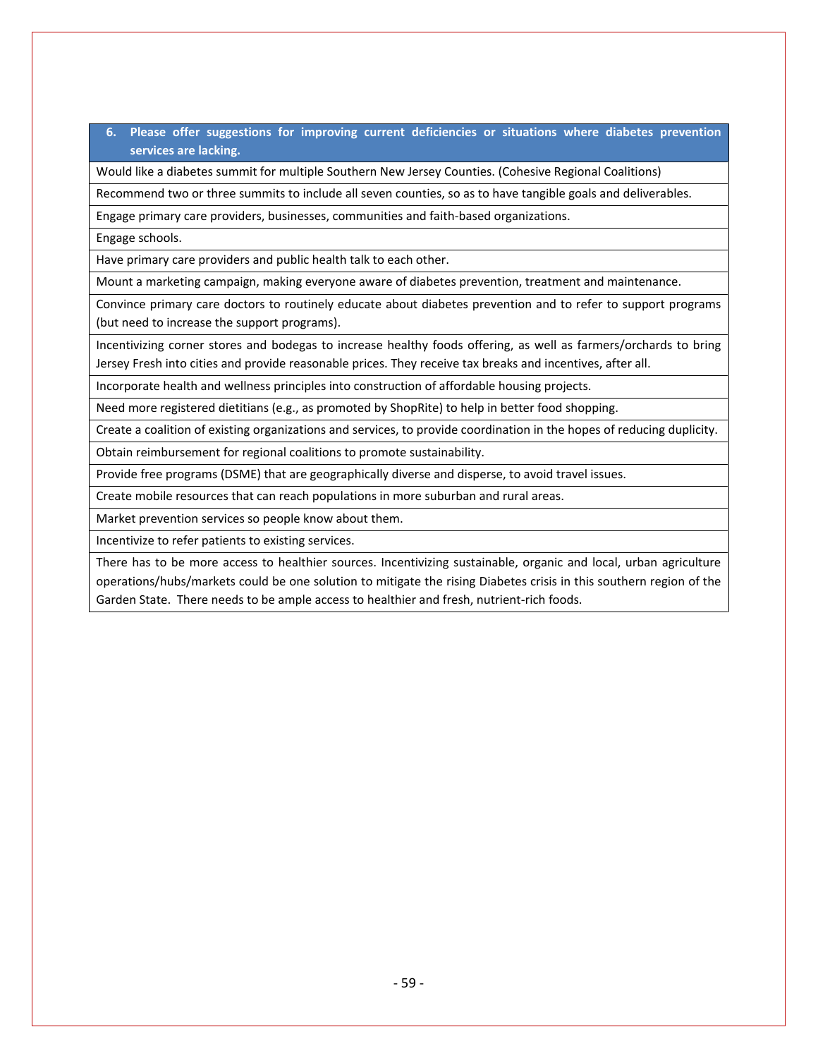| 6. Please offer suggestions for improving current deficiencies or situations where diabetes prevention services are lacking. |
|---|
| Would like a diabetes summit for multiple Southern New Jersey Counties. (Cohesive Regional Coalitions) |
| Recommend two or three summits to include all seven counties, so as to have tangible goals and deliverables. |
| Engage primary care providers, businesses, communities and faith-based organizations. |
| Engage schools. |
| Have primary care providers and public health talk to each other. |
| Mount a marketing campaign, making everyone aware of diabetes prevention, treatment and maintenance. |
| Convince primary care doctors to routinely educate about diabetes prevention and to refer to support programs (but need to increase the support programs). |
| Incentivizing corner stores and bodegas to increase healthy foods offering, as well as farmers/orchards to bring Jersey Fresh into cities and provide reasonable prices. They receive tax breaks and incentives, after all. |
| Incorporate health and wellness principles into construction of affordable housing projects. |
| Need more registered dietitians (e.g., as promoted by ShopRite) to help in better food shopping. |
| Create a coalition of existing organizations and services, to provide coordination in the hopes of reducing duplicity. |
| Obtain reimbursement for regional coalitions to promote sustainability. |
| Provide free programs (DSME) that are geographically diverse and disperse, to avoid travel issues. |
| Create mobile resources that can reach populations in more suburban and rural areas. |
| Market prevention services so people know about them. |
| Incentivize to refer patients to existing services. |
| There has to be more access to healthier sources. Incentivizing sustainable, organic and local, urban agriculture operations/hubs/markets could be one solution to mitigate the rising Diabetes crisis in this southern region of the Garden State. There needs to be ample access to healthier and fresh, nutrient-rich foods. |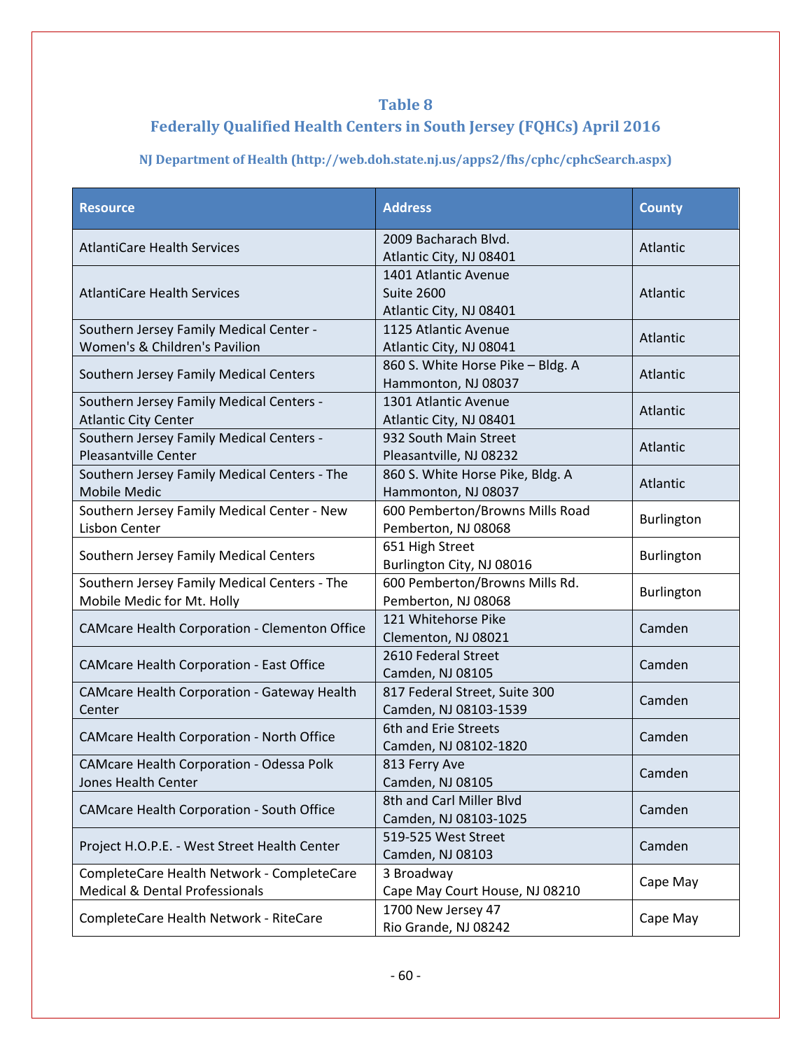## Table 8
## Federally Qualified Health Centers in South Jersey (FQHCs) April 2016

**NJ Department of Health (http://web.doh.state.nj.us/apps2/fhs/cphc/cphcSearch.aspx)**

| Resource | Address | County |
|---|---|---|
| AtlantiCare Health Services | 2009 Bacharach Blvd.<br>Atlantic City, NJ 08401 | Atlantic |
| AtlantiCare Health Services | 1401 Atlantic Avenue<br>Suite 2600<br>Atlantic City, NJ 08401 | Atlantic |
| Southern Jersey Family Medical Center - Women's & Children's Pavilion | 1125 Atlantic Avenue<br>Atlantic City, NJ 08041 | Atlantic |
| Southern Jersey Family Medical Centers | 860 S. White Horse Pike – Bldg. A<br>Hammonton, NJ 08037 | Atlantic |
| Southern Jersey Family Medical Centers - Atlantic City Center | 1301 Atlantic Avenue<br>Atlantic City, NJ 08401 | Atlantic |
| Southern Jersey Family Medical Centers - Pleasantville Center | 932 South Main Street<br>Pleasantville, NJ 08232 | Atlantic |
| Southern Jersey Family Medical Centers - The Mobile Medic | 860 S. White Horse Pike, Bldg. A<br>Hammonton, NJ 08037 | Atlantic |
| Southern Jersey Family Medical Center - New Lisbon Center | 600 Pemberton/Browns Mills Road<br>Pemberton, NJ 08068 | Burlington |
| Southern Jersey Family Medical Centers | 651 High Street<br>Burlington City, NJ 08016 | Burlington |
| Southern Jersey Family Medical Centers - The Mobile Medic for Mt. Holly | 600 Pemberton/Browns Mills Rd.<br>Pemberton, NJ 08068 | Burlington |
| CAMcare Health Corporation - Clementon Office | 121 Whitehorse Pike<br>Clementon, NJ 08021 | Camden |
| CAMcare Health Corporation - East Office | 2610 Federal Street<br>Camden, NJ 08105 | Camden |
| CAMcare Health Corporation - Gateway Health Center | 817 Federal Street, Suite 300<br>Camden, NJ 08103-1539 | Camden |
| CAMcare Health Corporation - North Office | 6th and Erie Streets<br>Camden, NJ 08102-1820 | Camden |
| CAMcare Health Corporation - Odessa Polk Jones Health Center | 813 Ferry Ave<br>Camden, NJ 08105 | Camden |
| CAMcare Health Corporation - South Office | 8th and Carl Miller Blvd<br>Camden, NJ 08103-1025 | Camden |
| Project H.O.P.E. - West Street Health Center | 519-525 West Street<br>Camden, NJ 08103 | Camden |
| CompleteCare Health Network - CompleteCare Medical & Dental Professionals | 3 Broadway<br>Cape May Court House, NJ 08210 | Cape May |
| CompleteCare Health Network - RiteCare | 1700 New Jersey 47<br>Rio Grande, NJ 08242 | Cape May |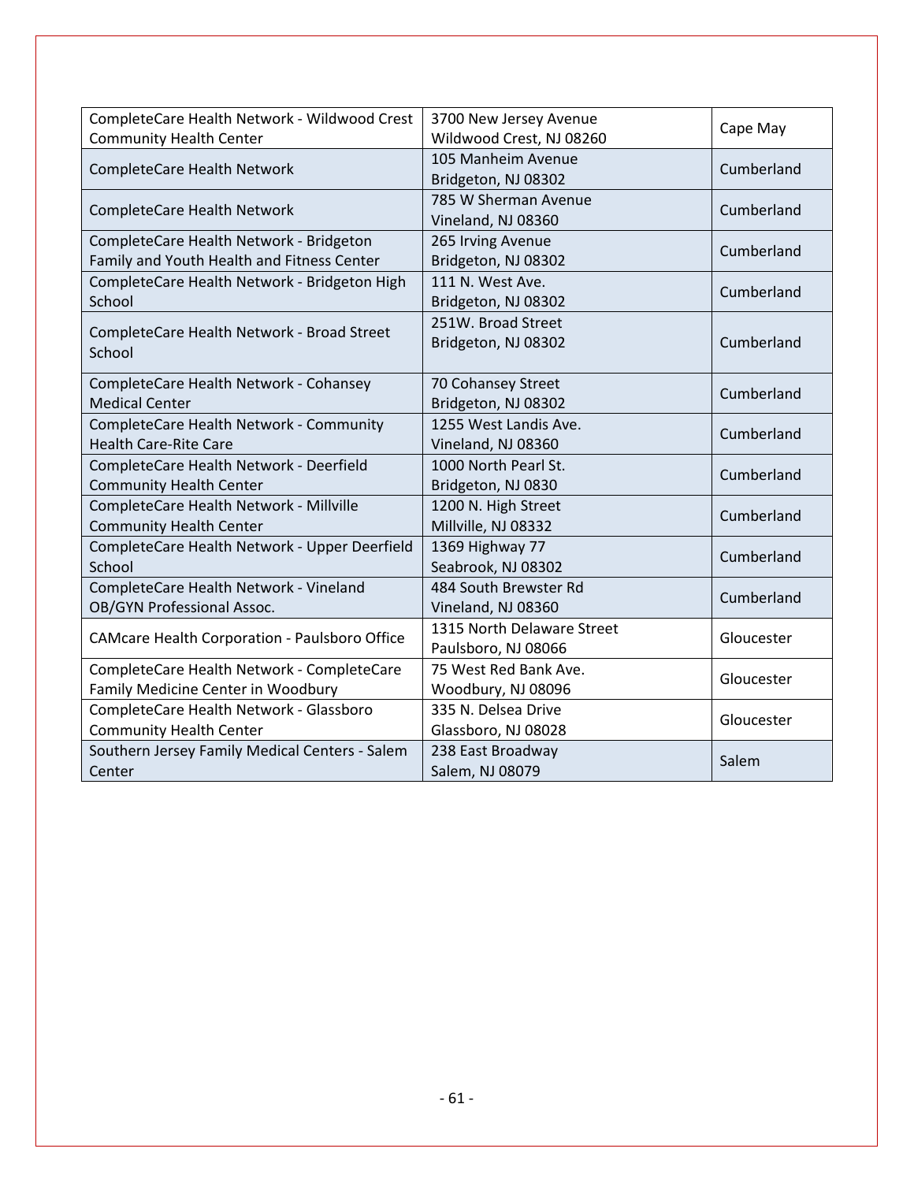| | | |
|---|---|---|
| CompleteCare Health Network - Wildwood Crest Community Health Center | 3700 New Jersey Avenue<br>Wildwood Crest, NJ 08260 | Cape May |
| CompleteCare Health Network | 105 Manheim Avenue<br>Bridgeton, NJ 08302 | Cumberland |
| CompleteCare Health Network | 785 W Sherman Avenue<br>Vineland, NJ 08360 | Cumberland |
| CompleteCare Health Network - Bridgeton Family and Youth Health and Fitness Center | 265 Irving Avenue<br>Bridgeton, NJ 08302 | Cumberland |
| CompleteCare Health Network - Bridgeton High School | 111 N. West Ave.<br>Bridgeton, NJ 08302 | Cumberland |
| CompleteCare Health Network - Broad Street School | 251W. Broad Street<br>Bridgeton, NJ 08302 | Cumberland |
| CompleteCare Health Network - Cohansey Medical Center | 70 Cohansey Street<br>Bridgeton, NJ 08302 | Cumberland |
| CompleteCare Health Network - Community Health Care-Rite Care | 1255 West Landis Ave.<br>Vineland, NJ 08360 | Cumberland |
| CompleteCare Health Network - Deerfield Community Health Center | 1000 North Pearl St.<br>Bridgeton, NJ 0830 | Cumberland |
| CompleteCare Health Network - Millville Community Health Center | 1200 N. High Street<br>Millville, NJ 08332 | Cumberland |
| CompleteCare Health Network - Upper Deerfield School | 1369 Highway 77<br>Seabrook, NJ 08302 | Cumberland |
| CompleteCare Health Network - Vineland OB/GYN Professional Assoc. | 484 South Brewster Rd<br>Vineland, NJ 08360 | Cumberland |
| CAMcare Health Corporation - Paulsboro Office | 1315 North Delaware Street<br>Paulsboro, NJ 08066 | Gloucester |
| CompleteCare Health Network - CompleteCare Family Medicine Center in Woodbury | 75 West Red Bank Ave.<br>Woodbury, NJ 08096 | Gloucester |
| CompleteCare Health Network - Glassboro Community Health Center | 335 N. Delsea Drive<br>Glassboro, NJ 08028 | Gloucester |
| Southern Jersey Family Medical Centers - Salem Center | 238 East Broadway<br>Salem, NJ 08079 | Salem |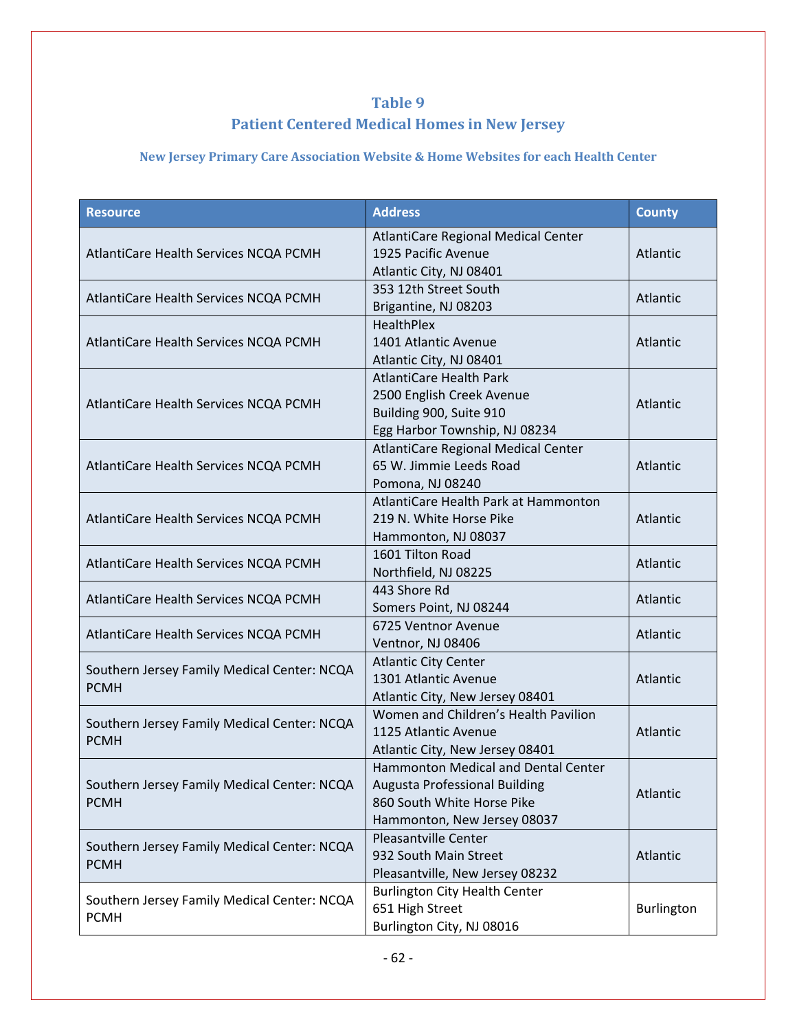## Table 9
## Patient Centered Medical Homes in New Jersey

### New Jersey Primary Care Association Website & Home Websites for each Health Center

| Resource | Address | County |
|---|---|---|
| AtlantiCare Health Services NCQA PCMH | AtlantiCare Regional Medical Center<br>1925 Pacific Avenue<br>Atlantic City, NJ 08401 | Atlantic |
| AtlantiCare Health Services NCQA PCMH | 353 12th Street South<br>Brigantine, NJ 08203 | Atlantic |
| AtlantiCare Health Services NCQA PCMH | HealthPlex<br>1401 Atlantic Avenue<br>Atlantic City, NJ 08401 | Atlantic |
| AtlantiCare Health Services NCQA PCMH | AtlantiCare Health Park<br>2500 English Creek Avenue<br>Building 900, Suite 910<br>Egg Harbor Township, NJ 08234 | Atlantic |
| AtlantiCare Health Services NCQA PCMH | AtlantiCare Regional Medical Center<br>65 W. Jimmie Leeds Road<br>Pomona, NJ 08240 | Atlantic |
| AtlantiCare Health Services NCQA PCMH | AtlantiCare Health Park at Hammonton<br>219 N. White Horse Pike<br>Hammonton, NJ 08037 | Atlantic |
| AtlantiCare Health Services NCQA PCMH | 1601 Tilton Road<br>Northfield, NJ 08225 | Atlantic |
| AtlantiCare Health Services NCQA PCMH | 443 Shore Rd<br>Somers Point, NJ 08244 | Atlantic |
| AtlantiCare Health Services NCQA PCMH | 6725 Ventnor Avenue<br>Ventnor, NJ 08406 | Atlantic |
| Southern Jersey Family Medical Center: NCQA PCMH | Atlantic City Center<br>1301 Atlantic Avenue<br>Atlantic City, New Jersey 08401 | Atlantic |
| Southern Jersey Family Medical Center: NCQA PCMH | Women and Children's Health Pavilion<br>1125 Atlantic Avenue<br>Atlantic City, New Jersey 08401 | Atlantic |
| Southern Jersey Family Medical Center: NCQA PCMH | Hammonton Medical and Dental Center<br>Augusta Professional Building<br>860 South White Horse Pike<br>Hammonton, New Jersey 08037 | Atlantic |
| Southern Jersey Family Medical Center: NCQA PCMH | Pleasantville Center<br>932 South Main Street<br>Pleasantville, New Jersey 08232 | Atlantic |
| Southern Jersey Family Medical Center: NCQA PCMH | Burlington City Health Center<br>651 High Street<br>Burlington City, NJ 08016 | Burlington |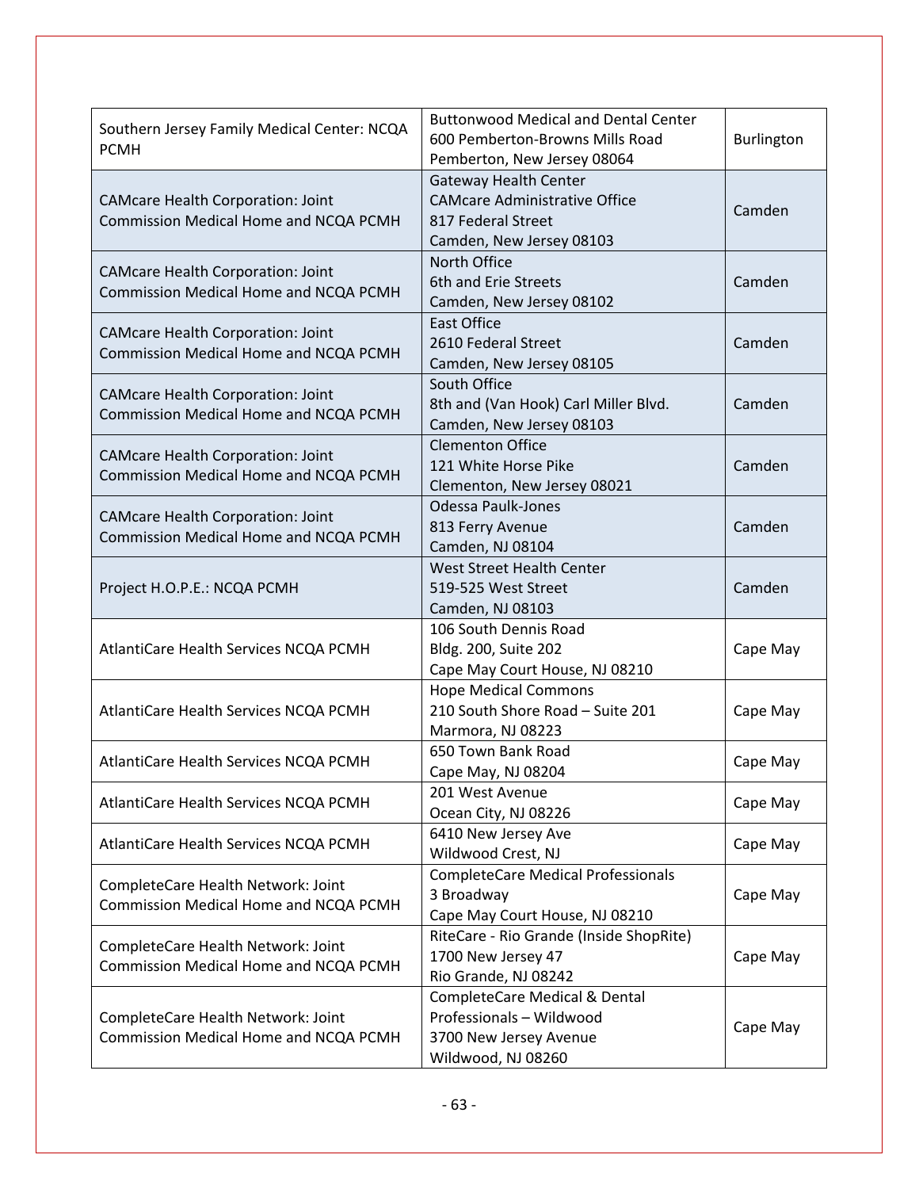| | | |
|---|---|---|
| Southern Jersey Family Medical Center: NCQA PCMH | Buttonwood Medical and Dental Center<br>600 Pemberton-Browns Mills Road<br>Pemberton, New Jersey 08064 | Burlington |
| CAMcare Health Corporation: Joint Commission Medical Home and NCQA PCMH | Gateway Health Center<br>CAMcare Administrative Office<br>817 Federal Street<br>Camden, New Jersey 08103 | Camden |
| CAMcare Health Corporation: Joint Commission Medical Home and NCQA PCMH | North Office<br>6th and Erie Streets<br>Camden, New Jersey 08102 | Camden |
| CAMcare Health Corporation: Joint Commission Medical Home and NCQA PCMH | East Office<br>2610 Federal Street<br>Camden, New Jersey 08105 | Camden |
| CAMcare Health Corporation: Joint Commission Medical Home and NCQA PCMH | South Office<br>8th and (Van Hook) Carl Miller Blvd.<br>Camden, New Jersey 08103 | Camden |
| CAMcare Health Corporation: Joint Commission Medical Home and NCQA PCMH | Clementon Office<br>121 White Horse Pike<br>Clementon, New Jersey 08021 | Camden |
| CAMcare Health Corporation: Joint Commission Medical Home and NCQA PCMH | Odessa Paulk-Jones<br>813 Ferry Avenue<br>Camden, NJ 08104 | Camden |
| Project H.O.P.E.: NCQA PCMH | West Street Health Center<br>519-525 West Street<br>Camden, NJ 08103 | Camden |
| AtlantiCare Health Services NCQA PCMH | 106 South Dennis Road<br>Bldg. 200, Suite 202<br>Cape May Court House, NJ 08210 | Cape May |
| AtlantiCare Health Services NCQA PCMH | Hope Medical Commons<br>210 South Shore Road – Suite 201<br>Marmora, NJ 08223 | Cape May |
| AtlantiCare Health Services NCQA PCMH | 650 Town Bank Road<br>Cape May, NJ 08204 | Cape May |
| AtlantiCare Health Services NCQA PCMH | 201 West Avenue<br>Ocean City, NJ 08226 | Cape May |
| AtlantiCare Health Services NCQA PCMH | 6410 New Jersey Ave<br>Wildwood Crest, NJ | Cape May |
| CompleteCare Health Network: Joint Commission Medical Home and NCQA PCMH | CompleteCare Medical Professionals<br>3 Broadway<br>Cape May Court House, NJ 08210 | Cape May |
| CompleteCare Health Network: Joint Commission Medical Home and NCQA PCMH | RiteCare - Rio Grande (Inside ShopRite)<br>1700 New Jersey 47<br>Rio Grande, NJ 08242 | Cape May |
| CompleteCare Health Network: Joint Commission Medical Home and NCQA PCMH | CompleteCare Medical & Dental Professionals – Wildwood<br>3700 New Jersey Avenue<br>Wildwood, NJ 08260 | Cape May |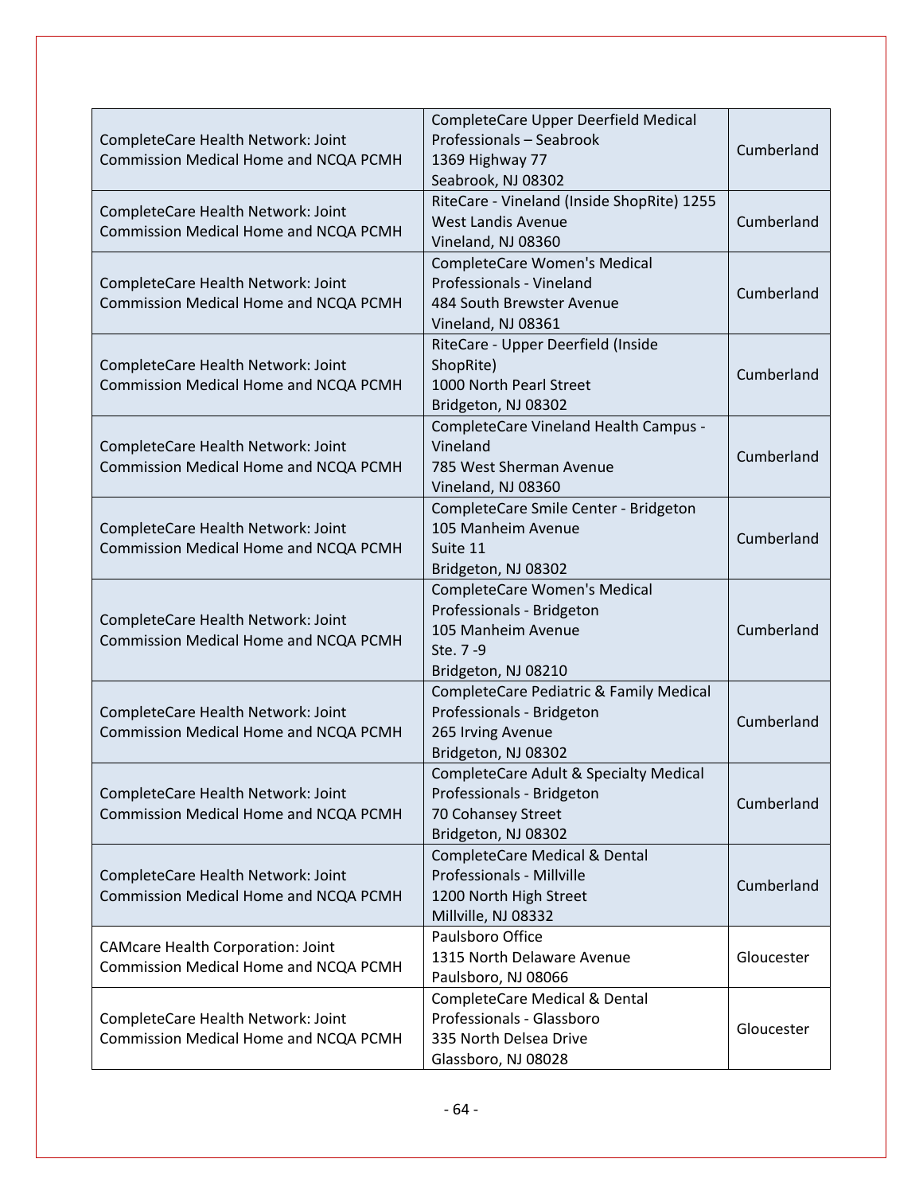| | | |
|---|---|---|
| CompleteCare Health Network: Joint Commission Medical Home and NCQA PCMH | CompleteCare Upper Deerfield Medical Professionals – Seabrook<br>1369 Highway 77<br>Seabrook, NJ 08302 | Cumberland |
| CompleteCare Health Network: Joint Commission Medical Home and NCQA PCMH | RiteCare - Vineland (Inside ShopRite) 1255 West Landis Avenue<br>Vineland, NJ 08360 | Cumberland |
| CompleteCare Health Network: Joint Commission Medical Home and NCQA PCMH | CompleteCare Women's Medical Professionals - Vineland<br>484 South Brewster Avenue<br>Vineland, NJ 08361 | Cumberland |
| CompleteCare Health Network: Joint Commission Medical Home and NCQA PCMH | RiteCare - Upper Deerfield (Inside ShopRite)<br>1000 North Pearl Street<br>Bridgeton, NJ 08302 | Cumberland |
| CompleteCare Health Network: Joint Commission Medical Home and NCQA PCMH | CompleteCare Vineland Health Campus - Vineland<br>785 West Sherman Avenue<br>Vineland, NJ 08360 | Cumberland |
| CompleteCare Health Network: Joint Commission Medical Home and NCQA PCMH | CompleteCare Smile Center - Bridgeton<br>105 Manheim Avenue<br>Suite 11<br>Bridgeton, NJ 08302 | Cumberland |
| CompleteCare Health Network: Joint Commission Medical Home and NCQA PCMH | CompleteCare Women's Medical Professionals - Bridgeton<br>105 Manheim Avenue<br>Ste. 7 -9<br>Bridgeton, NJ 08210 | Cumberland |
| CompleteCare Health Network: Joint Commission Medical Home and NCQA PCMH | CompleteCare Pediatric & Family Medical Professionals - Bridgeton<br>265 Irving Avenue<br>Bridgeton, NJ 08302 | Cumberland |
| CompleteCare Health Network: Joint Commission Medical Home and NCQA PCMH | CompleteCare Adult & Specialty Medical Professionals - Bridgeton<br>70 Cohansey Street<br>Bridgeton, NJ 08302 | Cumberland |
| CompleteCare Health Network: Joint Commission Medical Home and NCQA PCMH | CompleteCare Medical & Dental Professionals - Millville<br>1200 North High Street<br>Millville, NJ 08332 | Cumberland |
| CAMcare Health Corporation: Joint Commission Medical Home and NCQA PCMH | Paulsboro Office<br>1315 North Delaware Avenue<br>Paulsboro, NJ 08066 | Gloucester |
| CompleteCare Health Network: Joint Commission Medical Home and NCQA PCMH | CompleteCare Medical & Dental Professionals - Glassboro<br>335 North Delsea Drive<br>Glassboro, NJ 08028 | Gloucester |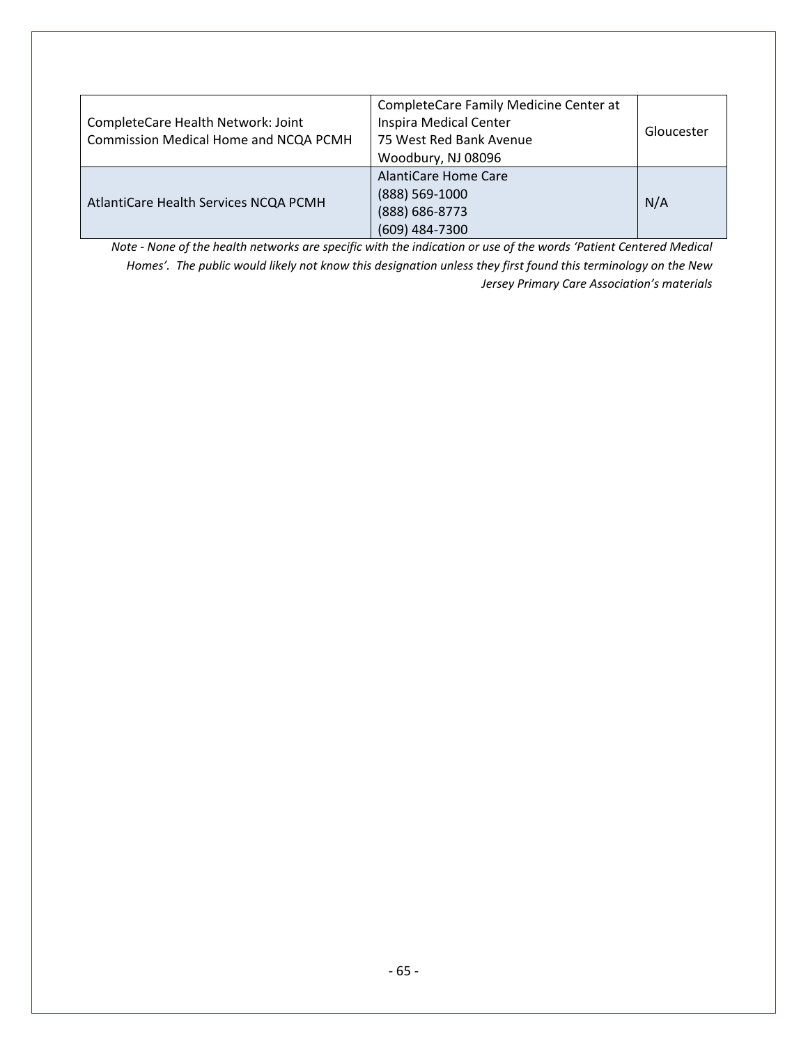| | | |
|---|---|---|
| CompleteCare Health Network: Joint Commission Medical Home and NCQA PCMH | CompleteCare Family Medicine Center at Inspira Medical Center<br>75 West Red Bank Avenue<br>Woodbury, NJ 08096 | Gloucester |
| AtlantiCare Health Services NCQA PCMH | AlantiCare Home Care<br>(888) 569-1000<br>(888) 686-8773<br>(609) 484-7300 | N/A |

*Note - None of the health networks are specific with the indication or use of the words 'Patient Centered Medical Homes'. The public would likely not know this designation unless they first found this terminology on the New Jersey Primary Care Association's materials*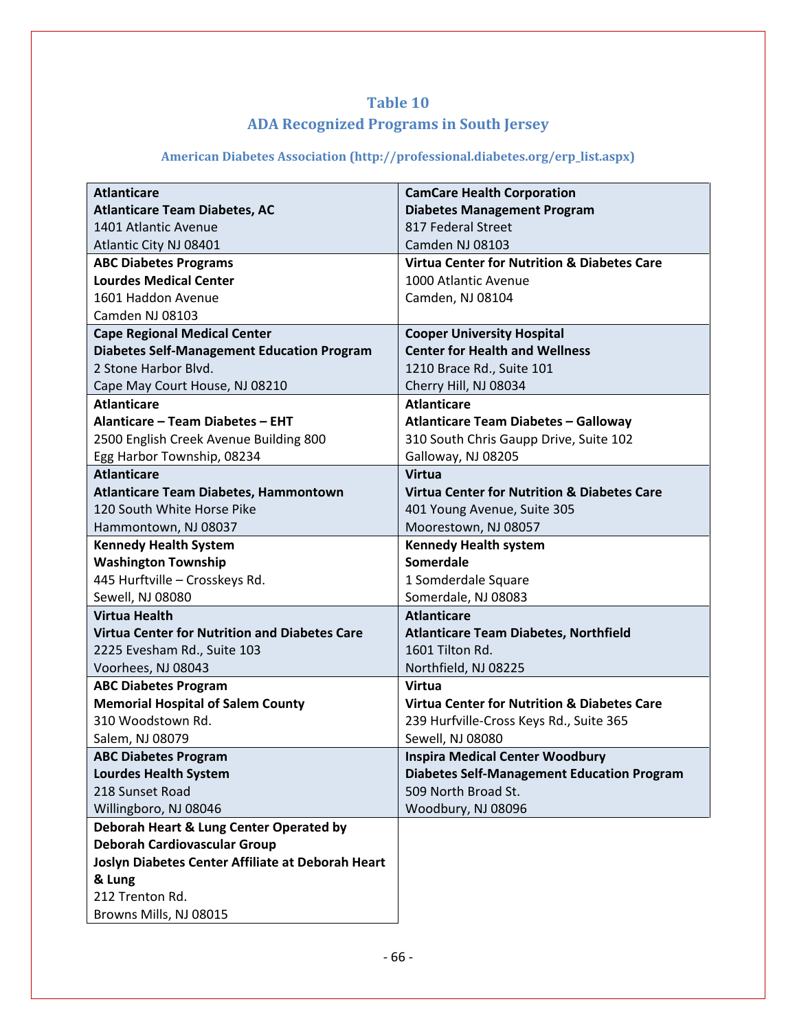## Table 10
## ADA Recognized Programs in South Jersey

**American Diabetes Association (http://professional.diabetes.org/erp_list.aspx)**

| | |
|---|---|
| **Atlanticare**<br>**Atlanticare Team Diabetes, AC**<br>1401 Atlantic Avenue<br>Atlantic City NJ 08401 | **CamCare Health Corporation**<br>**Diabetes Management Program**<br>817 Federal Street<br>Camden NJ 08103 |
| **ABC Diabetes Programs**<br>**Lourdes Medical Center**<br>1601 Haddon Avenue<br>Camden NJ 08103 | **Virtua Center for Nutrition & Diabetes Care**<br>1000 Atlantic Avenue<br>Camden, NJ 08104 |
| **Cape Regional Medical Center**<br>**Diabetes Self-Management Education Program**<br>2 Stone Harbor Blvd.<br>Cape May Court House, NJ 08210 | **Cooper University Hospital**<br>**Center for Health and Wellness**<br>1210 Brace Rd., Suite 101<br>Cherry Hill, NJ 08034 |
| **Atlanticare**<br>**Alanticare – Team Diabetes – EHT**<br>2500 English Creek Avenue Building 800<br>Egg Harbor Township, 08234 | **Atlanticare**<br>**Atlanticare Team Diabetes – Galloway**<br>310 South Chris Gaupp Drive, Suite 102<br>Galloway, NJ 08205 |
| **Atlanticare**<br>**Atlanticare Team Diabetes, Hammontown**<br>120 South White Horse Pike<br>Hammontown, NJ 08037 | **Virtua**<br>**Virtua Center for Nutrition & Diabetes Care**<br>401 Young Avenue, Suite 305<br>Moorestown, NJ 08057 |
| **Kennedy Health System**<br>**Washington Township**<br>445 Hurftville – Crosskeys Rd.<br>Sewell, NJ 08080 | **Kennedy Health system**<br>**Somerdale**<br>1 Somderdale Square<br>Somerdale, NJ 08083 |
| **Virtua Health**<br>**Virtua Center for Nutrition and Diabetes Care**<br>2225 Evesham Rd., Suite 103<br>Voorhees, NJ 08043 | **Atlanticare**<br>**Atlanticare Team Diabetes, Northfield**<br>1601 Tilton Rd.<br>Northfield, NJ 08225 |
| **ABC Diabetes Program**<br>**Memorial Hospital of Salem County**<br>310 Woodstown Rd.<br>Salem, NJ 08079 | **Virtua**<br>**Virtua Center for Nutrition & Diabetes Care**<br>239 Hurfville-Cross Keys Rd., Suite 365<br>Sewell, NJ 08080 |
| **ABC Diabetes Program**<br>**Lourdes Health System**<br>218 Sunset Road<br>Willingboro, NJ 08046 | **Inspira Medical Center Woodbury**<br>**Diabetes Self-Management Education Program**<br>509 North Broad St.<br>Woodbury, NJ 08096 |
| **Deborah Heart & Lung Center Operated by Deborah Cardiovascular Group**<br>**Joslyn Diabetes Center Affiliate at Deborah Heart & Lung**<br>212 Trenton Rd.<br>Browns Mills, NJ 08015 | |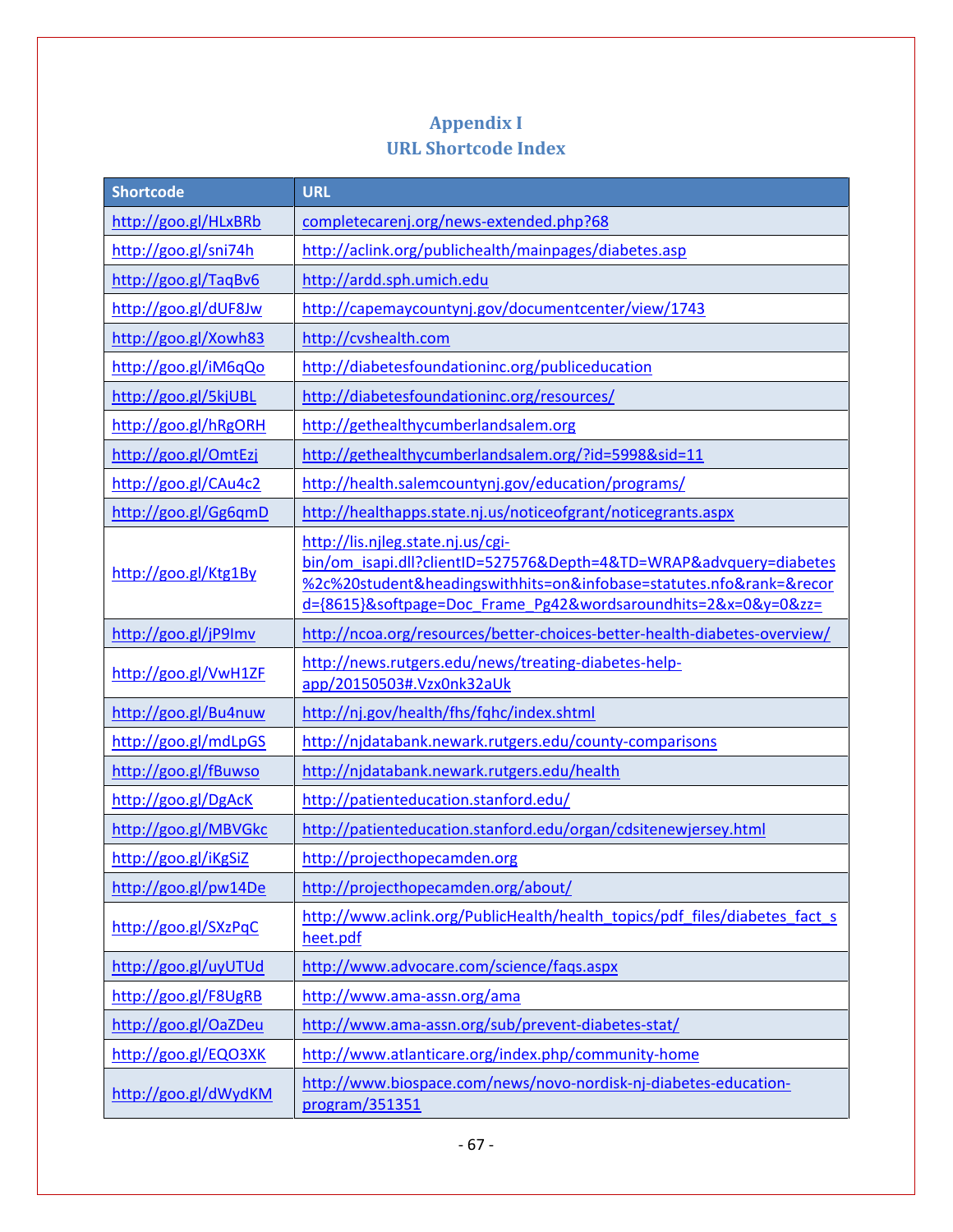# Appendix I
## URL Shortcode Index

| Shortcode | URL |
|---|---|
| http://goo.gl/HLxBRb | completecarenj.org/news-extended.php?68 |
| http://goo.gl/sni74h | http://aclink.org/publichealth/mainpages/diabetes.asp |
| http://goo.gl/TaqBv6 | http://ardd.sph.umich.edu |
| http://goo.gl/dUF8Jw | http://capemaycountynj.gov/documentcenter/view/1743 |
| http://goo.gl/Xowh83 | http://cvshealth.com |
| http://goo.gl/iM6qQo | http://diabetesfoundationinc.org/publiceducation |
| http://goo.gl/5kjUBL | http://diabetesfoundationinc.org/resources/ |
| http://goo.gl/hRgORH | http://gethealthycumberlandsalem.org |
| http://goo.gl/OmtEzj | http://gethealthycumberlandsalem.org/?id=5998&sid=11 |
| http://goo.gl/CAu4c2 | http://health.salemcountynj.gov/education/programs/ |
| http://goo.gl/Gg6qmD | http://healthapps.state.nj.us/noticeofgrant/noticegrants.aspx |
| http://goo.gl/Ktg1By | http://lis.njleg.state.nj.us/cgi-bin/om_isapi.dll?clientID=527576&Depth=4&TD=WRAP&advquery=diabetes%2c%20student&headingswithhits=on&infobase=statutes.nfo&rank=&record={8615}&softpage=Doc_Frame_Pg42&wordsaroundhits=2&x=0&y=0&zz= |
| http://goo.gl/jP9Imv | http://ncoa.org/resources/better-choices-better-health-diabetes-overview/ |
| http://goo.gl/VwH1ZF | http://news.rutgers.edu/news/treating-diabetes-help-app/20150503#.Vzx0nk32aUk |
| http://goo.gl/Bu4nuw | http://nj.gov/health/fhs/fqhc/index.shtml |
| http://goo.gl/mdLpGS | http://njdatabank.newark.rutgers.edu/county-comparisons |
| http://goo.gl/fBuwso | http://njdatabank.newark.rutgers.edu/health |
| http://goo.gl/DgAcK | http://patienteducation.stanford.edu/ |
| http://goo.gl/MBVGkc | http://patienteducation.stanford.edu/organ/cdsitenewjersey.html |
| http://goo.gl/iKgSiZ | http://projecthopecamden.org |
| http://goo.gl/pw14De | http://projecthopecamden.org/about/ |
| http://goo.gl/SXzPqC | http://www.aclink.org/PublicHealth/health_topics/pdf_files/diabetes_fact_sheet.pdf |
| http://goo.gl/uyUTUd | http://www.advocare.com/science/faqs.aspx |
| http://goo.gl/F8UgRB | http://www.ama-assn.org/ama |
| http://goo.gl/OaZDeu | http://www.ama-assn.org/sub/prevent-diabetes-stat/ |
| http://goo.gl/EQO3XK | http://www.atlanticare.org/index.php/community-home |
| http://goo.gl/dWydKM | http://www.biospace.com/news/novo-nordisk-nj-diabetes-education-program/351351 |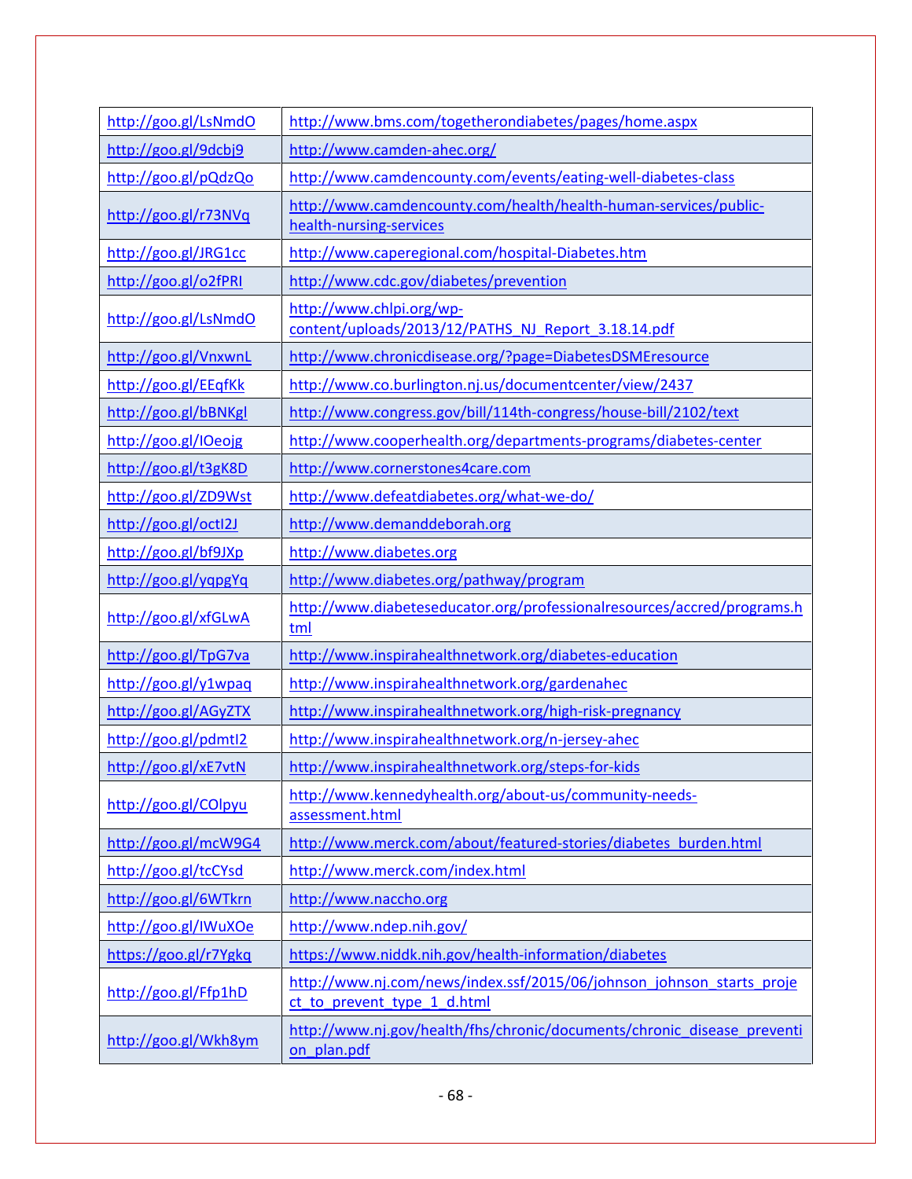| | |
|---|---|
| http://goo.gl/LsNmdO | http://www.bms.com/togetherondiabetes/pages/home.aspx |
| http://goo.gl/9dcbj9 | http://www.camden-ahec.org/ |
| http://goo.gl/pQdzQo | http://www.camdencounty.com/events/eating-well-diabetes-class |
| http://goo.gl/r73NVq | http://www.camdencounty.com/health/health-human-services/public-health-nursing-services |
| http://goo.gl/JRG1cc | http://www.caperegional.com/hospital-Diabetes.htm |
| http://goo.gl/o2fPRI | http://www.cdc.gov/diabetes/prevention |
| http://goo.gl/LsNmdO | http://www.chlpi.org/wp-content/uploads/2013/12/PATHS_NJ_Report_3.18.14.pdf |
| http://goo.gl/VnxwnL | http://www.chronicdisease.org/?page=DiabetesDSMEresource |
| http://goo.gl/EEqfKk | http://www.co.burlington.nj.us/documentcenter/view/2437 |
| http://goo.gl/bBNKgl | http://www.congress.gov/bill/114th-congress/house-bill/2102/text |
| http://goo.gl/IOeojg | http://www.cooperhealth.org/departments-programs/diabetes-center |
| http://goo.gl/t3gK8D | http://www.cornerstones4care.com |
| http://goo.gl/ZD9Wst | http://www.defeatdiabetes.org/what-we-do/ |
| http://goo.gl/octI2J | http://www.demanddeborah.org |
| http://goo.gl/bf9JXp | http://www.diabetes.org |
| http://goo.gl/yqpgYq | http://www.diabetes.org/pathway/program |
| http://goo.gl/xfGLwA | http://www.diabeteseducator.org/professionalresources/accred/programs.html |
| http://goo.gl/TpG7va | http://www.inspirahealthnetwork.org/diabetes-education |
| http://goo.gl/y1wpaq | http://www.inspirahealthnetwork.org/gardenahec |
| http://goo.gl/AGyZTX | http://www.inspirahealthnetwork.org/high-risk-pregnancy |
| http://goo.gl/pdmtI2 | http://www.inspirahealthnetwork.org/n-jersey-ahec |
| http://goo.gl/xE7vtN | http://www.inspirahealthnetwork.org/steps-for-kids |
| http://goo.gl/COlpyu | http://www.kennedyhealth.org/about-us/community-needs-assessment.html |
| http://goo.gl/mcW9G4 | http://www.merck.com/about/featured-stories/diabetes_burden.html |
| http://goo.gl/tcCYsd | http://www.merck.com/index.html |
| http://goo.gl/6WTkrn | http://www.naccho.org |
| http://goo.gl/IWuXOe | http://www.ndep.nih.gov/ |
| https://goo.gl/r7Ygkq | https://www.niddk.nih.gov/health-information/diabetes |
| http://goo.gl/Ffp1hD | http://www.nj.com/news/index.ssf/2015/06/johnson_johnson_starts_project_to_prevent_type_1_d.html |
| http://goo.gl/Wkh8ym | http://www.nj.gov/health/fhs/chronic/documents/chronic_disease_prevention_plan.pdf |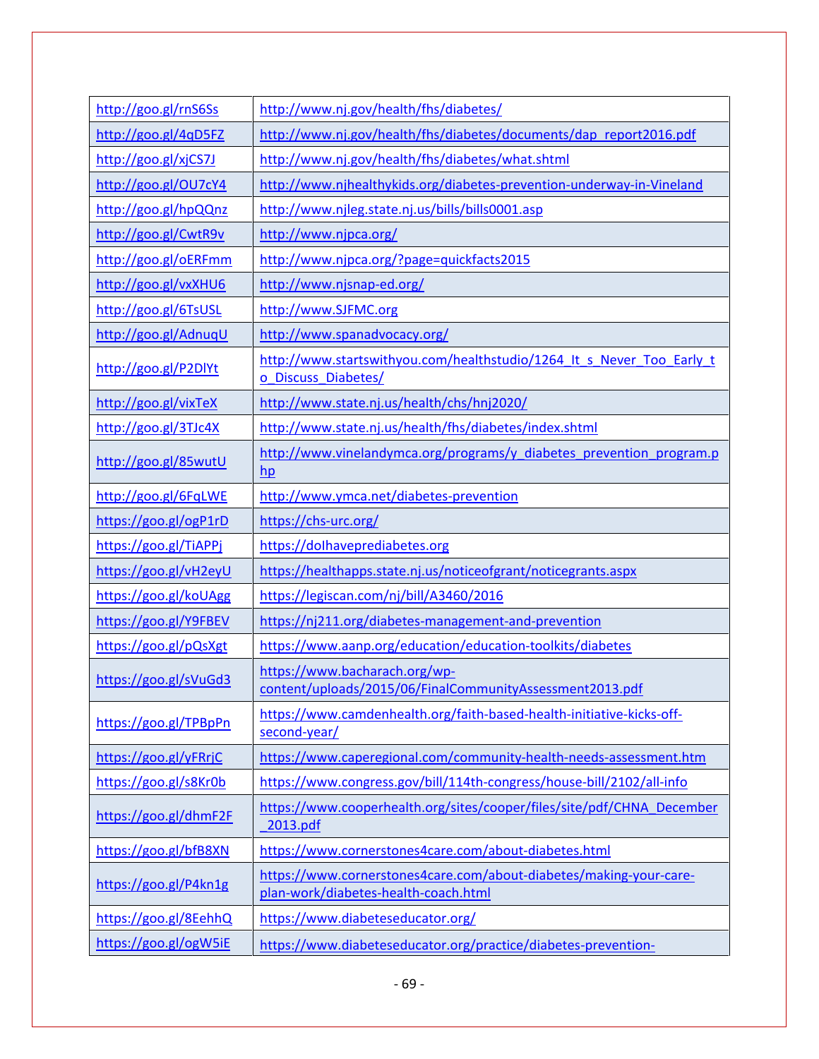| | |
|---|---|
| http://goo.gl/rnS6Ss | http://www.nj.gov/health/fhs/diabetes/ |
| http://goo.gl/4qD5FZ | http://www.nj.gov/health/fhs/diabetes/documents/dap_report2016.pdf |
| http://goo.gl/xjCS7J | http://www.nj.gov/health/fhs/diabetes/what.shtml |
| http://goo.gl/OU7cY4 | http://www.njhealthykids.org/diabetes-prevention-underway-in-Vineland |
| http://goo.gl/hpQQnz | http://www.njleg.state.nj.us/bills/bills0001.asp |
| http://goo.gl/CwtR9v | http://www.njpca.org/ |
| http://goo.gl/oERFmm | http://www.njpca.org/?page=quickfacts2015 |
| http://goo.gl/vxXHU6 | http://www.njsnap-ed.org/ |
| http://goo.gl/6TsUSL | http://www.SJFMC.org |
| http://goo.gl/AdnuqU | http://www.spanadvocacy.org/ |
| http://goo.gl/P2DlYt | http://www.startswithyou.com/healthstudio/1264_It_s_Never_Too_Early_to_Discuss_Diabetes/ |
| http://goo.gl/vixTeX | http://www.state.nj.us/health/chs/hnj2020/ |
| http://goo.gl/3TJc4X | http://www.state.nj.us/health/fhs/diabetes/index.shtml |
| http://goo.gl/85wutU | http://www.vinelandymca.org/programs/y_diabetes_prevention_program.php |
| http://goo.gl/6FqLWE | http://www.ymca.net/diabetes-prevention |
| https://goo.gl/ogP1rD | https://chs-urc.org/ |
| https://goo.gl/TiAPPj | https://doIhaveprediabetes.org |
| https://goo.gl/vH2eyU | https://healthapps.state.nj.us/noticeofgrant/noticegrants.aspx |
| https://goo.gl/koUAgg | https://legiscan.com/nj/bill/A3460/2016 |
| https://goo.gl/Y9FBEV | https://nj211.org/diabetes-management-and-prevention |
| https://goo.gl/pQsXgt | https://www.aanp.org/education/education-toolkits/diabetes |
| https://goo.gl/sVuGd3 | https://www.bacharach.org/wp-content/uploads/2015/06/FinalCommunityAssessment2013.pdf |
| https://goo.gl/TPBpPn | https://www.camdenhealth.org/faith-based-health-initiative-kicks-off-second-year/ |
| https://goo.gl/yFRrjC | https://www.caperegional.com/community-health-needs-assessment.htm |
| https://goo.gl/s8Kr0b | https://www.congress.gov/bill/114th-congress/house-bill/2102/all-info |
| https://goo.gl/dhmF2F | https://www.cooperhealth.org/sites/cooper/files/site/pdf/CHNA_December_2013.pdf |
| https://goo.gl/bfB8XN | https://www.cornerstones4care.com/about-diabetes.html |
| https://goo.gl/P4kn1g | https://www.cornerstones4care.com/about-diabetes/making-your-care-plan-work/diabetes-health-coach.html |
| https://goo.gl/8EehhQ | https://www.diabeteseducator.org/ |
| https://goo.gl/ogW5iE | https://www.diabeteseducator.org/practice/diabetes-prevention- |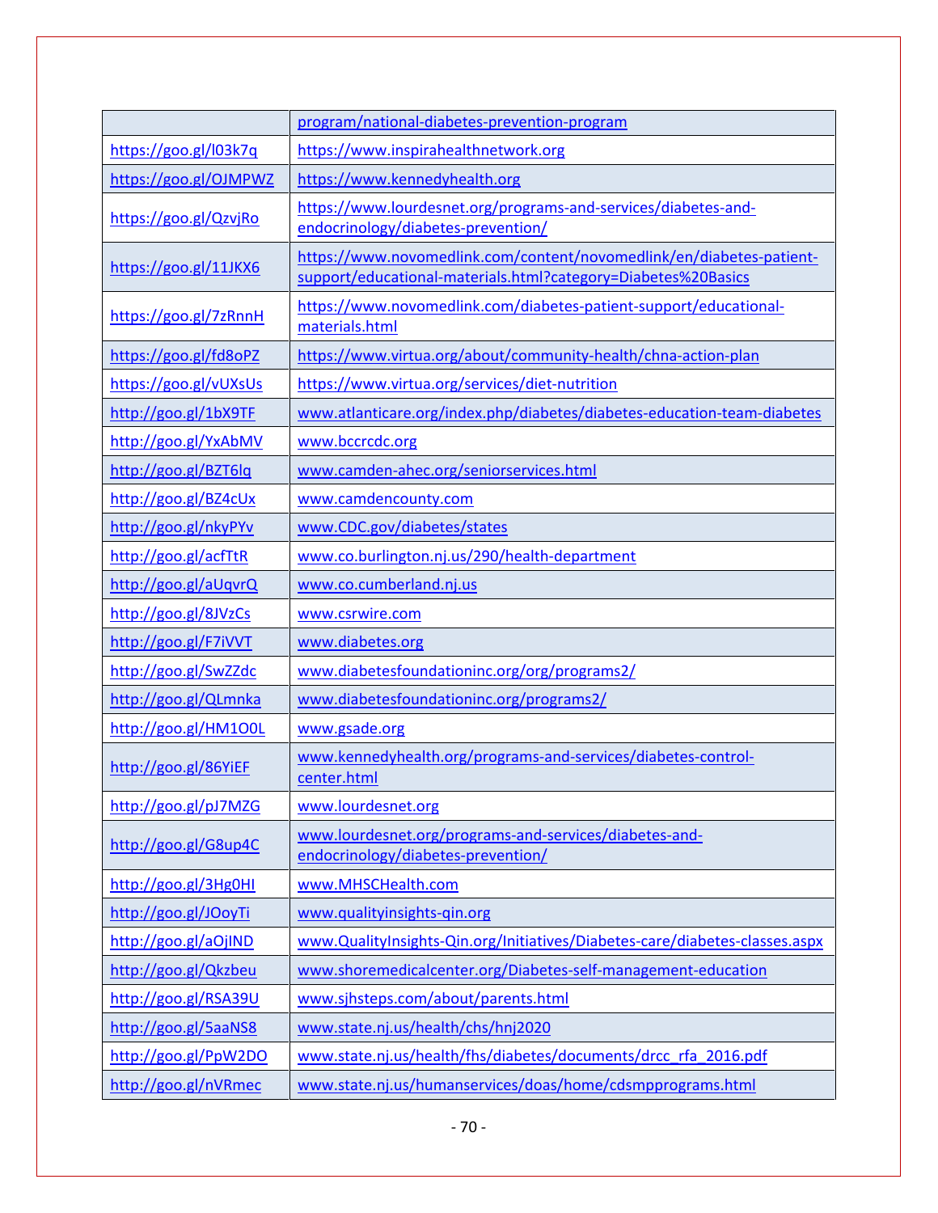| | |
|---|---|
| | program/national-diabetes-prevention-program |
| https://goo.gl/l03k7q | https://www.inspirahealthnetwork.org |
| https://goo.gl/OJMPWZ | https://www.kennedyhealth.org |
| https://goo.gl/QzvjRo | https://www.lourdesnet.org/programs-and-services/diabetes-and-endocrinology/diabetes-prevention/ |
| https://goo.gl/11JKX6 | https://www.novomedlink.com/content/novomedlink/en/diabetes-patient-support/educational-materials.html?category=Diabetes%20Basics |
| https://goo.gl/7zRnnH | https://www.novomedlink.com/diabetes-patient-support/educational-materials.html |
| https://goo.gl/fd8oPZ | https://www.virtua.org/about/community-health/chna-action-plan |
| https://goo.gl/vUXsUs | https://www.virtua.org/services/diet-nutrition |
| http://goo.gl/1bX9TF | www.atlanticare.org/index.php/diabetes/diabetes-education-team-diabetes |
| http://goo.gl/YxAbMV | www.bccrcdc.org |
| http://goo.gl/BZT6lq | www.camden-ahec.org/seniorservices.html |
| http://goo.gl/BZ4cUx | www.camdencounty.com |
| http://goo.gl/nkyPYv | www.CDC.gov/diabetes/states |
| http://goo.gl/acfTtR | www.co.burlington.nj.us/290/health-department |
| http://goo.gl/aUqvrQ | www.co.cumberland.nj.us |
| http://goo.gl/8JVzCs | www.csrwire.com |
| http://goo.gl/F7iVVT | www.diabetes.org |
| http://goo.gl/SwZZdc | www.diabetesfoundationinc.org/org/programs2/ |
| http://goo.gl/QLmnka | www.diabetesfoundationinc.org/programs2/ |
| http://goo.gl/HM1O0L | www.gsade.org |
| http://goo.gl/86YiEF | www.kennedyhealth.org/programs-and-services/diabetes-control-center.html |
| http://goo.gl/pJ7MZG | www.lourdesnet.org |
| http://goo.gl/G8up4C | www.lourdesnet.org/programs-and-services/diabetes-and-endocrinology/diabetes-prevention/ |
| http://goo.gl/3Hg0HI | www.MHSCHealth.com |
| http://goo.gl/JOoyTi | www.qualityinsights-qin.org |
| http://goo.gl/aOjIND | www.QualityInsights-Qin.org/Initiatives/Diabetes-care/diabetes-classes.aspx |
| http://goo.gl/Qkzbeu | www.shoremedicalcenter.org/Diabetes-self-management-education |
| http://goo.gl/RSA39U | www.sjhsteps.com/about/parents.html |
| http://goo.gl/5aaNS8 | www.state.nj.us/health/chs/hnj2020 |
| http://goo.gl/PpW2DO | www.state.nj.us/health/fhs/diabetes/documents/drcc_rfa_2016.pdf |
| http://goo.gl/nVRmec | www.state.nj.us/humanservices/doas/home/cdsmpprograms.html |